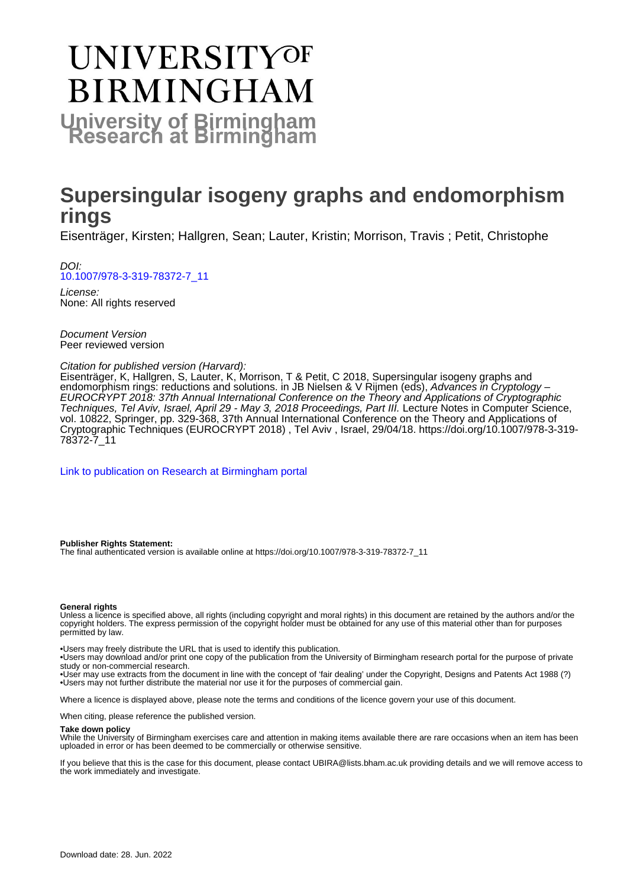# UNIVERSITY OF BIRMINGHAM

**University of Birmingham Research at Birmingham**

# Supersingular isogeny graphs and endomorphism rings

Eisenträger, Kirsten; Hallgren, Sean; Lauter, Kristin; Morrison, Travis ; Petit, Christophe

*DOI:*
10.1007/978-3-319-78372-7_11

*License:*
None: All rights reserved

*Document Version*
Peer reviewed version

*Citation for published version (Harvard):*
Eisenträger, K, Hallgren, S, Lauter, K, Morrison, T & Petit, C 2018, Supersingular isogeny graphs and endomorphism rings: reductions and solutions. in JB Nielsen & V Rijmen (eds), *Advances in Cryptology – EUROCRYPT 2018: 37th Annual International Conference on the Theory and Applications of Cryptographic Techniques, Tel Aviv, Israel, April 29 - May 3, 2018 Proceedings, Part III.* Lecture Notes in Computer Science, vol. 10822, Springer, pp. 329-368, 37th Annual International Conference on the Theory and Applications of Cryptographic Techniques (EUROCRYPT 2018) , Tel Aviv , Israel, 29/04/18. https://doi.org/10.1007/978-3-319-78372-7_11

Link to publication on Research at Birmingham portal

**Publisher Rights Statement:**
The final authenticated version is available online at https://doi.org/10.1007/978-3-319-78372-7_11

**General rights**
Unless a licence is specified above, all rights (including copyright and moral rights) in this document are retained by the authors and/or the copyright holders. The express permission of the copyright holder must be obtained for any use of this material other than for purposes permitted by law.

•Users may freely distribute the URL that is used to identify this publication.
•Users may download and/or print one copy of the publication from the University of Birmingham research portal for the purpose of private study or non-commercial research.
•User may use extracts from the document in line with the concept of 'fair dealing' under the Copyright, Designs and Patents Act 1988 (?)
•Users may not further distribute the material nor use it for the purposes of commercial gain.

Where a licence is displayed above, please note the terms and conditions of the licence govern your use of this document.

When citing, please reference the published version.

**Take down policy**
While the University of Birmingham exercises care and attention in making items available there are rare occasions when an item has been uploaded in error or has been deemed to be commercially or otherwise sensitive.

If you believe that this is the case for this document, please contact UBIRA@lists.bham.ac.uk providing details and we will remove access to the work immediately and investigate.

Download date: 28. Jun. 2022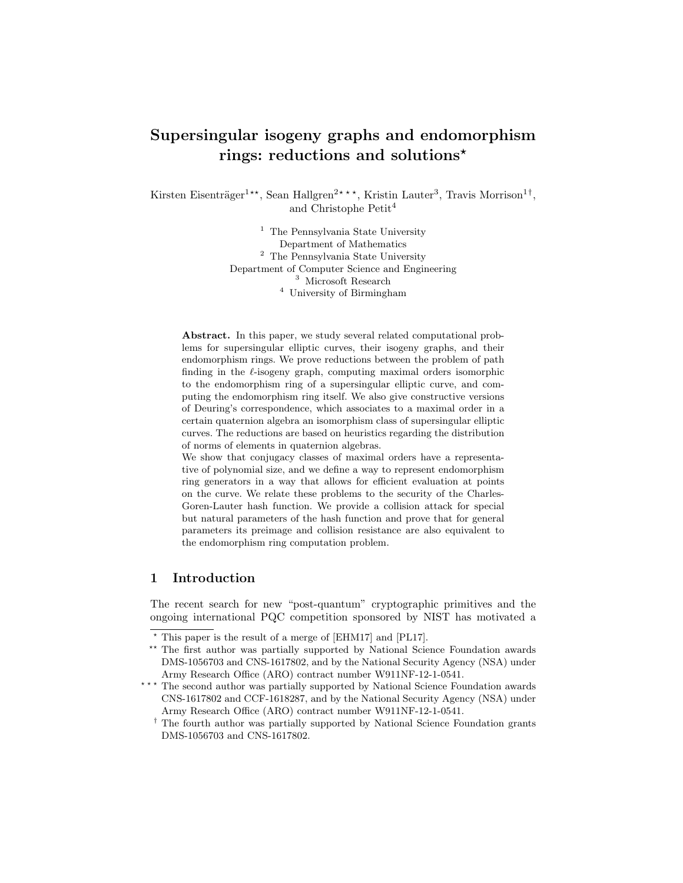# Supersingular isogeny graphs and endomorphism rings: reductions and solutions*

Kirsten Eisenträger[1**], Sean Hallgren[2***], Kristin Lauter[3], Travis Morrison[1†], and Christophe Petit[4]

[1] The Pennsylvania State University
Department of Mathematics
[2] The Pennsylvania State University
Department of Computer Science and Engineering
[3] Microsoft Research
[4] University of Birmingham

**Abstract.** In this paper, we study several related computational problems for supersingular elliptic curves, their isogeny graphs, and their endomorphism rings. We prove reductions between the problem of path finding in the $\ell$-isogeny graph, computing maximal orders isomorphic to the endomorphism ring of a supersingular elliptic curve, and computing the endomorphism ring itself. We also give constructive versions of Deuring's correspondence, which associates to a maximal order in a certain quaternion algebra an isomorphism class of supersingular elliptic curves. The reductions are based on heuristics regarding the distribution of norms of elements in quaternion algebras.

We show that conjugacy classes of maximal orders have a representative of polynomial size, and we define a way to represent endomorphism ring generators in a way that allows for efficient evaluation at points on the curve. We relate these problems to the security of the Charles-Goren-Lauter hash function. We provide a collision attack for special but natural parameters of the hash function and prove that for general parameters its preimage and collision resistance are also equivalent to the endomorphism ring computation problem.

## 1 Introduction

The recent search for new "post-quantum" cryptographic primitives and the ongoing international PQC competition sponsored by NIST has motivated a

---

* This paper is the result of a merge of [EHM17] and [PL17].

** The first author was partially supported by National Science Foundation awards DMS-1056703 and CNS-1617802, and by the National Security Agency (NSA) under Army Research Office (ARO) contract number W911NF-12-1-0541.

*** The second author was partially supported by National Science Foundation awards CNS-1617802 and CCF-1618287, and by the National Security Agency (NSA) under Army Research Office (ARO) contract number W911NF-12-1-0541.

† The fourth author was partially supported by National Science Foundation grants DMS-1056703 and CNS-1617802.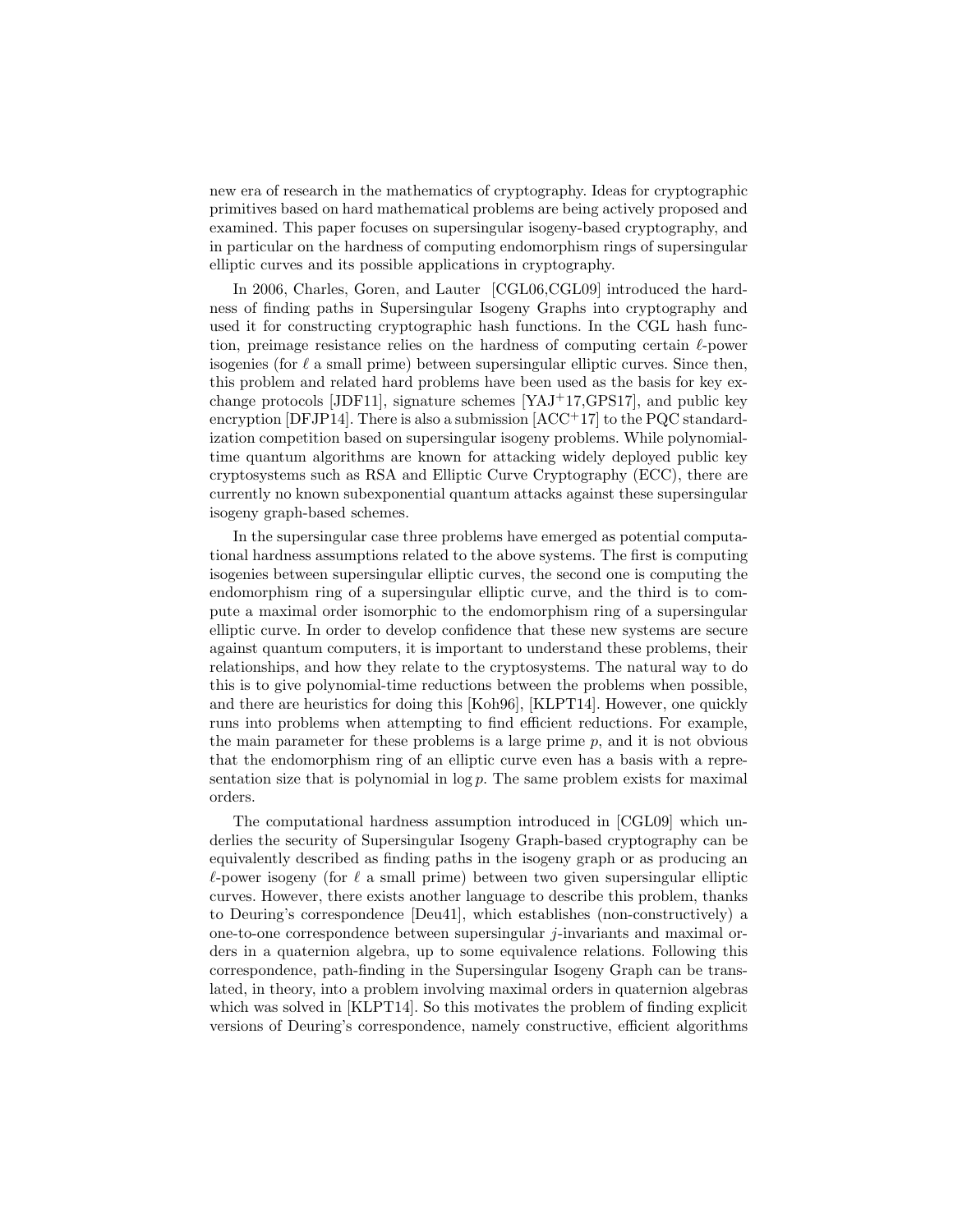new era of research in the mathematics of cryptography. Ideas for cryptographic primitives based on hard mathematical problems are being actively proposed and examined. This paper focuses on supersingular isogeny-based cryptography, and in particular on the hardness of computing endomorphism rings of supersingular elliptic curves and its possible applications in cryptography.

In 2006, Charles, Goren, and Lauter [CGL06,CGL09] introduced the hardness of finding paths in Supersingular Isogeny Graphs into cryptography and used it for constructing cryptographic hash functions. In the CGL hash function, preimage resistance relies on the hardness of computing certain $\ell$-power isogenies (for $\ell$ a small prime) between supersingular elliptic curves. Since then, this problem and related hard problems have been used as the basis for key exchange protocols [JDF11], signature schemes [YAJ+17,GPS17], and public key encryption [DFJP14]. There is also a submission [ACC+17] to the PQC standardization competition based on supersingular isogeny problems. While polynomial-time quantum algorithms are known for attacking widely deployed public key cryptosystems such as RSA and Elliptic Curve Cryptography (ECC), there are currently no known subexponential quantum attacks against these supersingular isogeny graph-based schemes.

In the supersingular case three problems have emerged as potential computational hardness assumptions related to the above systems. The first is computing isogenies between supersingular elliptic curves, the second one is computing the endomorphism ring of a supersingular elliptic curve, and the third is to compute a maximal order isomorphic to the endomorphism ring of a supersingular elliptic curve. In order to develop confidence that these new systems are secure against quantum computers, it is important to understand these problems, their relationships, and how they relate to the cryptosystems. The natural way to do this is to give polynomial-time reductions between the problems when possible, and there are heuristics for doing this [Koh96], [KLPT14]. However, one quickly runs into problems when attempting to find efficient reductions. For example, the main parameter for these problems is a large prime $p$, and it is not obvious that the endomorphism ring of an elliptic curve even has a basis with a representation size that is polynomial in $\log p$. The same problem exists for maximal orders.

The computational hardness assumption introduced in [CGL09] which underlies the security of Supersingular Isogeny Graph-based cryptography can be equivalently described as finding paths in the isogeny graph or as producing an $\ell$-power isogeny (for $\ell$ a small prime) between two given supersingular elliptic curves. However, there exists another language to describe this problem, thanks to Deuring's correspondence [Deu41], which establishes (non-constructively) a one-to-one correspondence between supersingular $j$-invariants and maximal orders in a quaternion algebra, up to some equivalence relations. Following this correspondence, path-finding in the Supersingular Isogeny Graph can be translated, in theory, into a problem involving maximal orders in quaternion algebras which was solved in [KLPT14]. So this motivates the problem of finding explicit versions of Deuring's correspondence, namely constructive, efficient algorithms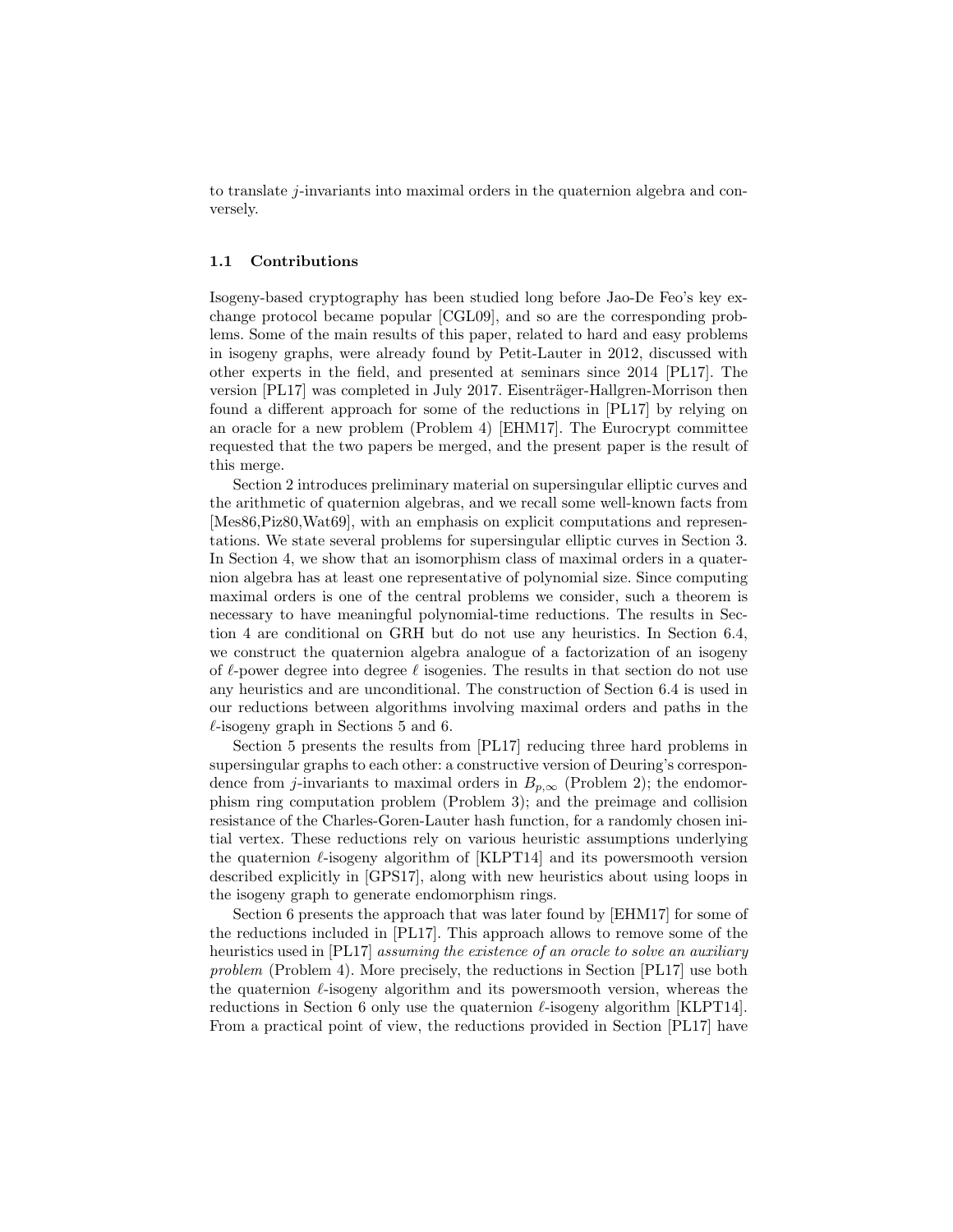to translate $j$-invariants into maximal orders in the quaternion algebra and conversely.

### 1.1 Contributions

Isogeny-based cryptography has been studied long before Jao-De Feo's key exchange protocol became popular [CGL09], and so are the corresponding problems. Some of the main results of this paper, related to hard and easy problems in isogeny graphs, were already found by Petit-Lauter in 2012, discussed with other experts in the field, and presented at seminars since 2014 [PL17]. The version [PL17] was completed in July 2017. Eisenträger-Hallgren-Morrison then found a different approach for some of the reductions in [PL17] by relying on an oracle for a new problem (Problem 4) [EHM17]. The Eurocrypt committee requested that the two papers be merged, and the present paper is the result of this merge.

Section 2 introduces preliminary material on supersingular elliptic curves and the arithmetic of quaternion algebras, and we recall some well-known facts from [Mes86,Piz80,Wat69], with an emphasis on explicit computations and representations. We state several problems for supersingular elliptic curves in Section 3. In Section 4, we show that an isomorphism class of maximal orders in a quaternion algebra has at least one representative of polynomial size. Since computing maximal orders is one of the central problems we consider, such a theorem is necessary to have meaningful polynomial-time reductions. The results in Section 4 are conditional on GRH but do not use any heuristics. In Section 6.4, we construct the quaternion algebra analogue of a factorization of an isogeny of $\ell$-power degree into degree $\ell$ isogenies. The results in that section do not use any heuristics and are unconditional. The construction of Section 6.4 is used in our reductions between algorithms involving maximal orders and paths in the $\ell$-isogeny graph in Sections 5 and 6.

Section 5 presents the results from [PL17] reducing three hard problems in supersingular graphs to each other: a constructive version of Deuring's correspondence from $j$-invariants to maximal orders in $B_{p,\infty}$ (Problem 2); the endomorphism ring computation problem (Problem 3); and the preimage and collision resistance of the Charles-Goren-Lauter hash function, for a randomly chosen initial vertex. These reductions rely on various heuristic assumptions underlying the quaternion $\ell$-isogeny algorithm of [KLPT14] and its powersmooth version described explicitly in [GPS17], along with new heuristics about using loops in the isogeny graph to generate endomorphism rings.

Section 6 presents the approach that was later found by [EHM17] for some of the reductions included in [PL17]. This approach allows to remove some of the heuristics used in [PL17] *assuming the existence of an oracle to solve an auxiliary problem* (Problem 4). More precisely, the reductions in Section [PL17] use both the quaternion $\ell$-isogeny algorithm and its powersmooth version, whereas the reductions in Section 6 only use the quaternion $\ell$-isogeny algorithm [KLPT14]. From a practical point of view, the reductions provided in Section [PL17] have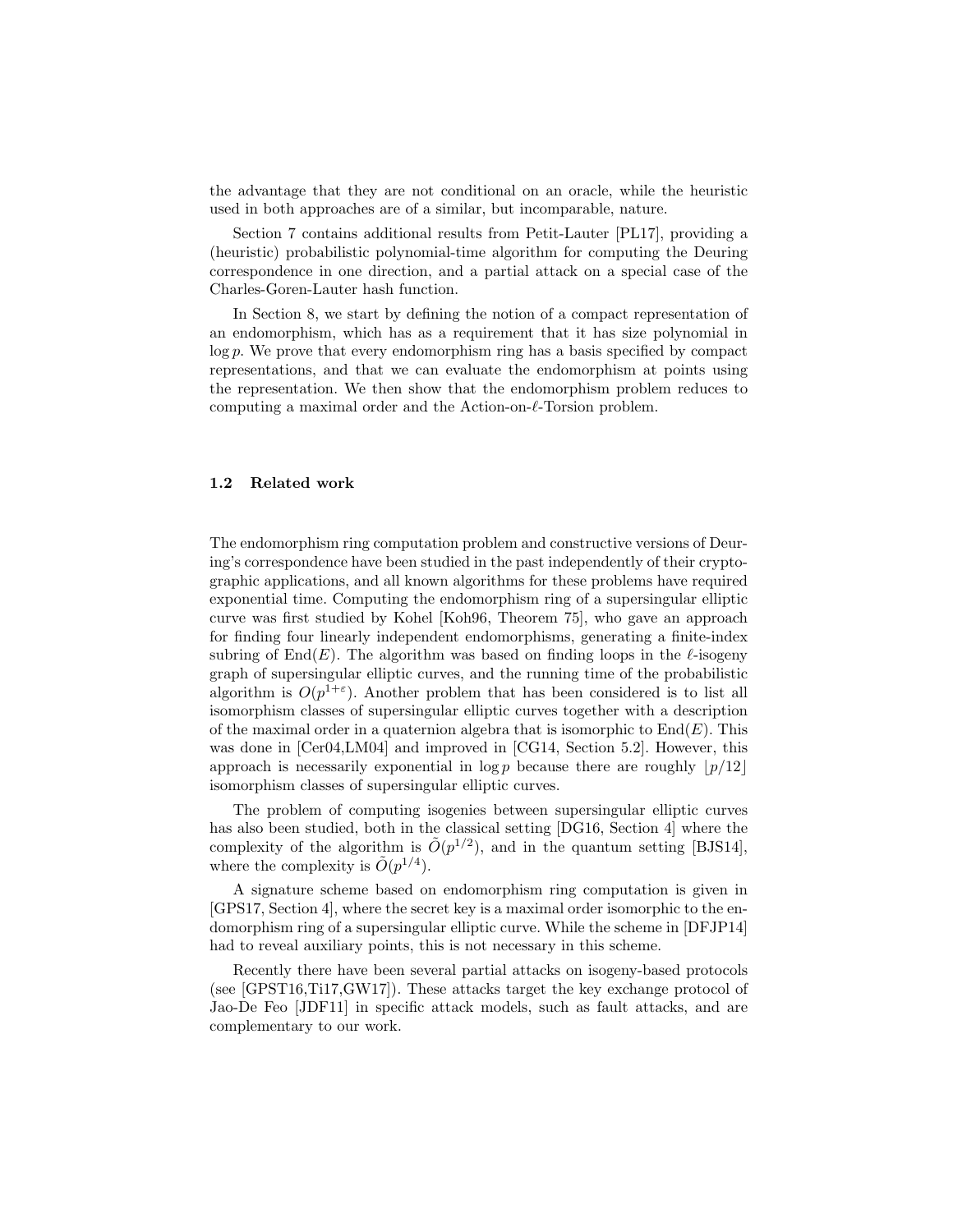the advantage that they are not conditional on an oracle, while the heuristic used in both approaches are of a similar, but incomparable, nature.

Section 7 contains additional results from Petit-Lauter [PL17], providing a (heuristic) probabilistic polynomial-time algorithm for computing the Deuring correspondence in one direction, and a partial attack on a special case of the Charles-Goren-Lauter hash function.

In Section 8, we start by defining the notion of a compact representation of an endomorphism, which has as a requirement that it has size polynomial in $\log p$. We prove that every endomorphism ring has a basis specified by compact representations, and that we can evaluate the endomorphism at points using the representation. We then show that the endomorphism problem reduces to computing a maximal order and the Action-on-$\ell$-Torsion problem.

### 1.2 Related work

The endomorphism ring computation problem and constructive versions of Deuring's correspondence have been studied in the past independently of their cryptographic applications, and all known algorithms for these problems have required exponential time. Computing the endomorphism ring of a supersingular elliptic curve was first studied by Kohel [Koh96, Theorem 75], who gave an approach for finding four linearly independent endomorphisms, generating a finite-index subring of $\text{End}(E)$. The algorithm was based on finding loops in the $\ell$-isogeny graph of supersingular elliptic curves, and the running time of the probabilistic algorithm is $O(p^{1+\varepsilon})$. Another problem that has been considered is to list all isomorphism classes of supersingular elliptic curves together with a description of the maximal order in a quaternion algebra that is isomorphic to $\text{End}(E)$. This was done in [Cer04,LM04] and improved in [CG14, Section 5.2]. However, this approach is necessarily exponential in $\log p$ because there are roughly $\lfloor p/12 \rfloor$ isomorphism classes of supersingular elliptic curves.

The problem of computing isogenies between supersingular elliptic curves has also been studied, both in the classical setting [DG16, Section 4] where the complexity of the algorithm is $\tilde{O}(p^{1/2})$, and in the quantum setting [BJS14], where the complexity is $\tilde{O}(p^{1/4})$.

A signature scheme based on endomorphism ring computation is given in [GPS17, Section 4], where the secret key is a maximal order isomorphic to the endomorphism ring of a supersingular elliptic curve. While the scheme in [DFJP14] had to reveal auxiliary points, this is not necessary in this scheme.

Recently there have been several partial attacks on isogeny-based protocols (see [GPST16,Ti17,GW17]). These attacks target the key exchange protocol of Jao-De Feo [JDF11] in specific attack models, such as fault attacks, and are complementary to our work.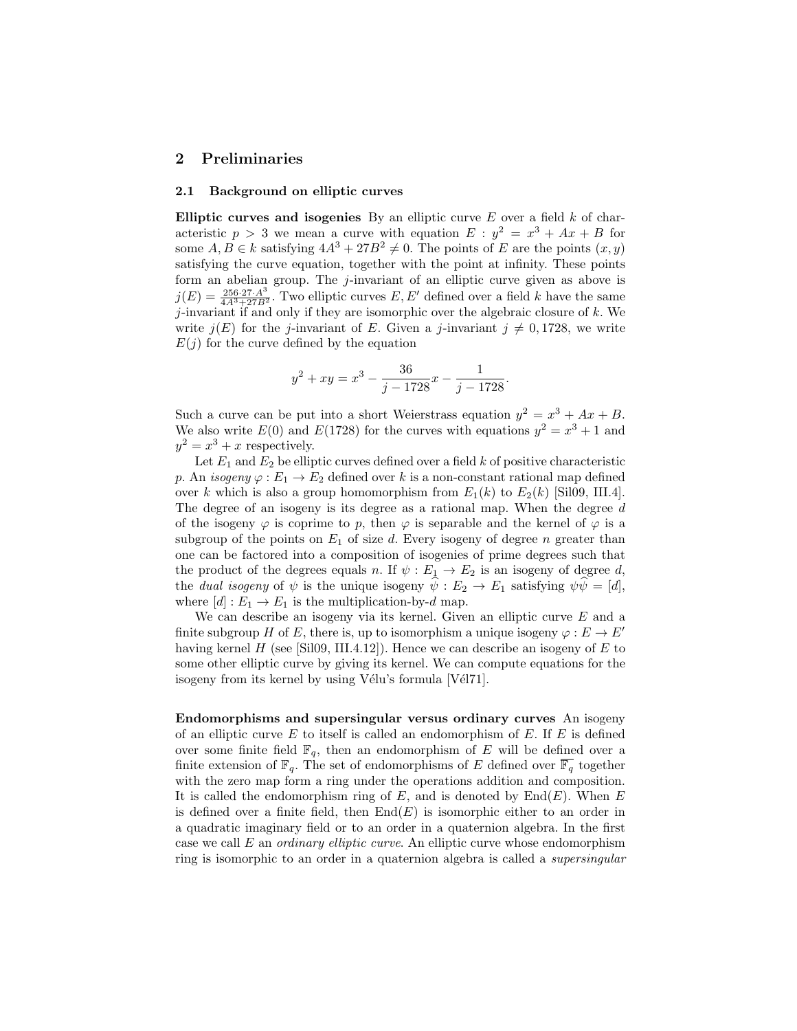## 2 Preliminaries

### 2.1 Background on elliptic curves

**Elliptic curves and isogenies** By an elliptic curve $E$ over a field $k$ of characteristic $p > 3$ we mean a curve with equation $E : y^2 = x^3 + Ax + B$ for some $A, B \in k$ satisfying $4A^3 + 27B^2 \neq 0$. The points of $E$ are the points $(x, y)$ satisfying the curve equation, together with the point at infinity. These points form an abelian group. The $j$-invariant of an elliptic curve given as above is $j(E) = \frac{256 \cdot 27 \cdot A^3}{4A^3 + 27B^2}$. Two elliptic curves $E, E'$ defined over a field $k$ have the same $j$-invariant if and only if they are isomorphic over the algebraic closure of $k$. We write $j(E)$ for the $j$-invariant of $E$. Given a $j$-invariant $j \neq 0, 1728$, we write $E(j)$ for the curve defined by the equation

$$y^2 + xy = x^3 - \frac{36}{j - 1728}x - \frac{1}{j - 1728}.$$

Such a curve can be put into a short Weierstrass equation $y^2 = x^3 + Ax + B$. We also write $E(0)$ and $E(1728)$ for the curves with equations $y^2 = x^3 + 1$ and $y^2 = x^3 + x$ respectively.

Let $E_1$ and $E_2$ be elliptic curves defined over a field $k$ of positive characteristic $p$. An *isogeny* $\varphi : E_1 \to E_2$ defined over $k$ is a non-constant rational map defined over $k$ which is also a group homomorphism from $E_1(k)$ to $E_2(k)$ [Sil09, III.4]. The degree of an isogeny is its degree as a rational map. When the degree $d$ of the isogeny $\varphi$ is coprime to $p$, then $\varphi$ is separable and the kernel of $\varphi$ is a subgroup of the points on $E_1$ of size $d$. Every isogeny of degree $n$ greater than one can be factored into a composition of isogenies of prime degrees such that the product of the degrees equals $n$. If $\psi : E_1 \to E_2$ is an isogeny of degree $d$, the *dual isogeny* of $\psi$ is the unique isogeny $\widehat{\psi} : E_2 \to E_1$ satisfying $\psi\widehat{\psi} = [d]$, where $[d] : E_1 \to E_1$ is the multiplication-by-$d$ map.

We can describe an isogeny via its kernel. Given an elliptic curve $E$ and a finite subgroup $H$ of $E$, there is, up to isomorphism a unique isogeny $\varphi : E \to E'$ having kernel $H$ (see [Sil09, III.4.12]). Hence we can describe an isogeny of $E$ to some other elliptic curve by giving its kernel. We can compute equations for the isogeny from its kernel by using Vélu's formula [Vél71].

**Endomorphisms and supersingular versus ordinary curves** An isogeny of an elliptic curve $E$ to itself is called an endomorphism of $E$. If $E$ is defined over some finite field $\mathbb{F}_q$, then an endomorphism of $E$ will be defined over a finite extension of $\mathbb{F}_q$. The set of endomorphisms of $E$ defined over $\overline{\mathbb{F}_q}$ together with the zero map form a ring under the operations addition and composition. It is called the endomorphism ring of $E$, and is denoted by $\mathrm{End}(E)$. When $E$ is defined over a finite field, then $\mathrm{End}(E)$ is isomorphic either to an order in a quadratic imaginary field or to an order in a quaternion algebra. In the first case we call $E$ an *ordinary elliptic curve*. An elliptic curve whose endomorphism ring is isomorphic to an order in a quaternion algebra is called a *supersingular*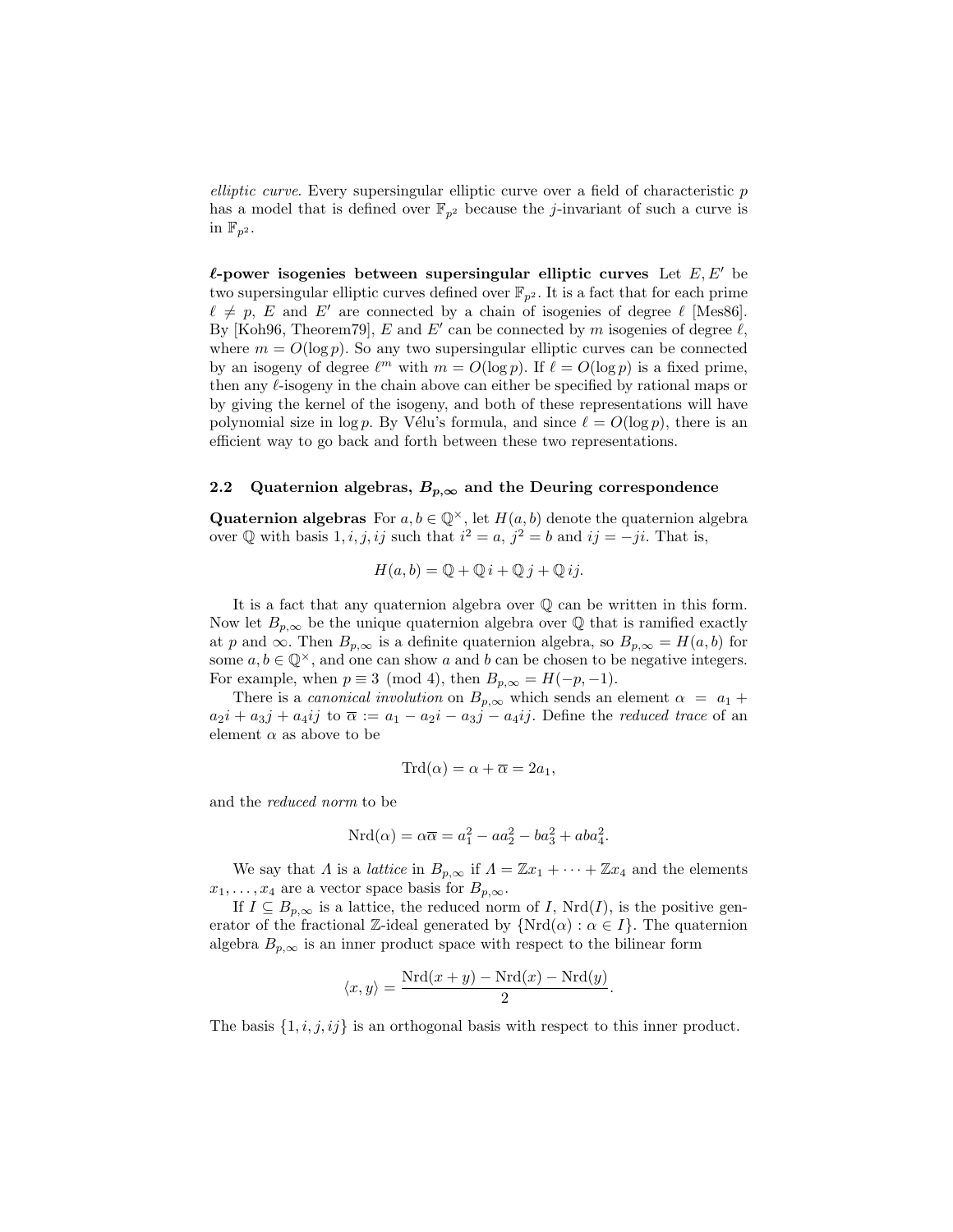*elliptic curve*. Every supersingular elliptic curve over a field of characteristic $p$ has a model that is defined over $\mathbb{F}_{p^2}$ because the $j$-invariant of such a curve is in $\mathbb{F}_{p^2}$.

**$\ell$-power isogenies between supersingular elliptic curves** Let $E, E'$ be two supersingular elliptic curves defined over $\mathbb{F}_{p^2}$. It is a fact that for each prime $\ell \neq p$, $E$ and $E'$ are connected by a chain of isogenies of degree $\ell$ [Mes86]. By [Koh96, Theorem79], $E$ and $E'$ can be connected by $m$ isogenies of degree $\ell$, where $m = O(\log p)$. So any two supersingular elliptic curves can be connected by an isogeny of degree $\ell^m$ with $m = O(\log p)$. If $\ell = O(\log p)$ is a fixed prime, then any $\ell$-isogeny in the chain above can either be specified by rational maps or by giving the kernel of the isogeny, and both of these representations will have polynomial size in $\log p$. By Vélu's formula, and since $\ell = O(\log p)$, there is an efficient way to go back and forth between these two representations.

### 2.2 Quaternion algebras, $B_{p,\infty}$ and the Deuring correspondence

**Quaternion algebras** For $a, b \in \mathbb{Q}^\times$, let $H(a, b)$ denote the quaternion algebra over $\mathbb{Q}$ with basis $1, i, j, ij$ such that $i^2 = a$, $j^2 = b$ and $ij = -ji$. That is,

$$H(a, b) = \mathbb{Q} + \mathbb{Q}\, i + \mathbb{Q}\, j + \mathbb{Q}\, ij.$$

It is a fact that any quaternion algebra over $\mathbb{Q}$ can be written in this form. Now let $B_{p,\infty}$ be the unique quaternion algebra over $\mathbb{Q}$ that is ramified exactly at $p$ and $\infty$. Then $B_{p,\infty}$ is a definite quaternion algebra, so $B_{p,\infty} = H(a, b)$ for some $a, b \in \mathbb{Q}^\times$, and one can show $a$ and $b$ can be chosen to be negative integers. For example, when $p \equiv 3 \pmod 4$, then $B_{p,\infty} = H(-p, -1)$.

There is a *canonical involution* on $B_{p,\infty}$ which sends an element $\alpha = a_1 + a_2 i + a_3 j + a_4 ij$ to $\overline{\alpha} := a_1 - a_2 i - a_3 j - a_4 ij$. Define the *reduced trace* of an element $\alpha$ as above to be

$$\mathrm{Trd}(\alpha) = \alpha + \overline{\alpha} = 2a_1,$$

and the *reduced norm* to be

$$\mathrm{Nrd}(\alpha) = \alpha\overline{\alpha} = a_1^2 - aa_2^2 - ba_3^2 + aba_4^2.$$

We say that $\Lambda$ is a *lattice* in $B_{p,\infty}$ if $\Lambda = \mathbb{Z}x_1 + \cdots + \mathbb{Z}x_4$ and the elements $x_1, \ldots, x_4$ are a vector space basis for $B_{p,\infty}$.

If $I \subseteq B_{p,\infty}$ is a lattice, the reduced norm of $I$, $\mathrm{Nrd}(I)$, is the positive generator of the fractional $\mathbb{Z}$-ideal generated by $\{\mathrm{Nrd}(\alpha) : \alpha \in I\}$. The quaternion algebra $B_{p,\infty}$ is an inner product space with respect to the bilinear form

$$\langle x, y \rangle = \frac{\mathrm{Nrd}(x + y) - \mathrm{Nrd}(x) - \mathrm{Nrd}(y)}{2}.$$

The basis $\{1, i, j, ij\}$ is an orthogonal basis with respect to this inner product.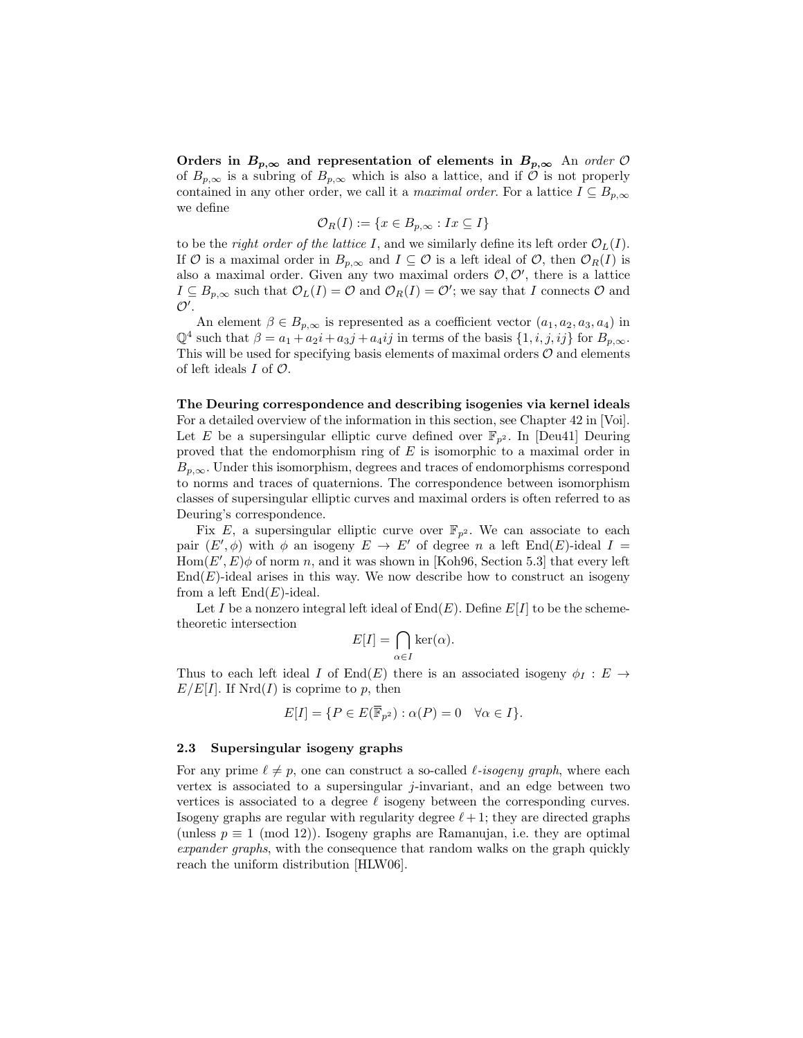**Orders in $B_{p,\infty}$ and representation of elements in $B_{p,\infty}$** An *order* $\mathcal{O}$ of $B_{p,\infty}$ is a subring of $B_{p,\infty}$ which is also a lattice, and if $\mathcal{O}$ is not properly contained in any other order, we call it a *maximal order*. For a lattice $I \subseteq B_{p,\infty}$ we define

$$\mathcal{O}_R(I) := \{x \in B_{p,\infty} : Ix \subseteq I\}$$

to be the *right order of the lattice* $I$, and we similarly define its left order $\mathcal{O}_L(I)$. If $\mathcal{O}$ is a maximal order in $B_{p,\infty}$ and $I \subseteq \mathcal{O}$ is a left ideal of $\mathcal{O}$, then $\mathcal{O}_R(I)$ is also a maximal order. Given any two maximal orders $\mathcal{O}, \mathcal{O}'$, there is a lattice $I \subseteq B_{p,\infty}$ such that $\mathcal{O}_L(I) = \mathcal{O}$ and $\mathcal{O}_R(I) = \mathcal{O}'$; we say that $I$ connects $\mathcal{O}$ and $\mathcal{O}'$.

An element $\beta \in B_{p,\infty}$ is represented as a coefficient vector $(a_1, a_2, a_3, a_4)$ in $\mathbb{Q}^4$ such that $\beta = a_1 + a_2 i + a_3 j + a_4 ij$ in terms of the basis $\{1, i, j, ij\}$ for $B_{p,\infty}$. This will be used for specifying basis elements of maximal orders $\mathcal{O}$ and elements of left ideals $I$ of $\mathcal{O}$.

**The Deuring correspondence and describing isogenies via kernel ideals** For a detailed overview of the information in this section, see Chapter 42 in [Voi]. Let $E$ be a supersingular elliptic curve defined over $\mathbb{F}_{p^2}$. In [Deu41] Deuring proved that the endomorphism ring of $E$ is isomorphic to a maximal order in $B_{p,\infty}$. Under this isomorphism, degrees and traces of endomorphisms correspond to norms and traces of quaternions. The correspondence between isomorphism classes of supersingular elliptic curves and maximal orders is often referred to as Deuring's correspondence.

Fix $E$, a supersingular elliptic curve over $\mathbb{F}_{p^2}$. We can associate to each pair $(E', \phi)$ with $\phi$ an isogeny $E \to E'$ of degree $n$ a left $\mathrm{End}(E)$-ideal $I = \mathrm{Hom}(E', E)\phi$ of norm $n$, and it was shown in [Koh96, Section 5.3] that every left $\mathrm{End}(E)$-ideal arises in this way. We now describe how to construct an isogeny from a left $\mathrm{End}(E)$-ideal.

Let $I$ be a nonzero integral left ideal of $\mathrm{End}(E)$. Define $E[I]$ to be the scheme-theoretic intersection

$$E[I] = \bigcap_{\alpha \in I} \ker(\alpha).$$

Thus to each left ideal $I$ of $\mathrm{End}(E)$ there is an associated isogeny $\phi_I : E \to E/E[I]$. If $\mathrm{Nrd}(I)$ is coprime to $p$, then

$$E[I] = \{P \in E(\overline{\mathbb{F}}_{p^2}) : \alpha(P) = 0 \quad \forall \alpha \in I\}.$$

### 2.3 Supersingular isogeny graphs

For any prime $\ell \neq p$, one can construct a so-called *$\ell$-isogeny graph*, where each vertex is associated to a supersingular $j$-invariant, and an edge between two vertices is associated to a degree $\ell$ isogeny between the corresponding curves. Isogeny graphs are regular with regularity degree $\ell + 1$; they are directed graphs (unless $p \equiv 1 \pmod{12}$). Isogeny graphs are Ramanujan, i.e. they are optimal *expander graphs*, with the consequence that random walks on the graph quickly reach the uniform distribution [HLW06].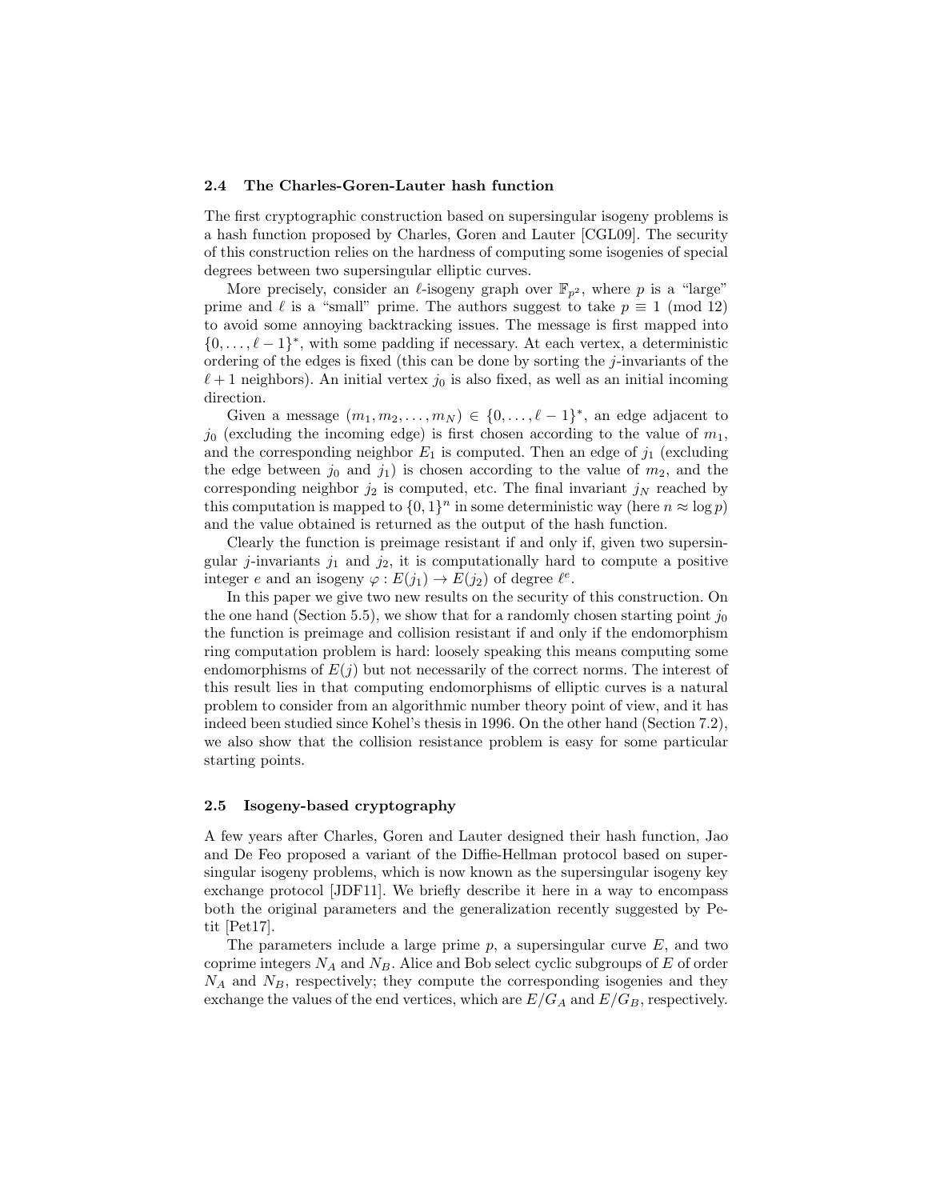### 2.4 The Charles-Goren-Lauter hash function

The first cryptographic construction based on supersingular isogeny problems is a hash function proposed by Charles, Goren and Lauter [CGL09]. The security of this construction relies on the hardness of computing some isogenies of special degrees between two supersingular elliptic curves.

More precisely, consider an $\ell$-isogeny graph over $\mathbb{F}_{p^2}$, where $p$ is a "large" prime and $\ell$ is a "small" prime. The authors suggest to take $p \equiv 1 \pmod{12}$ to avoid some annoying backtracking issues. The message is first mapped into $\{0, \ldots, \ell - 1\}^*$, with some padding if necessary. At each vertex, a deterministic ordering of the edges is fixed (this can be done by sorting the $j$-invariants of the $\ell + 1$ neighbors). An initial vertex $j_0$ is also fixed, as well as an initial incoming direction.

Given a message $(m_1, m_2, \ldots, m_N) \in \{0, \ldots, \ell - 1\}^*$, an edge adjacent to $j_0$ (excluding the incoming edge) is first chosen according to the value of $m_1$, and the corresponding neighbor $E_1$ is computed. Then an edge of $j_1$ (excluding the edge between $j_0$ and $j_1$) is chosen according to the value of $m_2$, and the corresponding neighbor $j_2$ is computed, etc. The final invariant $j_N$ reached by this computation is mapped to $\{0, 1\}^n$ in some deterministic way (here $n \approx \log p$) and the value obtained is returned as the output of the hash function.

Clearly the function is preimage resistant if and only if, given two supersingular $j$-invariants $j_1$ and $j_2$, it is computationally hard to compute a positive integer $e$ and an isogeny $\varphi : E(j_1) \to E(j_2)$ of degree $\ell^e$.

In this paper we give two new results on the security of this construction. On the one hand (Section 5.5), we show that for a randomly chosen starting point $j_0$ the function is preimage and collision resistant if and only if the endomorphism ring computation problem is hard: loosely speaking this means computing some endomorphisms of $E(j)$ but not necessarily of the correct norms. The interest of this result lies in that computing endomorphisms of elliptic curves is a natural problem to consider from an algorithmic number theory point of view, and it has indeed been studied since Kohel's thesis in 1996. On the other hand (Section 7.2), we also show that the collision resistance problem is easy for some particular starting points.

### 2.5 Isogeny-based cryptography

A few years after Charles, Goren and Lauter designed their hash function, Jao and De Feo proposed a variant of the Diffie-Hellman protocol based on supersingular isogeny problems, which is now known as the supersingular isogeny key exchange protocol [JDF11]. We briefly describe it here in a way to encompass both the original parameters and the generalization recently suggested by Petit [Pet17].

The parameters include a large prime $p$, a supersingular curve $E$, and two coprime integers $N_A$ and $N_B$. Alice and Bob select cyclic subgroups of $E$ of order $N_A$ and $N_B$, respectively; they compute the corresponding isogenies and they exchange the values of the end vertices, which are $E/G_A$ and $E/G_B$, respectively.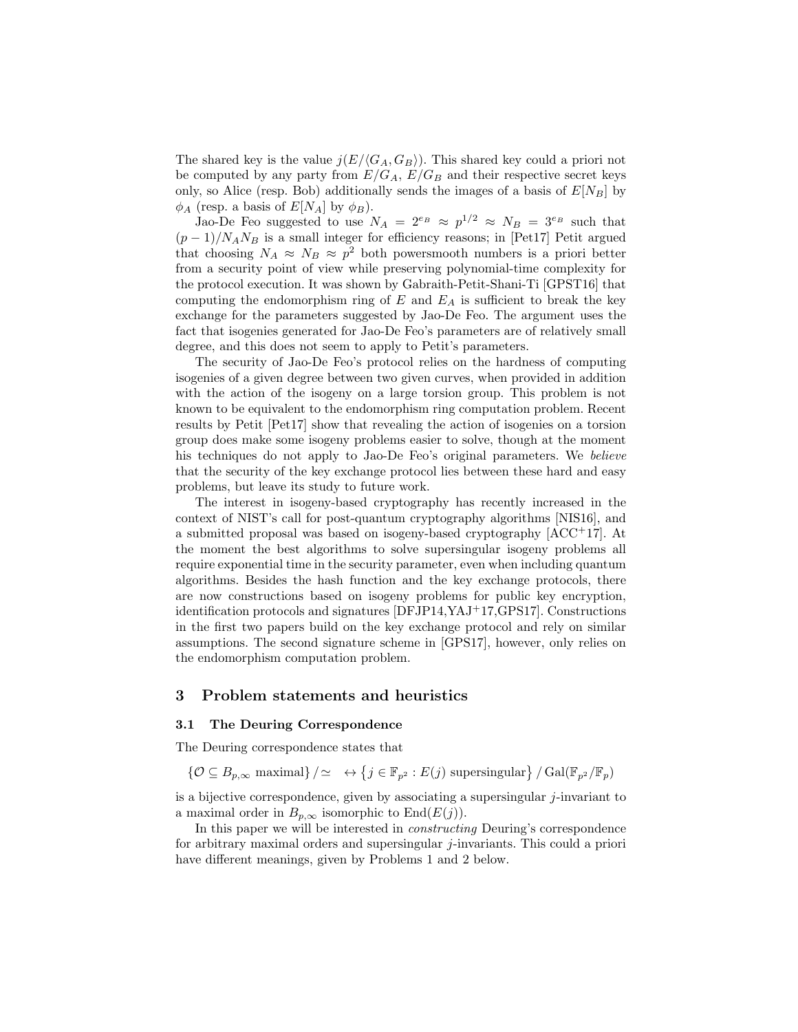The shared key is the value $j(E/\langle G_A, G_B\rangle)$. This shared key could a priori not be computed by any party from $E/G_A$, $E/G_B$ and their respective secret keys only, so Alice (resp. Bob) additionally sends the images of a basis of $E[N_B]$ by $\phi_A$ (resp. a basis of $E[N_A]$ by $\phi_B$).

Jao-De Feo suggested to use $N_A = 2^{e_B} \approx p^{1/2} \approx N_B = 3^{e_B}$ such that $(p-1)/N_A N_B$ is a small integer for efficiency reasons; in [Pet17] Petit argued that choosing $N_A \approx N_B \approx p^2$ both powersmooth numbers is a priori better from a security point of view while preserving polynomial-time complexity for the protocol execution. It was shown by Gabraith-Petit-Shani-Ti [GPST16] that computing the endomorphism ring of $E$ and $E_A$ is sufficient to break the key exchange for the parameters suggested by Jao-De Feo. The argument uses the fact that isogenies generated for Jao-De Feo's parameters are of relatively small degree, and this does not seem to apply to Petit's parameters.

The security of Jao-De Feo's protocol relies on the hardness of computing isogenies of a given degree between two given curves, when provided in addition with the action of the isogeny on a large torsion group. This problem is not known to be equivalent to the endomorphism ring computation problem. Recent results by Petit [Pet17] show that revealing the action of isogenies on a torsion group does make some isogeny problems easier to solve, though at the moment his techniques do not apply to Jao-De Feo's original parameters. We *believe* that the security of the key exchange protocol lies between these hard and easy problems, but leave its study to future work.

The interest in isogeny-based cryptography has recently increased in the context of NIST's call for post-quantum cryptography algorithms [NIS16], and a submitted proposal was based on isogeny-based cryptography [ACC+17]. At the moment the best algorithms to solve supersingular isogeny problems all require exponential time in the security parameter, even when including quantum algorithms. Besides the hash function and the key exchange protocols, there are now constructions based on isogeny problems for public key encryption, identification protocols and signatures [DFJP14,YAJ+17,GPS17]. Constructions in the first two papers build on the key exchange protocol and rely on similar assumptions. The second signature scheme in [GPS17], however, only relies on the endomorphism computation problem.

## 3 Problem statements and heuristics

### 3.1 The Deuring Correspondence

The Deuring correspondence states that

$$\{\mathcal{O} \subseteq B_{p,\infty} \text{ maximal}\} / \simeq \quad \leftrightarrow \left\{ j \in \mathbb{F}_{p^2} : E(j) \text{ supersingular} \right\} / \operatorname{Gal}(\mathbb{F}_{p^2}/\mathbb{F}_p)$$

is a bijective correspondence, given by associating a supersingular $j$-invariant to a maximal order in $B_{p,\infty}$ isomorphic to $\operatorname{End}(E(j))$.

In this paper we will be interested in *constructing* Deuring's correspondence for arbitrary maximal orders and supersingular $j$-invariants. This could a priori have different meanings, given by Problems 1 and 2 below.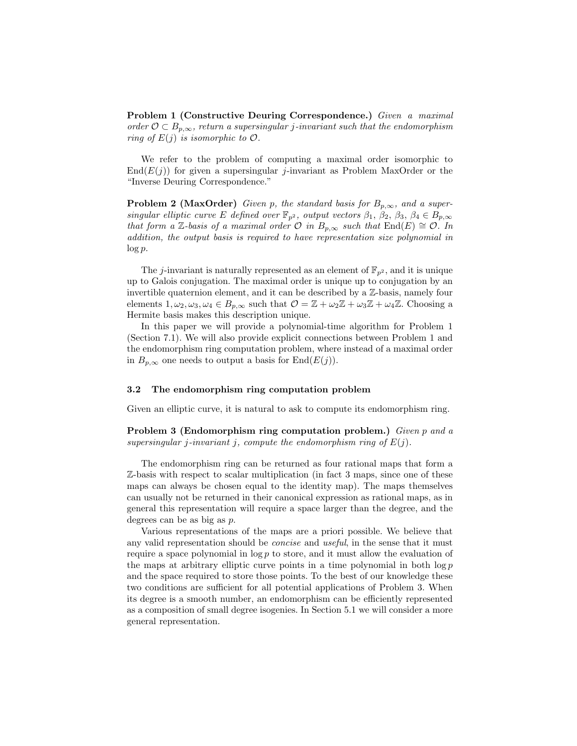**Problem 1 (Constructive Deuring Correspondence.)** *Given a maximal order $\mathcal{O} \subset B_{p,\infty}$, return a supersingular $j$-invariant such that the endomorphism ring of $E(j)$ is isomorphic to $\mathcal{O}$.*

We refer to the problem of computing a maximal order isomorphic to $\mathrm{End}(E(j))$ for given a supersingular $j$-invariant as Problem MaxOrder or the "Inverse Deuring Correspondence."

**Problem 2 (MaxOrder)** *Given $p$, the standard basis for $B_{p,\infty}$, and a supersingular elliptic curve $E$ defined over $\mathbb{F}_{p^2}$, output vectors $\beta_1$, $\beta_2$, $\beta_3$, $\beta_4 \in B_{p,\infty}$ that form a $\mathbb{Z}$-basis of a maximal order $\mathcal{O}$ in $B_{p,\infty}$ such that $\mathrm{End}(E) \cong \mathcal{O}$. In addition, the output basis is required to have representation size polynomial in $\log p$.*

The $j$-invariant is naturally represented as an element of $\mathbb{F}_{p^2}$, and it is unique up to Galois conjugation. The maximal order is unique up to conjugation by an invertible quaternion element, and it can be described by a $\mathbb{Z}$-basis, namely four elements $1, \omega_2, \omega_3, \omega_4 \in B_{p,\infty}$ such that $\mathcal{O} = \mathbb{Z} + \omega_2\mathbb{Z} + \omega_3\mathbb{Z} + \omega_4\mathbb{Z}$. Choosing a Hermite basis makes this description unique.

In this paper we will provide a polynomial-time algorithm for Problem 1 (Section 7.1). We will also provide explicit connections between Problem 1 and the endomorphism ring computation problem, where instead of a maximal order in $B_{p,\infty}$ one needs to output a basis for $\mathrm{End}(E(j))$.

### 3.2 The endomorphism ring computation problem

Given an elliptic curve, it is natural to ask to compute its endomorphism ring.

**Problem 3 (Endomorphism ring computation problem.)** *Given $p$ and a supersingular $j$-invariant $j$, compute the endomorphism ring of $E(j)$.*

The endomorphism ring can be returned as four rational maps that form a $\mathbb{Z}$-basis with respect to scalar multiplication (in fact 3 maps, since one of these maps can always be chosen equal to the identity map). The maps themselves can usually not be returned in their canonical expression as rational maps, as in general this representation will require a space larger than the degree, and the degrees can be as big as $p$.

Various representations of the maps are a priori possible. We believe that any valid representation should be *concise* and *useful*, in the sense that it must require a space polynomial in $\log p$ to store, and it must allow the evaluation of the maps at arbitrary elliptic curve points in a time polynomial in both $\log p$ and the space required to store those points. To the best of our knowledge these two conditions are sufficient for all potential applications of Problem 3. When its degree is a smooth number, an endomorphism can be efficiently represented as a composition of small degree isogenies. In Section 5.1 we will consider a more general representation.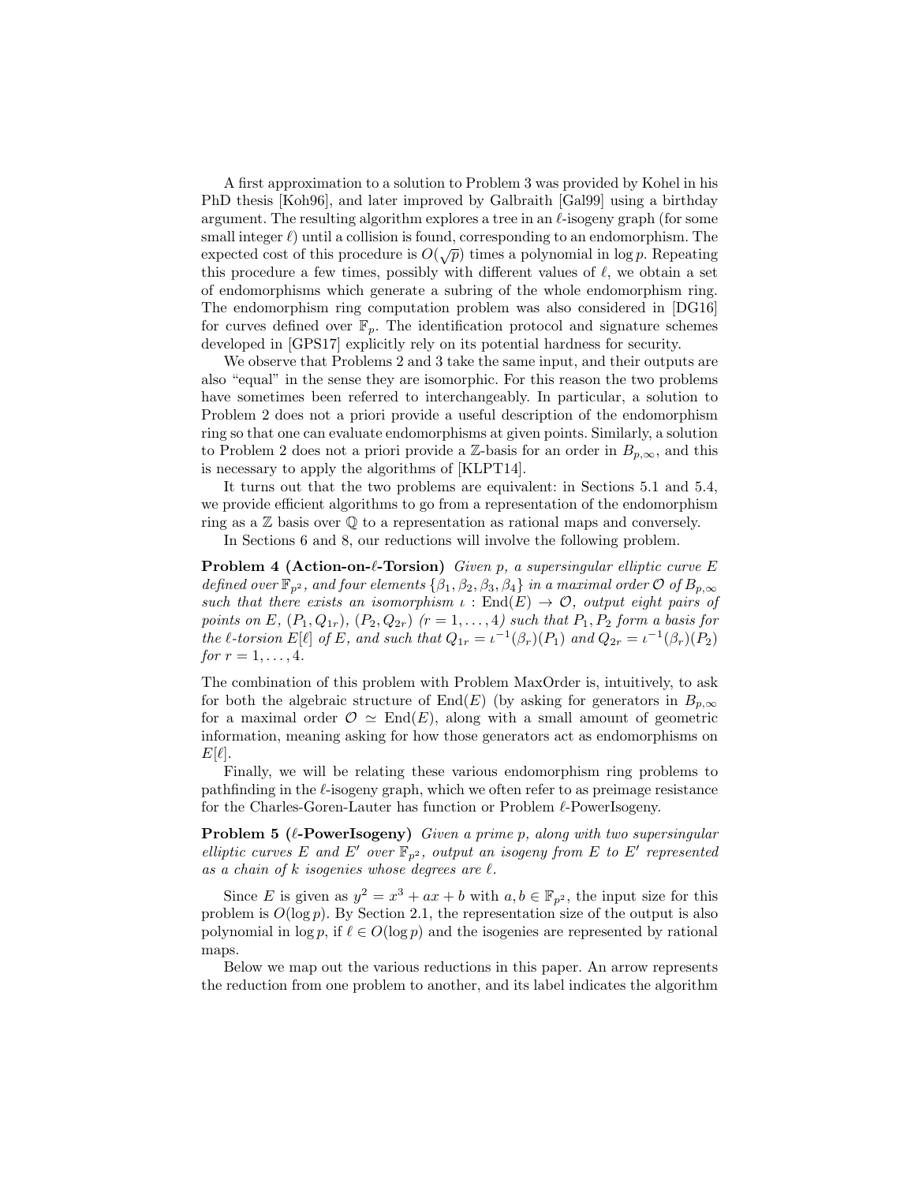A first approximation to a solution to Problem 3 was provided by Kohel in his PhD thesis [Koh96], and later improved by Galbraith [Gal99] using a birthday argument. The resulting algorithm explores a tree in an $\ell$-isogeny graph (for some small integer $\ell$) until a collision is found, corresponding to an endomorphism. The expected cost of this procedure is $O(\sqrt{p})$ times a polynomial in $\log p$. Repeating this procedure a few times, possibly with different values of $\ell$, we obtain a set of endomorphisms which generate a subring of the whole endomorphism ring. The endomorphism ring computation problem was also considered in [DG16] for curves defined over $\mathbb{F}_p$. The identification protocol and signature schemes developed in [GPS17] explicitly rely on its potential hardness for security.

We observe that Problems 2 and 3 take the same input, and their outputs are also "equal" in the sense they are isomorphic. For this reason the two problems have sometimes been referred to interchangeably. In particular, a solution to Problem 2 does not a priori provide a useful description of the endomorphism ring so that one can evaluate endomorphisms at given points. Similarly, a solution to Problem 2 does not a priori provide a $\mathbb{Z}$-basis for an order in $B_{p,\infty}$, and this is necessary to apply the algorithms of [KLPT14].

It turns out that the two problems are equivalent: in Sections 5.1 and 5.4, we provide efficient algorithms to go from a representation of the endomorphism ring as a $\mathbb{Z}$ basis over $\mathbb{Q}$ to a representation as rational maps and conversely.

In Sections 6 and 8, our reductions will involve the following problem.

**Problem 4 (Action-on-$\ell$-Torsion)** *Given $p$, a supersingular elliptic curve $E$ defined over $\mathbb{F}_{p^2}$, and four elements $\{\beta_1, \beta_2, \beta_3, \beta_4\}$ in a maximal order $\mathcal{O}$ of $B_{p,\infty}$ such that there exists an isomorphism $\iota : \mathrm{End}(E) \to \mathcal{O}$, output eight pairs of points on $E$, $(P_1, Q_{1r})$, $(P_2, Q_{2r})$ $(r = 1, \ldots, 4)$ such that $P_1, P_2$ form a basis for the $\ell$-torsion $E[\ell]$ of $E$, and such that $Q_{1r} = \iota^{-1}(\beta_r)(P_1)$ and $Q_{2r} = \iota^{-1}(\beta_r)(P_2)$ for $r = 1, \ldots, 4$.*

The combination of this problem with Problem MaxOrder is, intuitively, to ask for both the algebraic structure of $\mathrm{End}(E)$ (by asking for generators in $B_{p,\infty}$ for a maximal order $\mathcal{O} \simeq \mathrm{End}(E)$, along with a small amount of geometric information, meaning asking for how those generators act as endomorphisms on $E[\ell]$.

Finally, we will be relating these various endomorphism ring problems to pathfinding in the $\ell$-isogeny graph, which we often refer to as preimage resistance for the Charles-Goren-Lauter has function or Problem $\ell$-PowerIsogeny.

**Problem 5 ($\ell$-PowerIsogeny)** *Given a prime $p$, along with two supersingular elliptic curves $E$ and $E'$ over $\mathbb{F}_{p^2}$, output an isogeny from $E$ to $E'$ represented as a chain of $k$ isogenies whose degrees are $\ell$.*

Since $E$ is given as $y^2 = x^3 + ax + b$ with $a, b \in \mathbb{F}_{p^2}$, the input size for this problem is $O(\log p)$. By Section 2.1, the representation size of the output is also polynomial in $\log p$, if $\ell \in O(\log p)$ and the isogenies are represented by rational maps.

Below we map out the various reductions in this paper. An arrow represents the reduction from one problem to another, and its label indicates the algorithm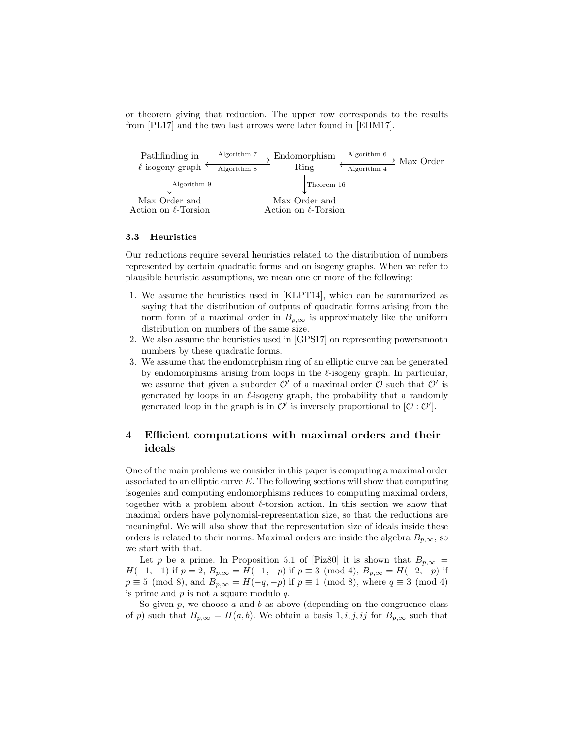or theorem giving that reduction. The upper row corresponds to the results from [PL17] and the two last arrows were later found in [EHM17].

$$
\begin{array}{ccccc}
\text{Pathfinding in } \ell\text{-isogeny graph} & \underset{\text{Algorithm 8}}{\overset{\text{Algorithm 7}}{\rightleftarrows}} & \text{Endomorphism Ring} & \underset{\text{Algorithm 4}}{\overset{\text{Algorithm 6}}{\rightleftarrows}} & \text{Max Order} \\
\downarrow \text{Algorithm 9} & & \downarrow \text{Theorem 16} & & \\
\text{Max Order and Action on } \ell\text{-Torsion} & & \text{Max Order and Action on } \ell\text{-Torsion} & &
\end{array}
$$

### 3.3 Heuristics

Our reductions require several heuristics related to the distribution of numbers represented by certain quadratic forms and on isogeny graphs. When we refer to plausible heuristic assumptions, we mean one or more of the following:

1. We assume the heuristics used in [KLPT14], which can be summarized as saying that the distribution of outputs of quadratic forms arising from the norm form of a maximal order in $B_{p,\infty}$ is approximately like the uniform distribution on numbers of the same size.
2. We also assume the heuristics used in [GPS17] on representing powersmooth numbers by these quadratic forms.
3. We assume that the endomorphism ring of an elliptic curve can be generated by endomorphisms arising from loops in the $\ell$-isogeny graph. In particular, we assume that given a suborder $\mathcal{O}'$ of a maximal order $\mathcal{O}$ such that $\mathcal{O}'$ is generated by loops in an $\ell$-isogeny graph, the probability that a randomly generated loop in the graph is in $\mathcal{O}'$ is inversely proportional to $[\mathcal{O} : \mathcal{O}']$.

## 4 Efficient computations with maximal orders and their ideals

One of the main problems we consider in this paper is computing a maximal order associated to an elliptic curve $E$. The following sections will show that computing isogenies and computing endomorphisms reduces to computing maximal orders, together with a problem about $\ell$-torsion action. In this section we show that maximal orders have polynomial-representation size, so that the reductions are meaningful. We will also show that the representation size of ideals inside these orders is related to their norms. Maximal orders are inside the algebra $B_{p,\infty}$, so we start with that.

Let $p$ be a prime. In Proposition 5.1 of [Piz80] it is shown that $B_{p,\infty} = H(-1,-1)$ if $p = 2$, $B_{p,\infty} = H(-1,-p)$ if $p \equiv 3 \pmod 4$, $B_{p,\infty} = H(-2,-p)$ if $p \equiv 5 \pmod 8$, and $B_{p,\infty} = H(-q,-p)$ if $p \equiv 1 \pmod 8$, where $q \equiv 3 \pmod 4$ is prime and $p$ is not a square modulo $q$.

So given $p$, we choose $a$ and $b$ as above (depending on the congruence class of $p$) such that $B_{p,\infty} = H(a,b)$. We obtain a basis $1, i, j, ij$ for $B_{p,\infty}$ such that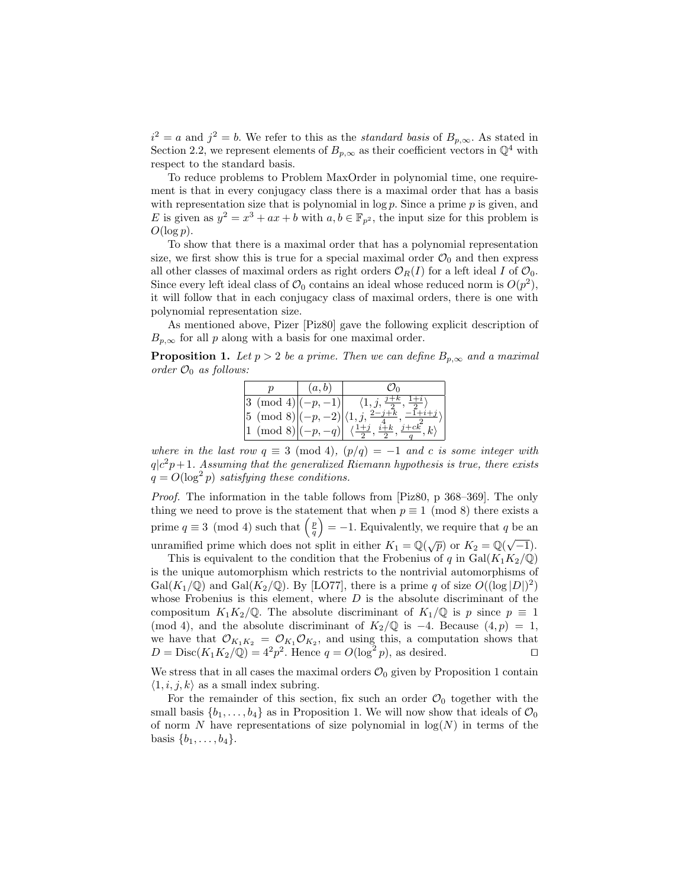$i^2 = a$ and $j^2 = b$. We refer to this as the *standard basis* of $B_{p,\infty}$. As stated in Section 2.2, we represent elements of $B_{p,\infty}$ as their coefficient vectors in $\mathbb{Q}^4$ with respect to the standard basis.

To reduce problems to Problem MaxOrder in polynomial time, one requirement is that in every conjugacy class there is a maximal order that has a basis with representation size that is polynomial in $\log p$. Since a prime $p$ is given, and $E$ is given as $y^2 = x^3 + ax + b$ with $a, b \in \mathbb{F}_{p^2}$, the input size for this problem is $O(\log p)$.

To show that there is a maximal order that has a polynomial representation size, we first show this is true for a special maximal order $\mathcal{O}_0$ and then express all other classes of maximal orders as right orders $\mathcal{O}_R(I)$ for a left ideal $I$ of $\mathcal{O}_0$. Since every left ideal class of $\mathcal{O}_0$ contains an ideal whose reduced norm is $O(p^2)$, it will follow that in each conjugacy class of maximal orders, there is one with polynomial representation size.

As mentioned above, Pizer [Piz80] gave the following explicit description of $B_{p,\infty}$ for all $p$ along with a basis for one maximal order.

**Proposition 1.** *Let $p > 2$ be a prime. Then we can define $B_{p,\infty}$ and a maximal order $\mathcal{O}_0$ as follows:*

| $p$ | $(a, b)$ | $\mathcal{O}_0$ |
|---|---|---|
| $3 \pmod 4$ | $(-p, -1)$ | $\langle 1, j, \frac{j+k}{2}, \frac{1+i}{2} \rangle$ |
| $5 \pmod 8$ | $(-p, -2)$ | $\langle 1, j, \frac{2-j+k}{4}, \frac{-1+i+j}{2} \rangle$ |
| $1 \pmod 8$ | $(-p, -q)$ | $\langle \frac{1+j}{2}, \frac{i+k}{2}, \frac{j+ck}{q}, k \rangle$ |

*where in the last row $q \equiv 3 \pmod 4$, $(p/q) = -1$ and $c$ is some integer with $q | c^2 p + 1$. Assuming that the generalized Riemann hypothesis is true, there exists $q = O(\log^2 p)$ satisfying these conditions.*

*Proof.* The information in the table follows from [Piz80, p 368–369]. The only thing we need to prove is the statement that when $p \equiv 1 \pmod 8$ there exists a prime $q \equiv 3 \pmod 4$ such that $\left(\frac{p}{q}\right) = -1$. Equivalently, we require that $q$ be an unramified prime which does not split in either $K_1 = \mathbb{Q}(\sqrt{p})$ or $K_2 = \mathbb{Q}(\sqrt{-1})$.

This is equivalent to the condition that the Frobenius of $q$ in $\mathrm{Gal}(K_1K_2/\mathbb{Q})$ is the unique automorphism which restricts to the nontrivial automorphisms of $\mathrm{Gal}(K_1/\mathbb{Q})$ and $\mathrm{Gal}(K_2/\mathbb{Q})$. By [LO77], there is a prime $q$ of size $O((\log |D|)^2)$ whose Frobenius is this element, where $D$ is the absolute discriminant of the compositum $K_1K_2/\mathbb{Q}$. The absolute discriminant of $K_1/\mathbb{Q}$ is $p$ since $p \equiv 1 \pmod 4$, and the absolute discriminant of $K_2/\mathbb{Q}$ is $-4$. Because $(4, p) = 1$, we have that $\mathcal{O}_{K_1K_2} = \mathcal{O}_{K_1}\mathcal{O}_{K_2}$, and using this, a computation shows that $D = \mathrm{Disc}(K_1K_2/\mathbb{Q}) = 4^2p^2$. Hence $q = O(\log^2 p)$, as desired. ◻

We stress that in all cases the maximal orders $\mathcal{O}_0$ given by Proposition 1 contain $\langle 1, i, j, k \rangle$ as a small index subring.

For the remainder of this section, fix such an order $\mathcal{O}_0$ together with the small basis $\{b_1, \ldots, b_4\}$ as in Proposition 1. We will now show that ideals of $\mathcal{O}_0$ of norm $N$ have representations of size polynomial in $\log(N)$ in terms of the basis $\{b_1, \ldots, b_4\}$.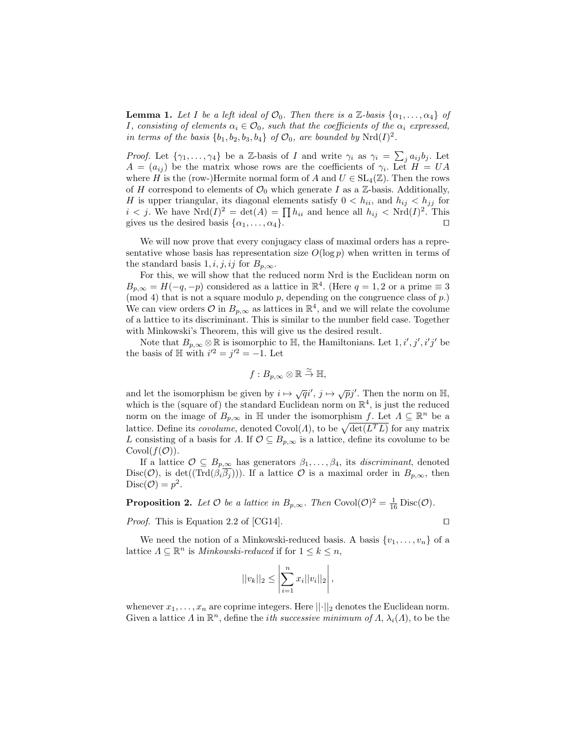**Lemma 1.** *Let $I$ be a left ideal of $\mathcal{O}_0$. Then there is a $\mathbb{Z}$-basis $\{\alpha_1, \dots, \alpha_4\}$ of $I$, consisting of elements $\alpha_i \in \mathcal{O}_0$, such that the coefficients of the $\alpha_i$ expressed, in terms of the basis $\{b_1, b_2, b_3, b_4\}$ of $\mathcal{O}_0$, are bounded by $\operatorname{Nrd}(I)^2$.*

*Proof.* Let $\{\gamma_1, \dots, \gamma_4\}$ be a $\mathbb{Z}$-basis of $I$ and write $\gamma_i$ as $\gamma_i = \sum_j a_{ij} b_j$. Let $A = (a_{ij})$ be the matrix whose rows are the coefficients of $\gamma_i$. Let $H = UA$ where $H$ is the (row-)Hermite normal form of $A$ and $U \in \mathrm{SL}_4(\mathbb{Z})$. Then the rows of $H$ correspond to elements of $\mathcal{O}_0$ which generate $I$ as a $\mathbb{Z}$-basis. Additionally, $H$ is upper triangular, its diagonal elements satisfy $0 < h_{ii}$, and $h_{ij} < h_{jj}$ for $i < j$. We have $\operatorname{Nrd}(I)^2 = \det(A) = \prod h_{ii}$ and hence all $h_{ij} < \operatorname{Nrd}(I)^2$. This gives us the desired basis $\{\alpha_1, \dots, \alpha_4\}$. $\square$

We will now prove that every conjugacy class of maximal orders has a representative whose basis has representation size $O(\log p)$ when written in terms of the standard basis $1, i, j, ij$ for $B_{p,\infty}$.

For this, we will show that the reduced norm Nrd is the Euclidean norm on $B_{p,\infty} = H(-q, -p)$ considered as a lattice in $\mathbb{R}^4$. (Here $q = 1, 2$ or a prime $\equiv 3 \pmod 4$ that is not a square modulo $p$, depending on the congruence class of $p$.) We can view orders $\mathcal{O}$ in $B_{p,\infty}$ as lattices in $\mathbb{R}^4$, and we will relate the covolume of a lattice to its discriminant. This is similar to the number field case. Together with Minkowski's Theorem, this will give us the desired result.

Note that $B_{p,\infty} \otimes \mathbb{R}$ is isomorphic to $\mathbb{H}$, the Hamiltonians. Let $1, i', j', i'j'$ be the basis of $\mathbb{H}$ with $i'^2 = j'^2 = -1$. Let

$$f : B_{p,\infty} \otimes \mathbb{R} \xrightarrow{\sim} \mathbb{H},$$

and let the isomorphism be given by $i \mapsto \sqrt{q} i'$, $j \mapsto \sqrt{p} j'$. Then the norm on $\mathbb{H}$, which is the (square of) the standard Euclidean norm on $\mathbb{R}^4$, is just the reduced norm on the image of $B_{p,\infty}$ in $\mathbb{H}$ under the isomorphism $f$. Let $\Lambda \subseteq \mathbb{R}^n$ be a lattice. Define its *covolume*, denoted $\operatorname{Covol}(\Lambda)$, to be $\sqrt{\det(L^T L)}$ for any matrix $L$ consisting of a basis for $\Lambda$. If $\mathcal{O} \subseteq B_{p,\infty}$ is a lattice, define its covolume to be $\operatorname{Covol}(f(\mathcal{O}))$.

If a lattice $\mathcal{O} \subseteq B_{p,\infty}$ has generators $\beta_1, \dots, \beta_4$, its *discriminant*, denoted $\operatorname{Disc}(\mathcal{O})$, is $\det((\operatorname{Trd}(\beta_i \overline{\beta_j})))$. If a lattice $\mathcal{O}$ is a maximal order in $B_{p,\infty}$, then $\operatorname{Disc}(\mathcal{O}) = p^2$.

**Proposition 2.** *Let $\mathcal{O}$ be a lattice in $B_{p,\infty}$. Then $\operatorname{Covol}(\mathcal{O})^2 = \frac{1}{16} \operatorname{Disc}(\mathcal{O})$.*

*Proof.* This is Equation 2.2 of [CG14]. $\square$

We need the notion of a Minkowski-reduced basis. A basis $\{v_1, \dots, v_n\}$ of a lattice $\Lambda \subseteq \mathbb{R}^n$ is *Minkowski-reduced* if for $1 \leq k \leq n$,

$$||v_k||_2 \leq \left| \sum_{i=1}^{n} x_i ||v_i||_2 \right|,$$

whenever $x_1, \dots, x_n$ are coprime integers. Here $||\cdot||_2$ denotes the Euclidean norm. Given a lattice $\Lambda$ in $\mathbb{R}^n$, define the *ith successive minimum of* $\Lambda$, $\lambda_i(\Lambda)$, to be the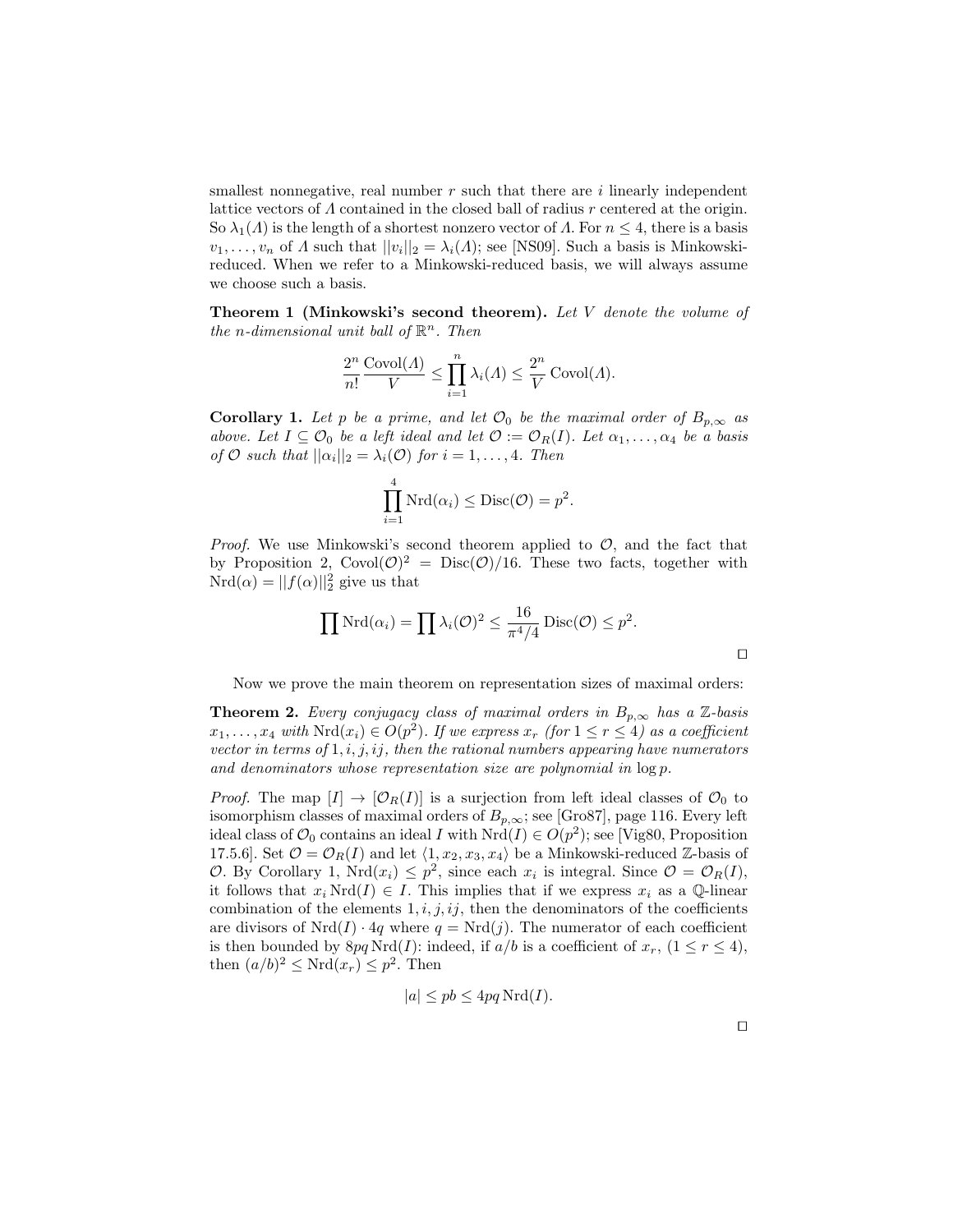smallest nonnegative, real number $r$ such that there are $i$ linearly independent lattice vectors of $\Lambda$ contained in the closed ball of radius $r$ centered at the origin. So $\lambda_1(\Lambda)$ is the length of a shortest nonzero vector of $\Lambda$. For $n \leq 4$, there is a basis $v_1, \ldots, v_n$ of $\Lambda$ such that $||v_i||_2 = \lambda_i(\Lambda)$; see [NS09]. Such a basis is Minkowski-reduced. When we refer to a Minkowski-reduced basis, we will always assume we choose such a basis.

**Theorem 1 (Minkowski's second theorem).** *Let $V$ denote the volume of the $n$-dimensional unit ball of $\mathbb{R}^n$. Then*

$$\frac{2^n}{n!} \frac{\operatorname{Covol}(\Lambda)}{V} \leq \prod_{i=1}^{n} \lambda_i(\Lambda) \leq \frac{2^n}{V} \operatorname{Covol}(\Lambda).$$

**Corollary 1.** *Let $p$ be a prime, and let $\mathcal{O}_0$ be the maximal order of $B_{p,\infty}$ as above. Let $I \subseteq \mathcal{O}_0$ be a left ideal and let $\mathcal{O} := \mathcal{O}_R(I)$. Let $\alpha_1, \ldots, \alpha_4$ be a basis of $\mathcal{O}$ such that $||\alpha_i||_2 = \lambda_i(\mathcal{O})$ for $i = 1, \ldots, 4$. Then*

$$\prod_{i=1}^{4} \operatorname{Nrd}(\alpha_i) \leq \operatorname{Disc}(\mathcal{O}) = p^2.$$

*Proof.* We use Minkowski's second theorem applied to $\mathcal{O}$, and the fact that by Proposition 2, $\operatorname{Covol}(\mathcal{O})^2 = \operatorname{Disc}(\mathcal{O})/16$. These two facts, together with $\operatorname{Nrd}(\alpha) = ||f(\alpha)||_2^2$ give us that

$$\prod \operatorname{Nrd}(\alpha_i) = \prod \lambda_i(\mathcal{O})^2 \leq \frac{16}{\pi^4/4} \operatorname{Disc}(\mathcal{O}) \leq p^2.$$

□

Now we prove the main theorem on representation sizes of maximal orders:

**Theorem 2.** *Every conjugacy class of maximal orders in $B_{p,\infty}$ has a $\mathbb{Z}$-basis $x_1, \ldots, x_4$ with $\operatorname{Nrd}(x_i) \in O(p^2)$. If we express $x_r$ (for $1 \leq r \leq 4$) as a coefficient vector in terms of $1, i, j, ij$, then the rational numbers appearing have numerators and denominators whose representation size are polynomial in $\log p$.*

*Proof.* The map $[I] \to [\mathcal{O}_R(I)]$ is a surjection from left ideal classes of $\mathcal{O}_0$ to isomorphism classes of maximal orders of $B_{p,\infty}$; see [Gro87], page 116. Every left ideal class of $\mathcal{O}_0$ contains an ideal $I$ with $\operatorname{Nrd}(I) \in O(p^2)$; see [Vig80, Proposition 17.5.6]. Set $\mathcal{O} = \mathcal{O}_R(I)$ and let $\langle 1, x_2, x_3, x_4 \rangle$ be a Minkowski-reduced $\mathbb{Z}$-basis of $\mathcal{O}$. By Corollary 1, $\operatorname{Nrd}(x_i) \leq p^2$, since each $x_i$ is integral. Since $\mathcal{O} = \mathcal{O}_R(I)$, it follows that $x_i \operatorname{Nrd}(I) \in I$. This implies that if we express $x_i$ as a $\mathbb{Q}$-linear combination of the elements $1, i, j, ij$, then the denominators of the coefficients are divisors of $\operatorname{Nrd}(I) \cdot 4q$ where $q = \operatorname{Nrd}(j)$. The numerator of each coefficient is then bounded by $8pq \operatorname{Nrd}(I)$: indeed, if $a/b$ is a coefficient of $x_r$, $(1 \leq r \leq 4)$, then $(a/b)^2 \leq \operatorname{Nrd}(x_r) \leq p^2$. Then

$$|a| \leq pb \leq 4pq \operatorname{Nrd}(I).$$

□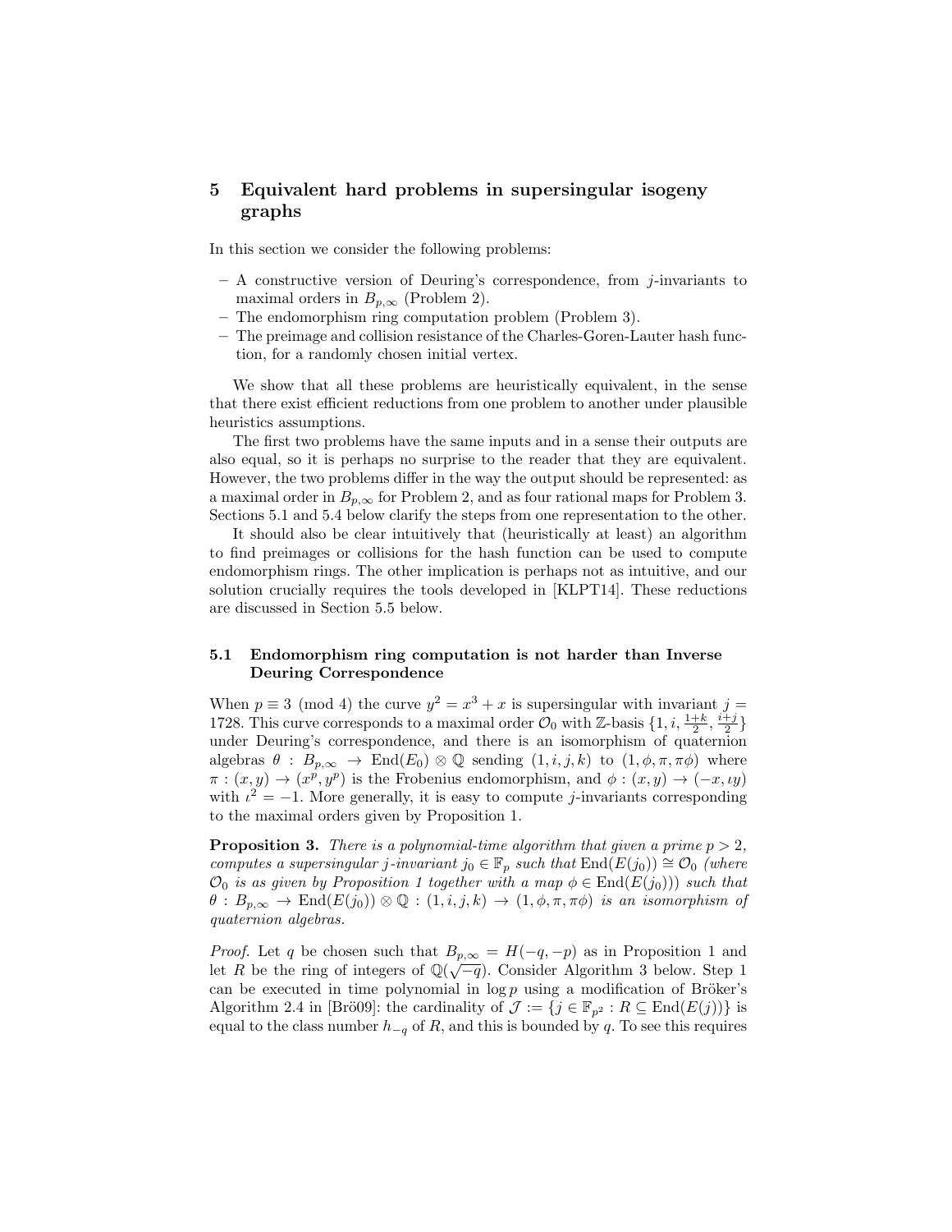## 5 Equivalent hard problems in supersingular isogeny graphs

In this section we consider the following problems:

- A constructive version of Deuring's correspondence, from $j$-invariants to maximal orders in $B_{p,\infty}$ (Problem 2).
- The endomorphism ring computation problem (Problem 3).
- The preimage and collision resistance of the Charles-Goren-Lauter hash function, for a randomly chosen initial vertex.

We show that all these problems are heuristically equivalent, in the sense that there exist efficient reductions from one problem to another under plausible heuristics assumptions.

The first two problems have the same inputs and in a sense their outputs are also equal, so it is perhaps no surprise to the reader that they are equivalent. However, the two problems differ in the way the output should be represented: as a maximal order in $B_{p,\infty}$ for Problem 2, and as four rational maps for Problem 3. Sections 5.1 and 5.4 below clarify the steps from one representation to the other.

It should also be clear intuitively that (heuristically at least) an algorithm to find preimages or collisions for the hash function can be used to compute endomorphism rings. The other implication is perhaps not as intuitive, and our solution crucially requires the tools developed in [KLPT14]. These reductions are discussed in Section 5.5 below.

### 5.1 Endomorphism ring computation is not harder than Inverse Deuring Correspondence

When $p \equiv 3 \pmod 4$ the curve $y^2 = x^3 + x$ is supersingular with invariant $j = 1728$. This curve corresponds to a maximal order $\mathcal{O}_0$ with $\mathbb{Z}$-basis $\{1, i, \frac{1+k}{2}, \frac{i+j}{2}\}$ under Deuring's correspondence, and there is an isomorphism of quaternion algebras $\theta : B_{p,\infty} \to \mathrm{End}(E_0) \otimes \mathbb{Q}$ sending $(1, i, j, k)$ to $(1, \phi, \pi, \pi\phi)$ where $\pi : (x, y) \to (x^p, y^p)$ is the Frobenius endomorphism, and $\phi : (x, y) \to (-x, \iota y)$ with $\iota^2 = -1$. More generally, it is easy to compute $j$-invariants corresponding to the maximal orders given by Proposition 1.

**Proposition 3.** *There is a polynomial-time algorithm that given a prime $p > 2$, computes a supersingular $j$-invariant $j_0 \in \mathbb{F}_p$ such that $\mathrm{End}(E(j_0)) \cong \mathcal{O}_0$ (where $\mathcal{O}_0$ is as given by Proposition 1 together with a map $\phi \in \mathrm{End}(E(j_0))$) such that $\theta : B_{p,\infty} \to \mathrm{End}(E(j_0)) \otimes \mathbb{Q} : (1, i, j, k) \to (1, \phi, \pi, \pi\phi)$ is an isomorphism of quaternion algebras.*

*Proof.* Let $q$ be chosen such that $B_{p,\infty} = H(-q, -p)$ as in Proposition 1 and let $R$ be the ring of integers of $\mathbb{Q}(\sqrt{-q})$. Consider Algorithm 3 below. Step 1 can be executed in time polynomial in $\log p$ using a modification of Bröker's Algorithm 2.4 in [Brö09]: the cardinality of $\mathcal{J} := \{j \in \mathbb{F}_{p^2} : R \subseteq \mathrm{End}(E(j))\}$ is equal to the class number $h_{-q}$ of $R$, and this is bounded by $q$. To see this requires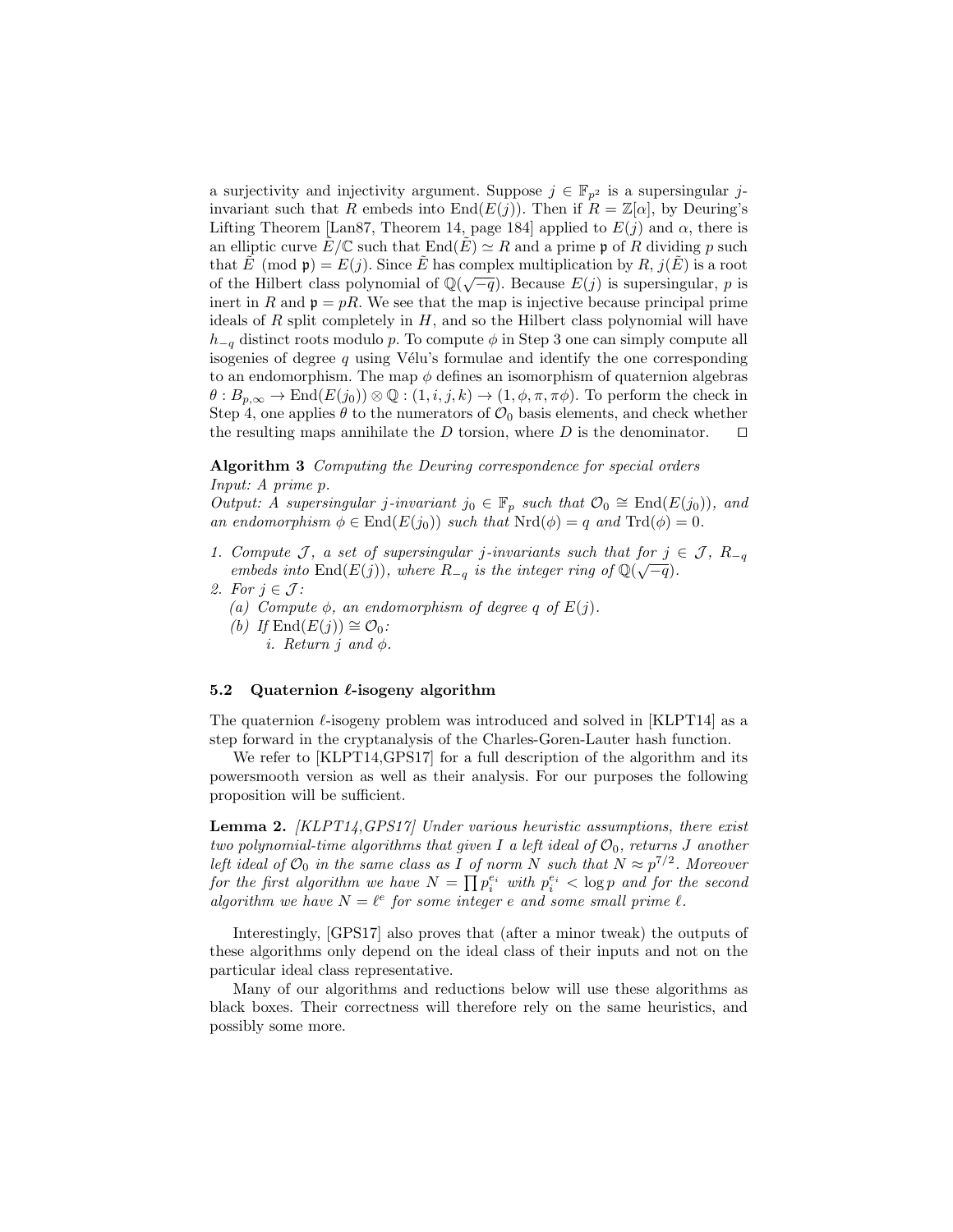a surjectivity and injectivity argument. Suppose $j \in \mathbb{F}_{p^2}$ is a supersingular $j$-invariant such that $R$ embeds into $\mathrm{End}(E(j))$. Then if $R = \mathbb{Z}[\alpha]$, by Deuring's Lifting Theorem [Lan87, Theorem 14, page 184] applied to $E(j)$ and $\alpha$, there is an elliptic curve $\tilde{E}/\mathbb{C}$ such that $\mathrm{End}(\tilde{E}) \simeq R$ and a prime $\mathfrak{p}$ of $R$ dividing $p$ such that $\tilde{E} \pmod{\mathfrak{p}} = E(j)$. Since $\tilde{E}$ has complex multiplication by $R$, $j(\tilde{E})$ is a root of the Hilbert class polynomial of $\mathbb{Q}(\sqrt{-q})$. Because $E(j)$ is supersingular, $p$ is inert in $R$ and $\mathfrak{p} = pR$. We see that the map is injective because principal prime ideals of $R$ split completely in $H$, and so the Hilbert class polynomial will have $h_{-q}$ distinct roots modulo $p$. To compute $\phi$ in Step 3 one can simply compute all isogenies of degree $q$ using Vélu's formulae and identify the one corresponding to an endomorphism. The map $\phi$ defines an isomorphism of quaternion algebras $\theta : B_{p,\infty} \to \mathrm{End}(E(j_0)) \otimes \mathbb{Q} : (1, i, j, k) \to (1, \phi, \pi, \pi\phi)$. To perform the check in Step 4, one applies $\theta$ to the numerators of $\mathcal{O}_0$ basis elements, and check whether the resulting maps annihilate the $D$ torsion, where $D$ is the denominator. $\square$

**Algorithm 3** *Computing the Deuring correspondence for special orders*
*Input: A prime $p$.*
*Output: A supersingular $j$-invariant $j_0 \in \mathbb{F}_p$ such that $\mathcal{O}_0 \cong \mathrm{End}(E(j_0))$, and an endomorphism $\phi \in \mathrm{End}(E(j_0))$ such that $\mathrm{Nrd}(\phi) = q$ and $\mathrm{Trd}(\phi) = 0$.*

1. *Compute $\mathcal{J}$, a set of supersingular $j$-invariants such that for $j \in \mathcal{J}$, $R_{-q}$ embeds into $\mathrm{End}(E(j))$, where $R_{-q}$ is the integer ring of $\mathbb{Q}(\sqrt{-q})$.*
2. *For $j \in \mathcal{J}$:*
   (a) *Compute $\phi$, an endomorphism of degree $q$ of $E(j)$.*
   (b) *If $\mathrm{End}(E(j)) \cong \mathcal{O}_0$:*
      i. *Return $j$ and $\phi$.*

### 5.2 Quaternion $\ell$-isogeny algorithm

The quaternion $\ell$-isogeny problem was introduced and solved in [KLPT14] as a step forward in the cryptanalysis of the Charles-Goren-Lauter hash function.

We refer to [KLPT14,GPS17] for a full description of the algorithm and its powersmooth version as well as their analysis. For our purposes the following proposition will be sufficient.

**Lemma 2.** *[KLPT14,GPS17] Under various heuristic assumptions, there exist two polynomial-time algorithms that given $I$ a left ideal of $\mathcal{O}_0$, returns $J$ another left ideal of $\mathcal{O}_0$ in the same class as $I$ of norm $N$ such that $N \approx p^{7/2}$. Moreover for the first algorithm we have $N = \prod p_i^{e_i}$ with $p_i^{e_i} < \log p$ and for the second algorithm we have $N = \ell^e$ for some integer $e$ and some small prime $\ell$.*

Interestingly, [GPS17] also proves that (after a minor tweak) the outputs of these algorithms only depend on the ideal class of their inputs and not on the particular ideal class representative.

Many of our algorithms and reductions below will use these algorithms as black boxes. Their correctness will therefore rely on the same heuristics, and possibly some more.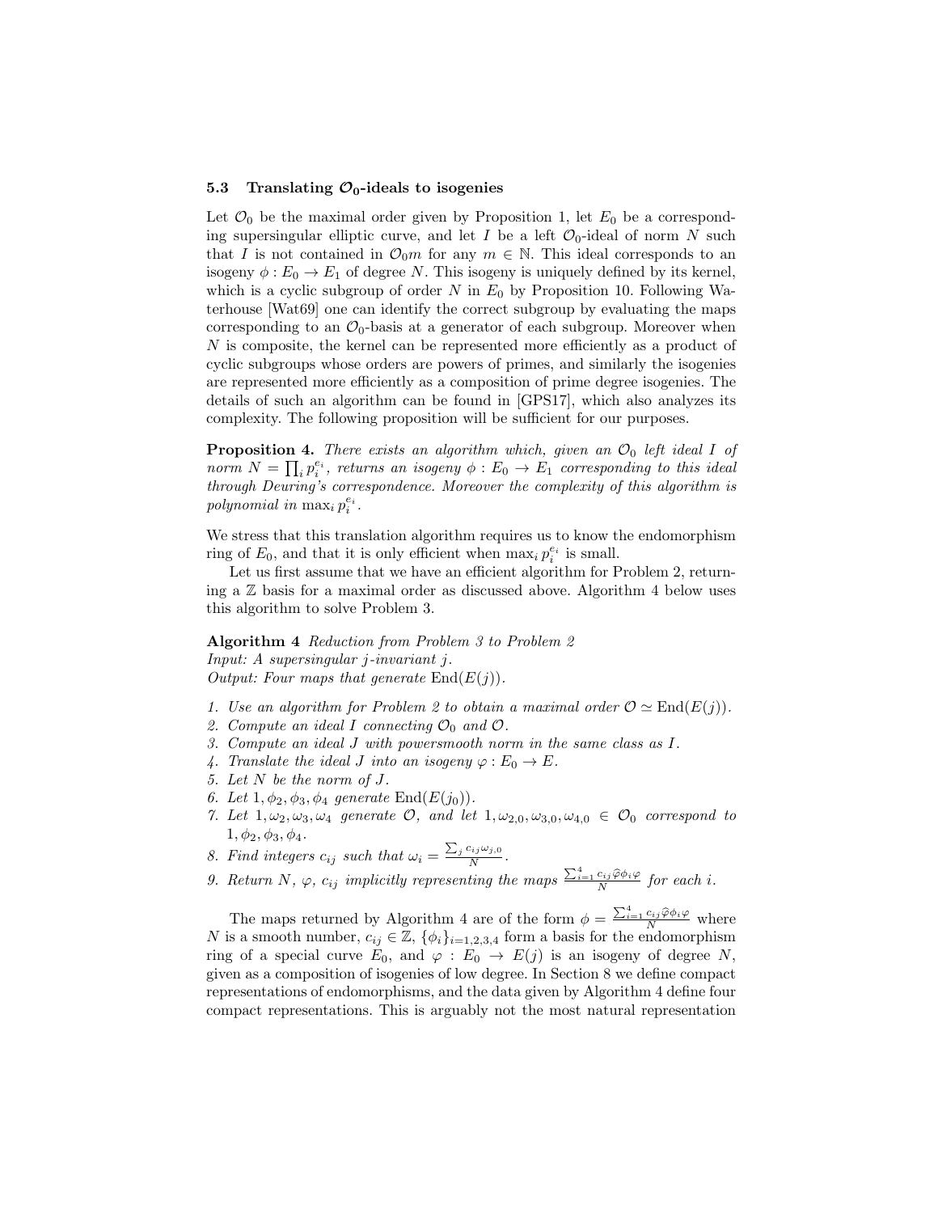### 5.3 Translating $\mathcal{O}_0$-ideals to isogenies

Let $\mathcal{O}_0$ be the maximal order given by Proposition 1, let $E_0$ be a corresponding supersingular elliptic curve, and let $I$ be a left $\mathcal{O}_0$-ideal of norm $N$ such that $I$ is not contained in $\mathcal{O}_0 m$ for any $m \in \mathbb{N}$. This ideal corresponds to an isogeny $\phi : E_0 \to E_1$ of degree $N$. This isogeny is uniquely defined by its kernel, which is a cyclic subgroup of order $N$ in $E_0$ by Proposition 10. Following Waterhouse [Wat69] one can identify the correct subgroup by evaluating the maps corresponding to an $\mathcal{O}_0$-basis at a generator of each subgroup. Moreover when $N$ is composite, the kernel can be represented more efficiently as a product of cyclic subgroups whose orders are powers of primes, and similarly the isogenies are represented more efficiently as a composition of prime degree isogenies. The details of such an algorithm can be found in [GPS17], which also analyzes its complexity. The following proposition will be sufficient for our purposes.

**Proposition 4.** *There exists an algorithm which, given an $\mathcal{O}_0$ left ideal $I$ of norm $N = \prod_i p_i^{e_i}$, returns an isogeny $\phi : E_0 \to E_1$ corresponding to this ideal through Deuring's correspondence. Moreover the complexity of this algorithm is polynomial in $\max_i p_i^{e_i}$.*

We stress that this translation algorithm requires us to know the endomorphism ring of $E_0$, and that it is only efficient when $\max_i p_i^{e_i}$ is small.

Let us first assume that we have an efficient algorithm for Problem 2, returning a $\mathbb{Z}$ basis for a maximal order as discussed above. Algorithm 4 below uses this algorithm to solve Problem 3.

**Algorithm 4** *Reduction from Problem 3 to Problem 2*
*Input: A supersingular $j$-invariant $j$.*
*Output: Four maps that generate $\mathrm{End}(E(j))$.*

1. *Use an algorithm for Problem 2 to obtain a maximal order $\mathcal{O} \simeq \mathrm{End}(E(j))$.*
2. *Compute an ideal $I$ connecting $\mathcal{O}_0$ and $\mathcal{O}$.*
3. *Compute an ideal $J$ with powersmooth norm in the same class as $I$.*
4. *Translate the ideal $J$ into an isogeny $\varphi : E_0 \to E$.*
5. *Let $N$ be the norm of $J$.*
6. *Let $1, \phi_2, \phi_3, \phi_4$ generate $\mathrm{End}(E(j_0))$.*
7. *Let $1, \omega_2, \omega_3, \omega_4$ generate $\mathcal{O}$, and let $1, \omega_{2,0}, \omega_{3,0}, \omega_{4,0} \in \mathcal{O}_0$ correspond to $1, \phi_2, \phi_3, \phi_4$.*
8. *Find integers $c_{ij}$ such that $\omega_i = \frac{\sum_j c_{ij}\omega_{j,0}}{N}$.*
9. *Return $N$, $\varphi$, $c_{ij}$ implicitly representing the maps $\frac{\sum_{i=1}^4 c_{ij}\widehat{\varphi}\phi_i\varphi}{N}$ for each $i$.*

The maps returned by Algorithm 4 are of the form $\phi = \frac{\sum_{i=1}^4 c_{ij}\widehat{\varphi}\phi_i\varphi}{N}$ where $N$ is a smooth number, $c_{ij} \in \mathbb{Z}$, $\{\phi_i\}_{i=1,2,3,4}$ form a basis for the endomorphism ring of a special curve $E_0$, and $\varphi : E_0 \to E(j)$ is an isogeny of degree $N$, given as a composition of isogenies of low degree. In Section 8 we define compact representations of endomorphisms, and the data given by Algorithm 4 define four compact representations. This is arguably not the most natural representation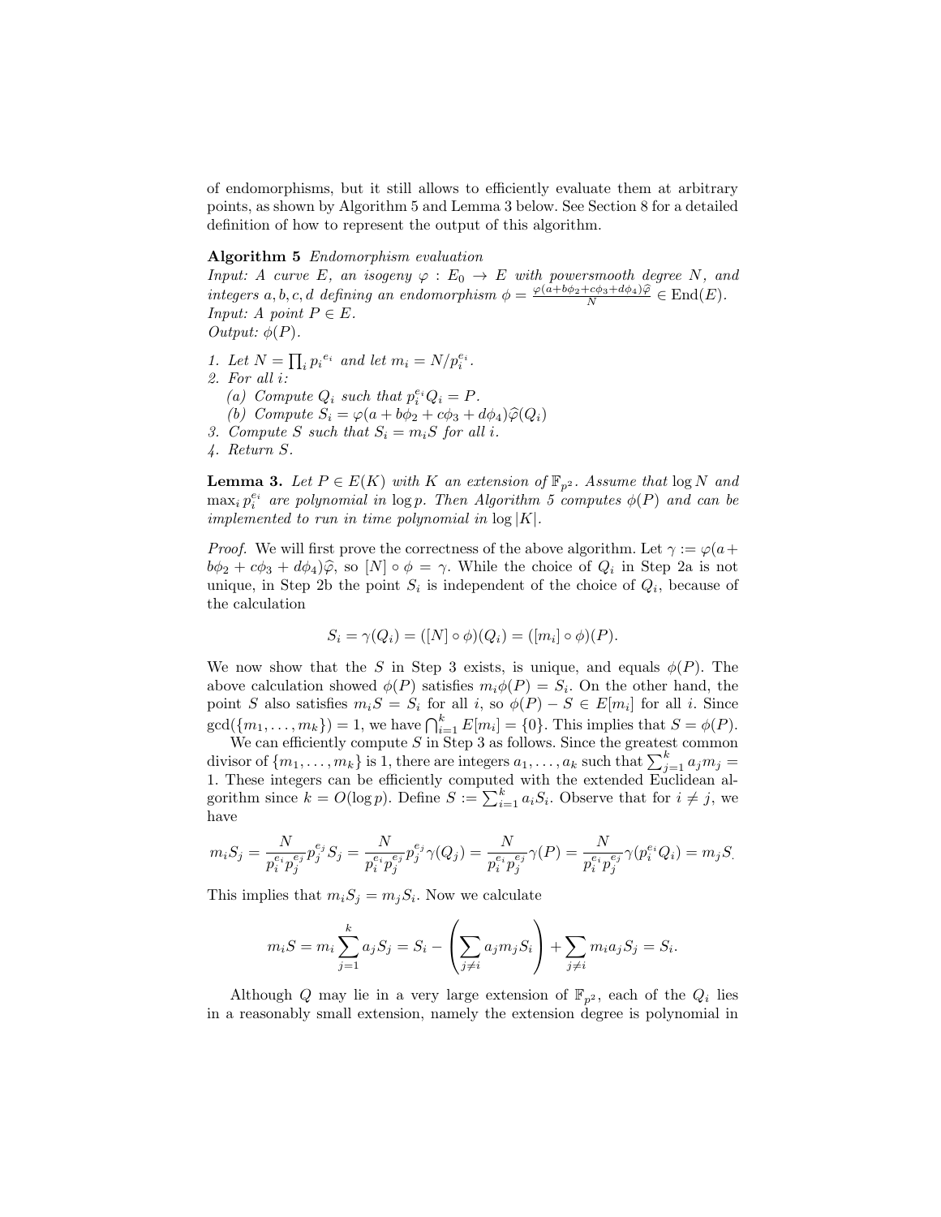of endomorphisms, but it still allows to efficiently evaluate them at arbitrary points, as shown by Algorithm 5 and Lemma 3 below. See Section 8 for a detailed definition of how to represent the output of this algorithm.

**Algorithm 5** *Endomorphism evaluation*

*Input: A curve $E$, an isogeny $\varphi : E_0 \to E$ with powersmooth degree $N$, and integers $a, b, c, d$ defining an endomorphism $\phi = \frac{\varphi(a+b\phi_2+c\phi_3+d\phi_4)\widehat{\varphi}}{N} \in \mathrm{End}(E)$.*
*Input: A point $P \in E$.*
*Output: $\phi(P)$.*

1. *Let $N = \prod_i p_i^{e_i}$ and let $m_i = N/p_i^{e_i}$.*
2. *For all $i$:*
   (a) *Compute $Q_i$ such that $p_i^{e_i} Q_i = P$.*
   (b) *Compute $S_i = \varphi(a + b\phi_2 + c\phi_3 + d\phi_4)\widehat{\varphi}(Q_i)$*
3. *Compute $S$ such that $S_i = m_i S$ for all $i$.*
4. *Return $S$.*

**Lemma 3.** *Let $P \in E(K)$ with $K$ an extension of $\mathbb{F}_{p^2}$. Assume that $\log N$ and $\max_i p_i^{e_i}$ are polynomial in $\log p$. Then Algorithm 5 computes $\phi(P)$ and can be implemented to run in time polynomial in $\log |K|$.*

*Proof.* We will first prove the correctness of the above algorithm. Let $\gamma := \varphi(a + b\phi_2 + c\phi_3 + d\phi_4)\widehat{\varphi}$, so $[N] \circ \phi = \gamma$. While the choice of $Q_i$ in Step 2a is not unique, in Step 2b the point $S_i$ is independent of the choice of $Q_i$, because of the calculation

$$S_i = \gamma(Q_i) = ([N] \circ \phi)(Q_i) = ([m_i] \circ \phi)(P).$$

We now show that the $S$ in Step 3 exists, is unique, and equals $\phi(P)$. The above calculation showed $\phi(P)$ satisfies $m_i \phi(P) = S_i$. On the other hand, the point $S$ also satisfies $m_i S = S_i$ for all $i$, so $\phi(P) - S \in E[m_i]$ for all $i$. Since $\gcd(\{m_1, \ldots, m_k\}) = 1$, we have $\bigcap_{i=1}^k E[m_i] = \{0\}$. This implies that $S = \phi(P)$.

We can efficiently compute $S$ in Step 3 as follows. Since the greatest common divisor of $\{m_1, \ldots, m_k\}$ is 1, there are integers $a_1, \ldots, a_k$ such that $\sum_{j=1}^k a_j m_j = 1$. These integers can be efficiently computed with the extended Euclidean algorithm since $k = O(\log p)$. Define $S := \sum_{i=1}^k a_i S_i$. Observe that for $i \neq j$, we have

$$m_i S_j = \frac{N}{p_i^{e_i} p_j^{e_j}} p_j^{e_j} S_j = \frac{N}{p_i^{e_i} p_j^{e_j}} p_j^{e_j} \gamma(Q_j) = \frac{N}{p_i^{e_i} p_j^{e_j}} \gamma(P) = \frac{N}{p_i^{e_i} p_j^{e_j}} \gamma(p_i^{e_i} Q_i) = m_j S_i.$$

This implies that $m_i S_j = m_j S_i$. Now we calculate

$$m_i S = m_i \sum_{j=1}^k a_j S_j = S_i - \left( \sum_{j \neq i} a_j m_j S_i \right) + \sum_{j \neq i} m_i a_j S_j = S_i.$$

Although $Q$ may lie in a very large extension of $\mathbb{F}_{p^2}$, each of the $Q_i$ lies in a reasonably small extension, namely the extension degree is polynomial in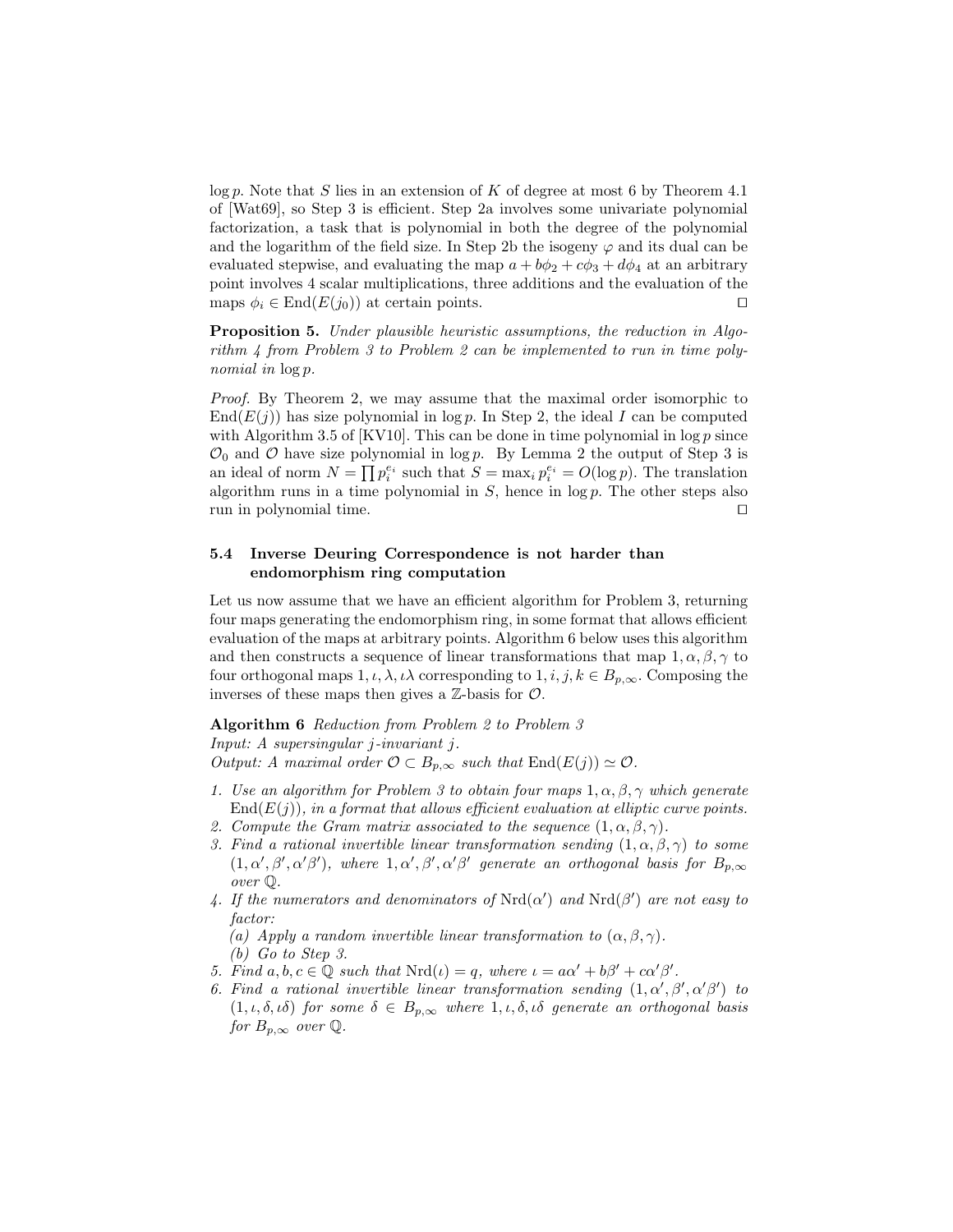$\log p$. Note that $S$ lies in an extension of $K$ of degree at most 6 by Theorem 4.1 of [Wat69], so Step 3 is efficient. Step 2a involves some univariate polynomial factorization, a task that is polynomial in both the degree of the polynomial and the logarithm of the field size. In Step 2b the isogeny $\varphi$ and its dual can be evaluated stepwise, and evaluating the map $a + b\phi_2 + c\phi_3 + d\phi_4$ at an arbitrary point involves 4 scalar multiplications, three additions and the evaluation of the maps $\phi_i \in \mathrm{End}(E(j_0))$ at certain points. □

**Proposition 5.** *Under plausible heuristic assumptions, the reduction in Algorithm 4 from Problem 3 to Problem 2 can be implemented to run in time polynomial in* $\log p$.

*Proof.* By Theorem 2, we may assume that the maximal order isomorphic to $\mathrm{End}(E(j))$ has size polynomial in $\log p$. In Step 2, the ideal $I$ can be computed with Algorithm 3.5 of [KV10]. This can be done in time polynomial in $\log p$ since $\mathcal{O}_0$ and $\mathcal{O}$ have size polynomial in $\log p$. By Lemma 2 the output of Step 3 is an ideal of norm $N = \prod p_i^{e_i}$ such that $S = \max_i p_i^{e_i} = O(\log p)$. The translation algorithm runs in a time polynomial in $S$, hence in $\log p$. The other steps also run in polynomial time. □

### 5.4 Inverse Deuring Correspondence is not harder than endomorphism ring computation

Let us now assume that we have an efficient algorithm for Problem 3, returning four maps generating the endomorphism ring, in some format that allows efficient evaluation of the maps at arbitrary points. Algorithm 6 below uses this algorithm and then constructs a sequence of linear transformations that map $1, \alpha, \beta, \gamma$ to four orthogonal maps $1, \iota, \lambda, \iota\lambda$ corresponding to $1, i, j, k \in B_{p,\infty}$. Composing the inverses of these maps then gives a $\mathbb{Z}$-basis for $\mathcal{O}$.

**Algorithm 6** *Reduction from Problem 2 to Problem 3*
*Input: A supersingular $j$-invariant $j$.*
*Output: A maximal order $\mathcal{O} \subset B_{p,\infty}$ such that $\mathrm{End}(E(j)) \simeq \mathcal{O}$.*

1. *Use an algorithm for Problem 3 to obtain four maps $1, \alpha, \beta, \gamma$ which generate $\mathrm{End}(E(j))$, in a format that allows efficient evaluation at elliptic curve points.*
2. *Compute the Gram matrix associated to the sequence $(1, \alpha, \beta, \gamma)$.*
3. *Find a rational invertible linear transformation sending $(1, \alpha, \beta, \gamma)$ to some $(1, \alpha', \beta', \alpha'\beta')$, where $1, \alpha', \beta', \alpha'\beta'$ generate an orthogonal basis for $B_{p,\infty}$ over $\mathbb{Q}$.*
4. *If the numerators and denominators of $\mathrm{Nrd}(\alpha')$ and $\mathrm{Nrd}(\beta')$ are not easy to factor:*
   *(a) Apply a random invertible linear transformation to $(\alpha, \beta, \gamma)$.*
   *(b) Go to Step 3.*
5. *Find $a, b, c \in \mathbb{Q}$ such that $\mathrm{Nrd}(\iota) = q$, where $\iota = a\alpha' + b\beta' + c\alpha'\beta'$.*
6. *Find a rational invertible linear transformation sending $(1, \alpha', \beta', \alpha'\beta')$ to $(1, \iota, \delta, \iota\delta)$ for some $\delta \in B_{p,\infty}$ where $1, \iota, \delta, \iota\delta$ generate an orthogonal basis for $B_{p,\infty}$ over $\mathbb{Q}$.*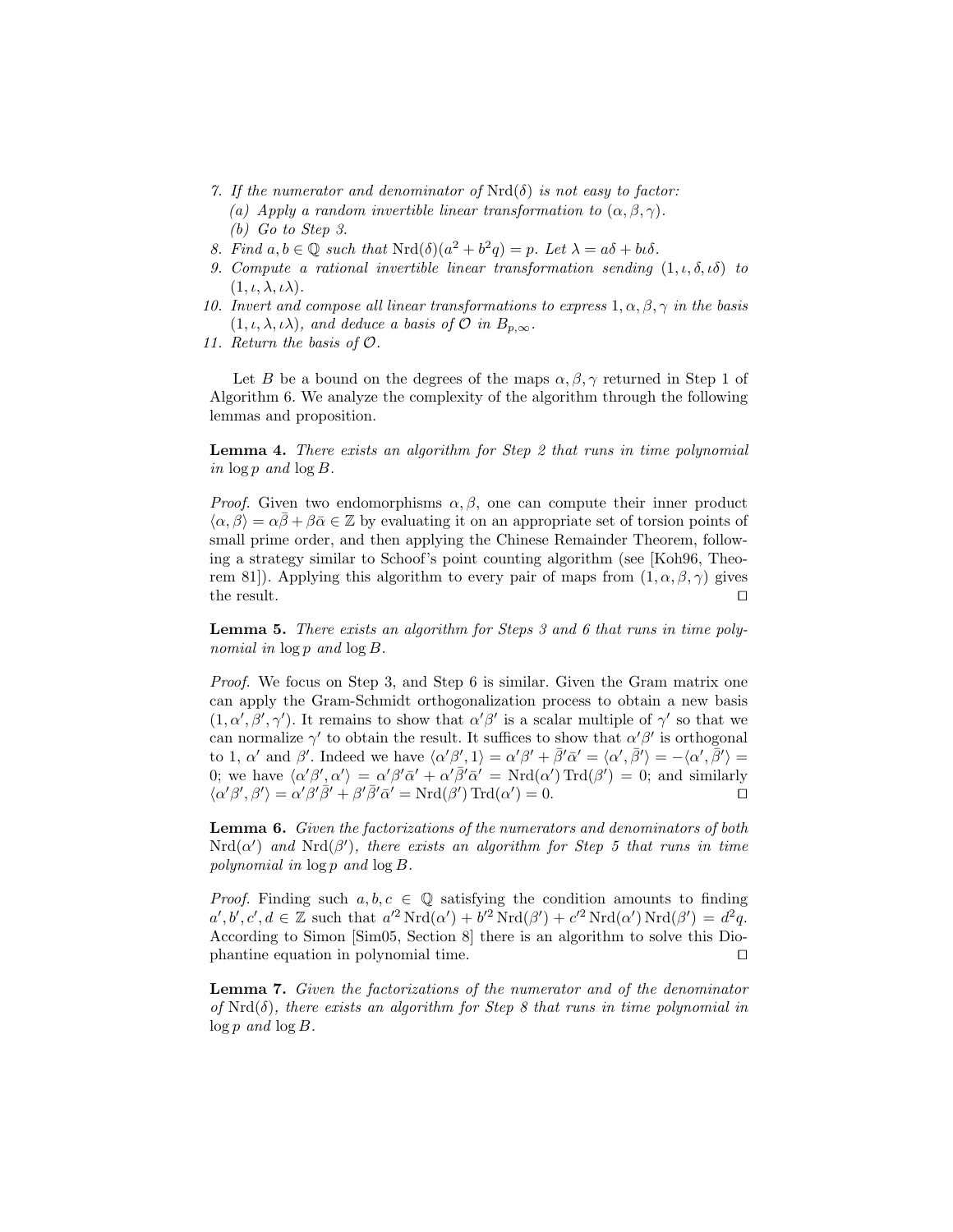7. *If the numerator and denominator of* $\mathrm{Nrd}(\delta)$ *is not easy to factor:*
   (a) *Apply a random invertible linear transformation to* $(\alpha, \beta, \gamma)$.
   (b) *Go to Step 3.*
8. *Find* $a, b \in \mathbb{Q}$ *such that* $\mathrm{Nrd}(\delta)(a^2 + b^2 q) = p$. *Let* $\lambda = a\delta + b\iota\delta$.
9. *Compute a rational invertible linear transformation sending* $(1, \iota, \delta, \iota\delta)$ *to* $(1, \iota, \lambda, \iota\lambda)$.
10. *Invert and compose all linear transformations to express* $1, \alpha, \beta, \gamma$ *in the basis* $(1, \iota, \lambda, \iota\lambda)$, *and deduce a basis of* $\mathcal{O}$ *in* $B_{p,\infty}$.
11. *Return the basis of* $\mathcal{O}$.

Let $B$ be a bound on the degrees of the maps $\alpha, \beta, \gamma$ returned in Step 1 of Algorithm 6. We analyze the complexity of the algorithm through the following lemmas and proposition.

**Lemma 4.** *There exists an algorithm for Step 2 that runs in time polynomial in* $\log p$ *and* $\log B$.

*Proof.* Given two endomorphisms $\alpha, \beta$, one can compute their inner product $\langle \alpha, \beta \rangle = \alpha\bar{\beta} + \beta\bar{\alpha} \in \mathbb{Z}$ by evaluating it on an appropriate set of torsion points of small prime order, and then applying the Chinese Remainder Theorem, following a strategy similar to Schoof's point counting algorithm (see [Koh96, Theorem 81]). Applying this algorithm to every pair of maps from $(1, \alpha, \beta, \gamma)$ gives the result. □

**Lemma 5.** *There exists an algorithm for Steps 3 and 6 that runs in time polynomial in* $\log p$ *and* $\log B$.

*Proof.* We focus on Step 3, and Step 6 is similar. Given the Gram matrix one can apply the Gram-Schmidt orthogonalization process to obtain a new basis $(1, \alpha', \beta', \gamma')$. It remains to show that $\alpha'\beta'$ is a scalar multiple of $\gamma'$ so that we can normalize $\gamma'$ to obtain the result. It suffices to show that $\alpha'\beta'$ is orthogonal to 1, $\alpha'$ and $\beta'$. Indeed we have $\langle \alpha'\beta', 1 \rangle = \alpha'\beta' + \bar{\beta}'\bar{\alpha}' = \langle \alpha', \bar{\beta}' \rangle = -\langle \alpha', \bar{\beta}' \rangle = 0$; we have $\langle \alpha'\beta', \alpha' \rangle = \alpha'\beta'\bar{\alpha}' + \alpha'\bar{\beta}'\bar{\alpha}' = \mathrm{Nrd}(\alpha')\,\mathrm{Trd}(\beta') = 0$; and similarly $\langle \alpha'\beta', \beta' \rangle = \alpha'\beta'\bar{\beta}' + \beta'\bar{\beta}'\bar{\alpha}' = \mathrm{Nrd}(\beta')\,\mathrm{Trd}(\alpha') = 0$. □

**Lemma 6.** *Given the factorizations of the numerators and denominators of both* $\mathrm{Nrd}(\alpha')$ *and* $\mathrm{Nrd}(\beta')$, *there exists an algorithm for Step 5 that runs in time polynomial in* $\log p$ *and* $\log B$.

*Proof.* Finding such $a, b, c \in \mathbb{Q}$ satisfying the condition amounts to finding $a', b', c', d \in \mathbb{Z}$ such that $a'^2\,\mathrm{Nrd}(\alpha') + b'^2\,\mathrm{Nrd}(\beta') + c'^2\,\mathrm{Nrd}(\alpha')\,\mathrm{Nrd}(\beta') = d^2 q$. According to Simon [Sim05, Section 8] there is an algorithm to solve this Diophantine equation in polynomial time. □

**Lemma 7.** *Given the factorizations of the numerator and of the denominator of* $\mathrm{Nrd}(\delta)$, *there exists an algorithm for Step 8 that runs in time polynomial in* $\log p$ *and* $\log B$.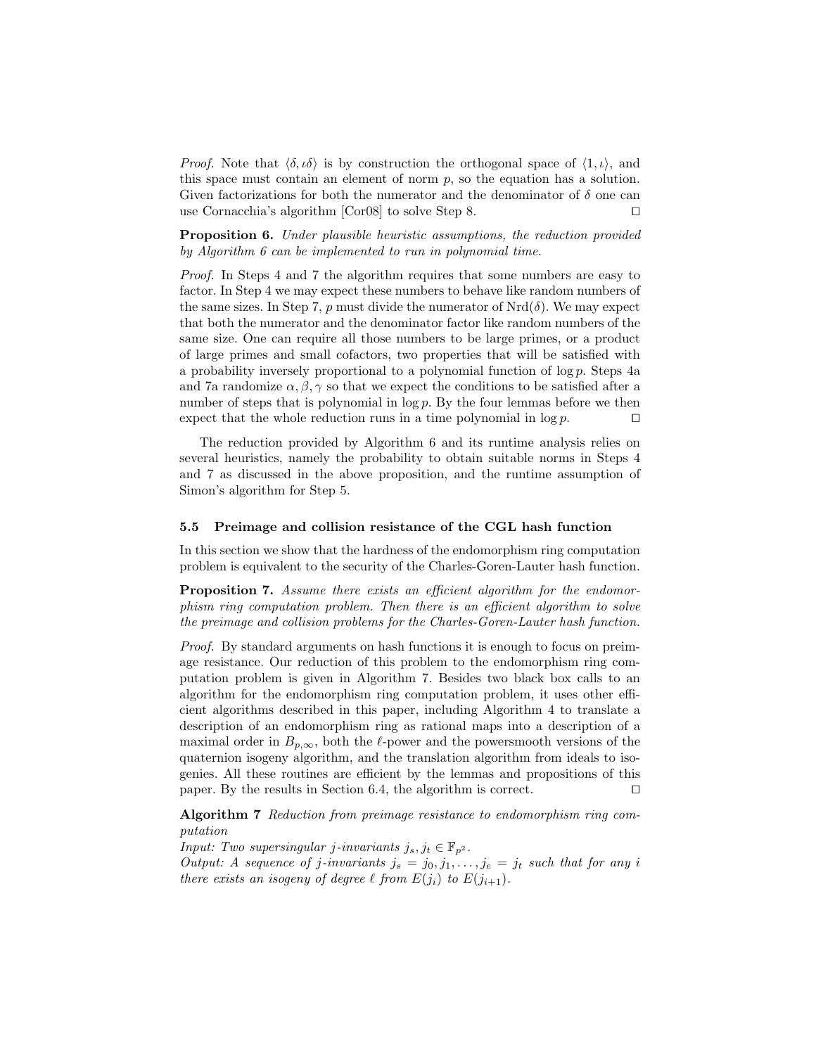*Proof.* Note that $\langle \delta, \iota\delta \rangle$ is by construction the orthogonal space of $\langle 1, \iota \rangle$, and this space must contain an element of norm $p$, so the equation has a solution. Given factorizations for both the numerator and the denominator of $\delta$ one can use Cornacchia's algorithm [Cor08] to solve Step 8. $\square$

**Proposition 6.** *Under plausible heuristic assumptions, the reduction provided by Algorithm 6 can be implemented to run in polynomial time.*

*Proof.* In Steps 4 and 7 the algorithm requires that some numbers are easy to factor. In Step 4 we may expect these numbers to behave like random numbers of the same sizes. In Step 7, $p$ must divide the numerator of $\mathrm{Nrd}(\delta)$. We may expect that both the numerator and the denominator factor like random numbers of the same size. One can require all those numbers to be large primes, or a product of large primes and small cofactors, two properties that will be satisfied with a probability inversely proportional to a polynomial function of $\log p$. Steps 4a and 7a randomize $\alpha, \beta, \gamma$ so that we expect the conditions to be satisfied after a number of steps that is polynomial in $\log p$. By the four lemmas before we then expect that the whole reduction runs in a time polynomial in $\log p$. $\square$

The reduction provided by Algorithm 6 and its runtime analysis relies on several heuristics, namely the probability to obtain suitable norms in Steps 4 and 7 as discussed in the above proposition, and the runtime assumption of Simon's algorithm for Step 5.

### 5.5 Preimage and collision resistance of the CGL hash function

In this section we show that the hardness of the endomorphism ring computation problem is equivalent to the security of the Charles-Goren-Lauter hash function.

**Proposition 7.** *Assume there exists an efficient algorithm for the endomorphism ring computation problem. Then there is an efficient algorithm to solve the preimage and collision problems for the Charles-Goren-Lauter hash function.*

*Proof.* By standard arguments on hash functions it is enough to focus on preimage resistance. Our reduction of this problem to the endomorphism ring computation problem is given in Algorithm 7. Besides two black box calls to an algorithm for the endomorphism ring computation problem, it uses other efficient algorithms described in this paper, including Algorithm 4 to translate a description of an endomorphism ring as rational maps into a description of a maximal order in $B_{p,\infty}$, both the $\ell$-power and the powersmooth versions of the quaternion isogeny algorithm, and the translation algorithm from ideals to isogenies. All these routines are efficient by the lemmas and propositions of this paper. By the results in Section 6.4, the algorithm is correct. $\square$

**Algorithm 7** *Reduction from preimage resistance to endomorphism ring computation*

*Input: Two supersingular j-invariants $j_s, j_t \in \mathbb{F}_{p^2}$.*

*Output: A sequence of j-invariants $j_s = j_0, j_1, \ldots, j_e = j_t$ such that for any $i$ there exists an isogeny of degree $\ell$ from $E(j_i)$ to $E(j_{i+1})$.*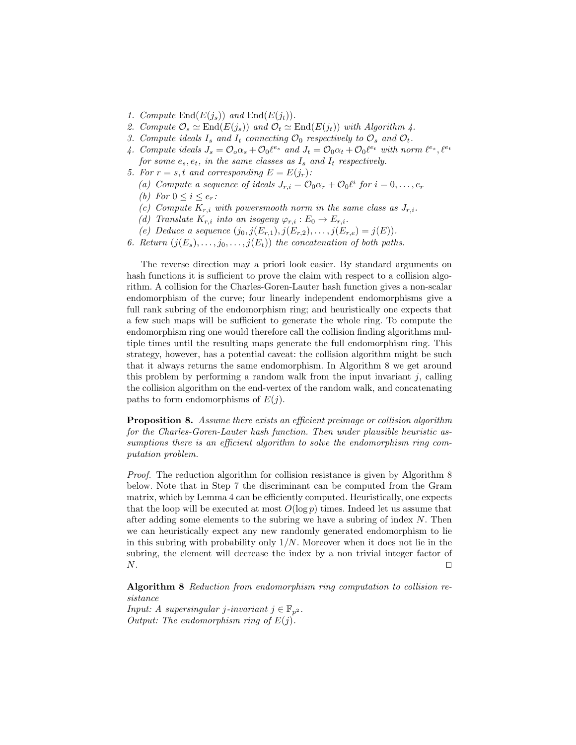1. *Compute* $\mathrm{End}(E(j_s))$ *and* $\mathrm{End}(E(j_t))$.
2. *Compute* $\mathcal{O}_s \simeq \mathrm{End}(E(j_s))$ *and* $\mathcal{O}_t \simeq \mathrm{End}(E(j_t))$ *with Algorithm 4.*
3. *Compute ideals* $I_s$ *and* $I_t$ *connecting* $\mathcal{O}_0$ *respectively to* $\mathcal{O}_s$ *and* $\mathcal{O}_t$.
4. *Compute ideals* $J_s = \mathcal{O}_o\alpha_s + \mathcal{O}_0\ell^{e_s}$ *and* $J_t = \mathcal{O}_0\alpha_t + \mathcal{O}_0\ell^{e_t}$ *with norm* $\ell^{e_s}, \ell^{e_t}$ *for some* $e_s, e_t$, *in the same classes as* $I_s$ *and* $I_t$ *respectively.*
5. *For* $r = s, t$ *and corresponding* $E = E(j_r)$:
   (a) *Compute a sequence of ideals* $J_{r,i} = \mathcal{O}_0\alpha_r + \mathcal{O}_0\ell^i$ *for* $i = 0, \ldots, e_r$
   (b) *For* $0 \le i \le e_r$:
   (c) *Compute* $K_{r,i}$ *with powersmooth norm in the same class as* $J_{r,i}$.
   (d) *Translate* $K_{r,i}$ *into an isogeny* $\varphi_{r,i} : E_0 \to E_{r,i}$.
   (e) *Deduce a sequence* $(j_0, j(E_{r,1}), j(E_{r,2}), \ldots, j(E_{r,e}) = j(E))$.
6. *Return* $(j(E_s), \ldots, j_0, \ldots, j(E_t))$ *the concatenation of both paths.*

The reverse direction may a priori look easier. By standard arguments on hash functions it is sufficient to prove the claim with respect to a collision algorithm. A collision for the Charles-Goren-Lauter hash function gives a non-scalar endomorphism of the curve; four linearly independent endomorphisms give a full rank subring of the endomorphism ring; and heuristically one expects that a few such maps will be sufficient to generate the whole ring. To compute the endomorphism ring one would therefore call the collision finding algorithms multiple times until the resulting maps generate the full endomorphism ring. This strategy, however, has a potential caveat: the collision algorithm might be such that it always returns the same endomorphism. In Algorithm 8 we get around this problem by performing a random walk from the input invariant $j$, calling the collision algorithm on the end-vertex of the random walk, and concatenating paths to form endomorphisms of $E(j)$.

**Proposition 8.** *Assume there exists an efficient preimage or collision algorithm for the Charles-Goren-Lauter hash function. Then under plausible heuristic assumptions there is an efficient algorithm to solve the endomorphism ring computation problem.*

*Proof.* The reduction algorithm for collision resistance is given by Algorithm 8 below. Note that in Step 7 the discriminant can be computed from the Gram matrix, which by Lemma 4 can be efficiently computed. Heuristically, one expects that the loop will be executed at most $O(\log p)$ times. Indeed let us assume that after adding some elements to the subring we have a subring of index $N$. Then we can heuristically expect any new randomly generated endomorphism to lie in this subring with probability only $1/N$. Moreover when it does not lie in the subring, the element will decrease the index by a non trivial integer factor of $N$. ◻

**Algorithm 8** *Reduction from endomorphism ring computation to collision resistance*
*Input: A supersingular* $j$*-invariant* $j \in \mathbb{F}_{p^2}$.
*Output: The endomorphism ring of* $E(j)$.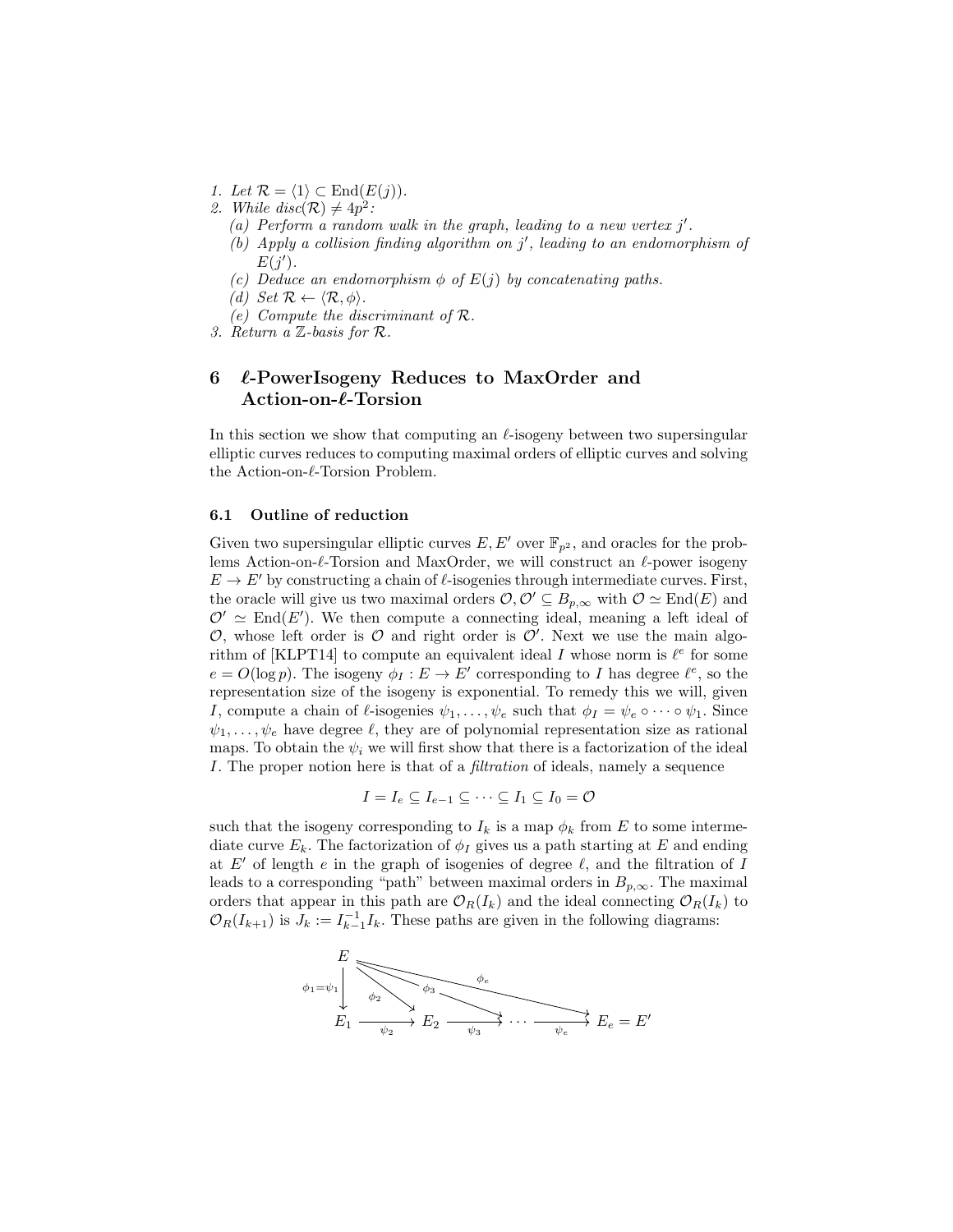1. *Let* $\mathcal{R} = \langle 1 \rangle \subset \mathrm{End}(E(j))$.
2. *While* $disc(\mathcal{R}) \neq 4p^2$:
   (a) *Perform a random walk in the graph, leading to a new vertex* $j'$.
   (b) *Apply a collision finding algorithm on* $j'$*, leading to an endomorphism of* $E(j')$.
   (c) *Deduce an endomorphism* $\phi$ *of* $E(j)$ *by concatenating paths.*
   (d) *Set* $\mathcal{R} \leftarrow \langle \mathcal{R}, \phi \rangle$.
   (e) *Compute the discriminant of* $\mathcal{R}$.
3. *Return a* $\mathbb{Z}$*-basis for* $\mathcal{R}$.

## 6 $\ell$-PowerIsogeny Reduces to MaxOrder and Action-on-$\ell$-Torsion

In this section we show that computing an $\ell$-isogeny between two supersingular elliptic curves reduces to computing maximal orders of elliptic curves and solving the Action-on-$\ell$-Torsion Problem.

### 6.1 Outline of reduction

Given two supersingular elliptic curves $E, E'$ over $\mathbb{F}_{p^2}$, and oracles for the problems Action-on-$\ell$-Torsion and MaxOrder, we will construct an $\ell$-power isogeny $E \to E'$ by constructing a chain of $\ell$-isogenies through intermediate curves. First, the oracle will give us two maximal orders $\mathcal{O}, \mathcal{O}' \subseteq B_{p,\infty}$ with $\mathcal{O} \simeq \mathrm{End}(E)$ and $\mathcal{O}' \simeq \mathrm{End}(E')$. We then compute a connecting ideal, meaning a left ideal of $\mathcal{O}$, whose left order is $\mathcal{O}$ and right order is $\mathcal{O}'$. Next we use the main algorithm of [KLPT14] to compute an equivalent ideal $I$ whose norm is $\ell^e$ for some $e = O(\log p)$. The isogeny $\phi_I : E \to E'$ corresponding to $I$ has degree $\ell^e$, so the representation size of the isogeny is exponential. To remedy this we will, given $I$, compute a chain of $\ell$-isogenies $\psi_1, \ldots, \psi_e$ such that $\phi_I = \psi_e \circ \cdots \circ \psi_1$. Since $\psi_1, \ldots, \psi_e$ have degree $\ell$, they are of polynomial representation size as rational maps. To obtain the $\psi_i$ we will first show that there is a factorization of the ideal $I$. The proper notion here is that of a *filtration* of ideals, namely a sequence

$$I = I_e \subseteq I_{e-1} \subseteq \cdots \subseteq I_1 \subseteq I_0 = \mathcal{O}$$

such that the isogeny corresponding to $I_k$ is a map $\phi_k$ from $E$ to some intermediate curve $E_k$. The factorization of $\phi_I$ gives us a path starting at $E$ and ending at $E'$ of length $e$ in the graph of isogenies of degree $\ell$, and the filtration of $I$ leads to a corresponding "path" between maximal orders in $B_{p,\infty}$. The maximal orders that appear in this path are $\mathcal{O}_R(I_k)$ and the ideal connecting $\mathcal{O}_R(I_k)$ to $\mathcal{O}_R(I_{k+1})$ is $J_k := I_{k-1}^{-1} I_k$. These paths are given in the following diagrams:

$$\begin{array}{ccccccc} E & & & & & & \\ \downarrow{\scriptstyle \phi_1=\psi_1} & \searrow{\scriptstyle \phi_2} & \searrow{\scriptstyle \phi_3} & & \searrow{\scriptstyle \phi_e} & & \\ E_1 & \xrightarrow{\psi_2} & E_2 & \xrightarrow{\psi_3} & \cdots & \xrightarrow{\psi_e} & E_e = E' \end{array}$$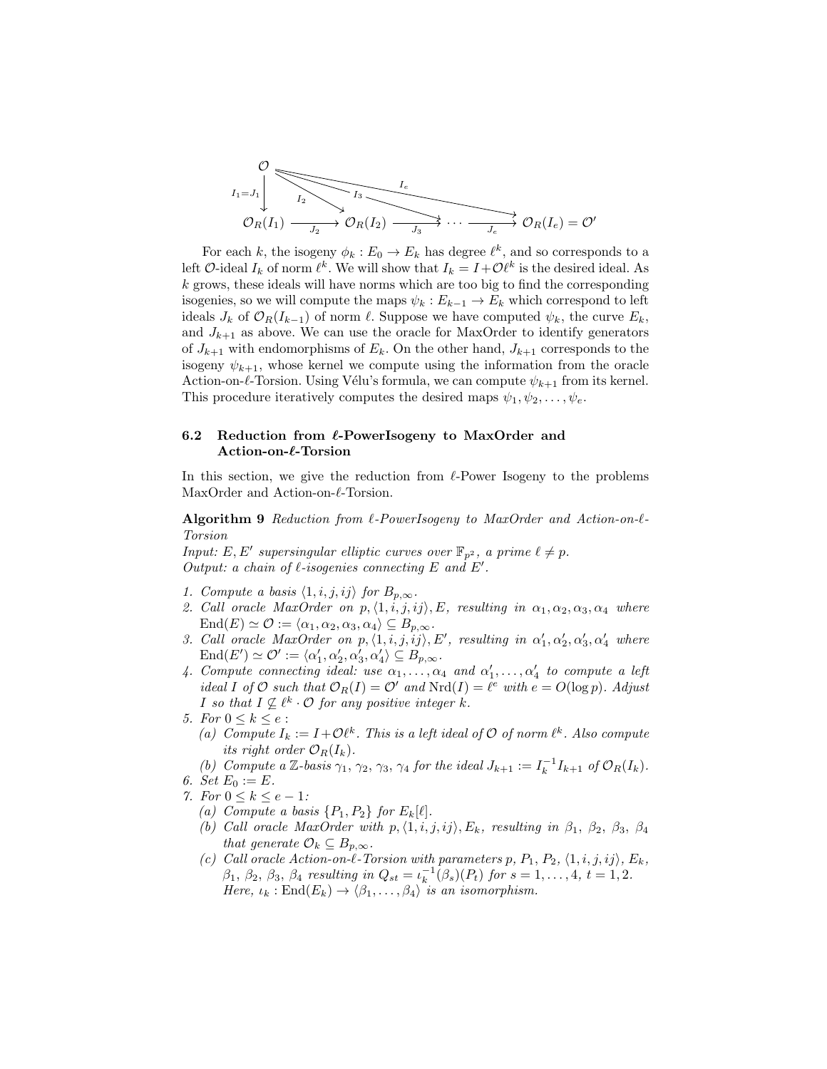$$
\begin{array}{ccccccc}
\mathcal{O} & & & & & & \\
\downarrow{\scriptstyle I_1=J_1} & \searrow^{I_2} & \searrow^{I_3} & & \searrow^{I_e} & & \\
\mathcal{O}_R(I_1) & \xrightarrow{J_2} & \mathcal{O}_R(I_2) & \xrightarrow{J_3} & \cdots & \xrightarrow{J_e} & \mathcal{O}_R(I_e) = \mathcal{O}'
\end{array}
$$

For each $k$, the isogeny $\phi_k : E_0 \to E_k$ has degree $\ell^k$, and so corresponds to a left $\mathcal{O}$-ideal $I_k$ of norm $\ell^k$. We will show that $I_k = I + \mathcal{O}\ell^k$ is the desired ideal. As $k$ grows, these ideals will have norms which are too big to find the corresponding isogenies, so we will compute the maps $\psi_k : E_{k-1} \to E_k$ which correspond to left ideals $J_k$ of $\mathcal{O}_R(I_{k-1})$ of norm $\ell$. Suppose we have computed $\psi_k$, the curve $E_k$, and $J_{k+1}$ as above. We can use the oracle for MaxOrder to identify generators of $J_{k+1}$ with endomorphisms of $E_k$. On the other hand, $J_{k+1}$ corresponds to the isogeny $\psi_{k+1}$, whose kernel we compute using the information from the oracle Action-on-$\ell$-Torsion. Using Vélu's formula, we can compute $\psi_{k+1}$ from its kernel. This procedure iteratively computes the desired maps $\psi_1, \psi_2, \ldots, \psi_e$.

### 6.2 Reduction from $\ell$-PowerIsogeny to MaxOrder and Action-on-$\ell$-Torsion

In this section, we give the reduction from $\ell$-Power Isogeny to the problems MaxOrder and Action-on-$\ell$-Torsion.

**Algorithm 9** *Reduction from $\ell$-PowerIsogeny to MaxOrder and Action-on-$\ell$-Torsion*

*Input: $E, E'$ supersingular elliptic curves over $\mathbb{F}_{p^2}$, a prime $\ell \neq p$.*
*Output: a chain of $\ell$-isogenies connecting $E$ and $E'$.*

1. *Compute a basis $\langle 1, i, j, ij \rangle$ for $B_{p,\infty}$.*
2. *Call oracle MaxOrder on $p, \langle 1, i, j, ij \rangle, E$, resulting in $\alpha_1, \alpha_2, \alpha_3, \alpha_4$ where $\mathrm{End}(E) \simeq \mathcal{O} := \langle \alpha_1, \alpha_2, \alpha_3, \alpha_4 \rangle \subseteq B_{p,\infty}$.*
3. *Call oracle MaxOrder on $p, \langle 1, i, j, ij \rangle, E'$, resulting in $\alpha'_1, \alpha'_2, \alpha'_3, \alpha'_4$ where $\mathrm{End}(E') \simeq \mathcal{O}' := \langle \alpha'_1, \alpha'_2, \alpha'_3, \alpha'_4 \rangle \subseteq B_{p,\infty}$.*
4. *Compute connecting ideal: use $\alpha_1, \ldots, \alpha_4$ and $\alpha'_1, \ldots, \alpha'_4$ to compute a left ideal $I$ of $\mathcal{O}$ such that $\mathcal{O}_R(I) = \mathcal{O}'$ and $\mathrm{Nrd}(I) = \ell^e$ with $e = O(\log p)$. Adjust $I$ so that $I \not\subseteq \ell^k \cdot \mathcal{O}$ for any positive integer $k$.*
5. *For $0 \leq k \leq e$ :*
   (a) *Compute $I_k := I + \mathcal{O}\ell^k$. This is a left ideal of $\mathcal{O}$ of norm $\ell^k$. Also compute its right order $\mathcal{O}_R(I_k)$.*
   (b) *Compute a $\mathbb{Z}$-basis $\gamma_1, \gamma_2, \gamma_3, \gamma_4$ for the ideal $J_{k+1} := I_k^{-1} I_{k+1}$ of $\mathcal{O}_R(I_k)$.*
6. *Set $E_0 := E$.*
7. *For $0 \leq k \leq e-1$:*
   (a) *Compute a basis $\{P_1, P_2\}$ for $E_k[\ell]$.*
   (b) *Call oracle MaxOrder with $p, \langle 1, i, j, ij \rangle, E_k$, resulting in $\beta_1$, $\beta_2$, $\beta_3$, $\beta_4$ that generate $\mathcal{O}_k \subseteq B_{p,\infty}$.*
   (c) *Call oracle Action-on-$\ell$-Torsion with parameters $p$, $P_1$, $P_2$, $\langle 1, i, j, ij \rangle$, $E_k$, $\beta_1$, $\beta_2$, $\beta_3$, $\beta_4$ resulting in $Q_{st} = \iota_k^{-1}(\beta_s)(P_t)$ for $s = 1, \ldots, 4$, $t = 1, 2$. Here, $\iota_k : \mathrm{End}(E_k) \to \langle \beta_1, \ldots, \beta_4 \rangle$ is an isomorphism.*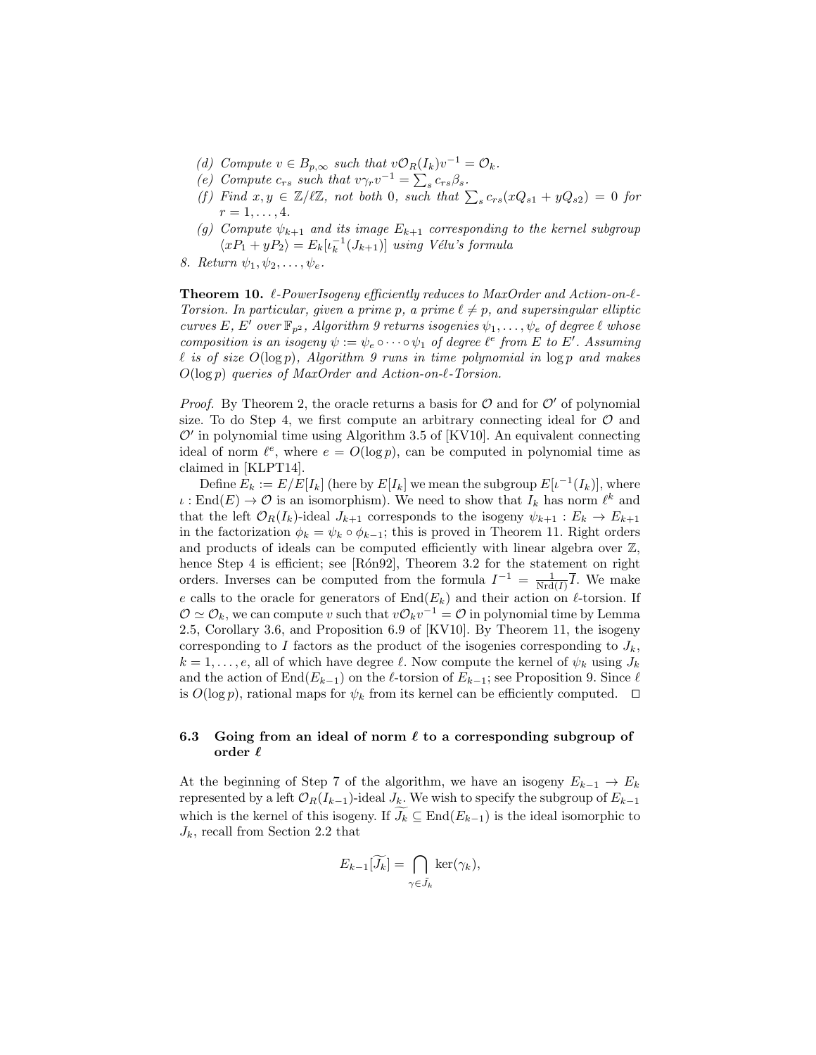(d) *Compute* $v \in B_{p,\infty}$ *such that* $v\mathcal{O}_R(I_k)v^{-1} = \mathcal{O}_k$.

(e) *Compute* $c_{rs}$ *such that* $v\gamma_r v^{-1} = \sum_s c_{rs}\beta_s$.

(f) *Find* $x, y \in \mathbb{Z}/\ell\mathbb{Z}$, *not both 0, such that* $\sum_s c_{rs}(xQ_{s1} + yQ_{s2}) = 0$ *for* $r = 1, \ldots, 4$.

(g) *Compute* $\psi_{k+1}$ *and its image* $E_{k+1}$ *corresponding to the kernel subgroup* $\langle xP_1 + yP_2 \rangle = E_k[\iota_k^{-1}(J_{k+1})]$ *using Vélu's formula*

8. *Return* $\psi_1, \psi_2, \ldots, \psi_e$.

**Theorem 10.** *$\ell$-PowerIsogeny efficiently reduces to MaxOrder and Action-on-$\ell$-Torsion. In particular, given a prime $p$, a prime $\ell \neq p$, and supersingular elliptic curves $E$, $E'$ over $\mathbb{F}_{p^2}$, Algorithm 9 returns isogenies $\psi_1, \ldots, \psi_e$ of degree $\ell$ whose composition is an isogeny $\psi := \psi_e \circ \cdots \circ \psi_1$ of degree $\ell^e$ from $E$ to $E'$. Assuming $\ell$ is of size $O(\log p)$, Algorithm 9 runs in time polynomial in $\log p$ and makes $O(\log p)$ queries of MaxOrder and Action-on-$\ell$-Torsion.*

*Proof.* By Theorem 2, the oracle returns a basis for $\mathcal{O}$ and for $\mathcal{O}'$ of polynomial size. To do Step 4, we first compute an arbitrary connecting ideal for $\mathcal{O}$ and $\mathcal{O}'$ in polynomial time using Algorithm 3.5 of [KV10]. An equivalent connecting ideal of norm $\ell^e$, where $e = O(\log p)$, can be computed in polynomial time as claimed in [KLPT14].

Define $E_k := E/E[I_k]$ (here by $E[I_k]$ we mean the subgroup $E[\iota^{-1}(I_k)]$, where $\iota : \mathrm{End}(E) \to \mathcal{O}$ is an isomorphism). We need to show that $I_k$ has norm $\ell^k$ and that the left $\mathcal{O}_R(I_k)$-ideal $J_{k+1}$ corresponds to the isogeny $\psi_{k+1} : E_k \to E_{k+1}$ in the factorization $\phi_k = \psi_k \circ \phi_{k-1}$; this is proved in Theorem 11. Right orders and products of ideals can be computed efficiently with linear algebra over $\mathbb{Z}$, hence Step 4 is efficient; see [Rón92], Theorem 3.2 for the statement on right orders. Inverses can be computed from the formula $I^{-1} = \frac{1}{\mathrm{Nrd}(I)}\overline{I}$. We make $e$ calls to the oracle for generators of $\mathrm{End}(E_k)$ and their action on $\ell$-torsion. If $\mathcal{O} \simeq \mathcal{O}_k$, we can compute $v$ such that $v\mathcal{O}_k v^{-1} = \mathcal{O}$ in polynomial time by Lemma 2.5, Corollary 3.6, and Proposition 6.9 of [KV10]. By Theorem 11, the isogeny corresponding to $I$ factors as the product of the isogenies corresponding to $J_k$, $k = 1, \ldots, e$, all of which have degree $\ell$. Now compute the kernel of $\psi_k$ using $J_k$ and the action of $\mathrm{End}(E_{k-1})$ on the $\ell$-torsion of $E_{k-1}$; see Proposition 9. Since $\ell$ is $O(\log p)$, rational maps for $\psi_k$ from its kernel can be efficiently computed. $\square$

### 6.3 Going from an ideal of norm $\ell$ to a corresponding subgroup of order $\ell$

At the beginning of Step 7 of the algorithm, we have an isogeny $E_{k-1} \to E_k$ represented by a left $\mathcal{O}_R(I_{k-1})$-ideal $J_k$. We wish to specify the subgroup of $E_{k-1}$ which is the kernel of this isogeny. If $\widetilde{J_k} \subseteq \mathrm{End}(E_{k-1})$ is the ideal isomorphic to $J_k$, recall from Section 2.2 that

$$E_{k-1}[\widetilde{J_k}] = \bigcap_{\gamma \in \tilde{J}_k} \ker(\gamma_k),$$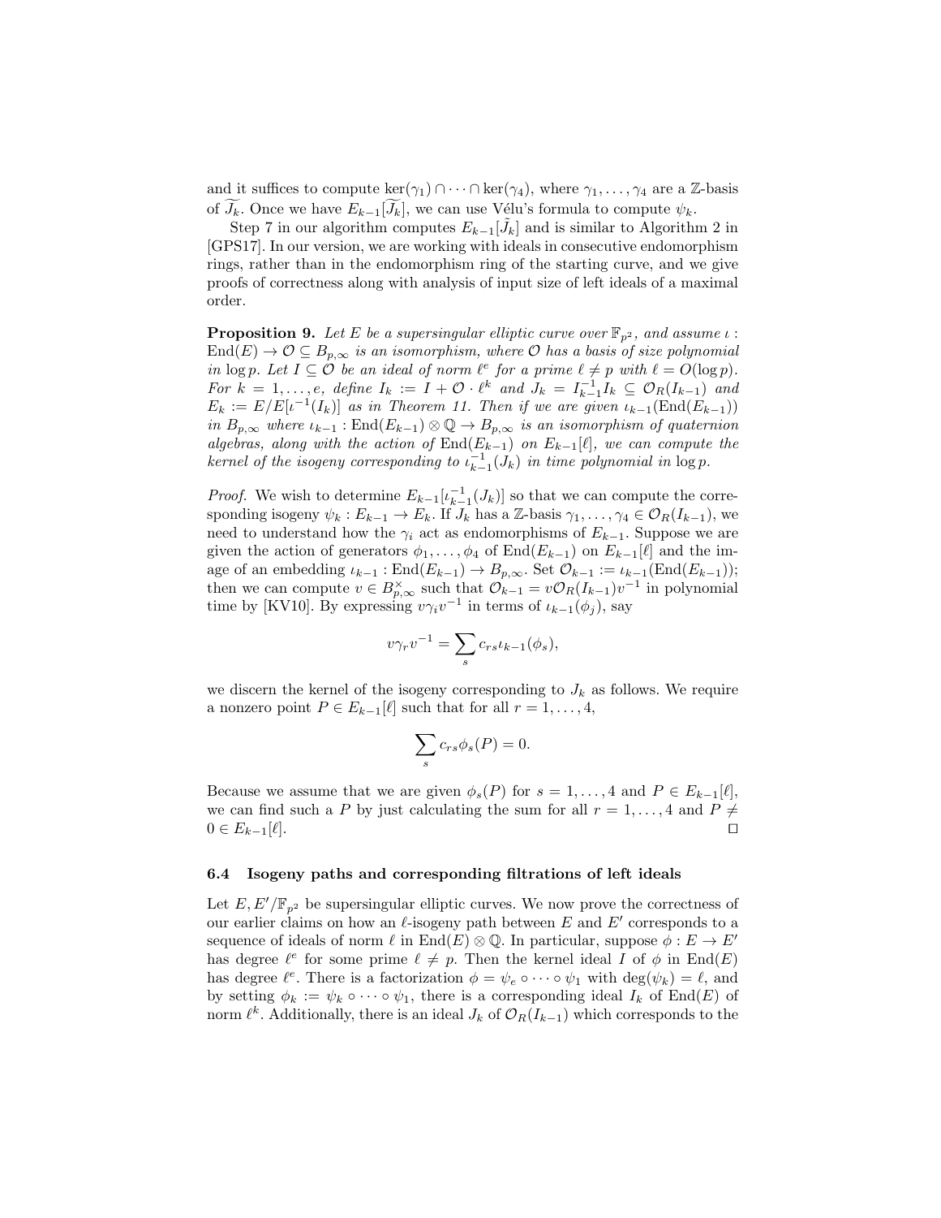and it suffices to compute $\ker(\gamma_1) \cap \cdots \cap \ker(\gamma_4)$, where $\gamma_1, \ldots, \gamma_4$ are a $\mathbb{Z}$-basis of $\widetilde{J_k}$. Once we have $E_{k-1}[\widetilde{J_k}]$, we can use Vélu's formula to compute $\psi_k$.

Step 7 in our algorithm computes $E_{k-1}[\tilde{J}_k]$ and is similar to Algorithm 2 in [GPS17]. In our version, we are working with ideals in consecutive endomorphism rings, rather than in the endomorphism ring of the starting curve, and we give proofs of correctness along with analysis of input size of left ideals of a maximal order.

**Proposition 9.** *Let $E$ be a supersingular elliptic curve over $\mathbb{F}_{p^2}$, and assume $\iota : \mathrm{End}(E) \to \mathcal{O} \subseteq B_{p,\infty}$ is an isomorphism, where $\mathcal{O}$ has a basis of size polynomial in $\log p$. Let $I \subseteq \mathcal{O}$ be an ideal of norm $\ell^e$ for a prime $\ell \neq p$ with $\ell = O(\log p)$. For $k = 1, \ldots, e$, define $I_k := I + \mathcal{O} \cdot \ell^k$ and $J_k = I_{k-1}^{-1} I_k \subseteq \mathcal{O}_R(I_{k-1})$ and $E_k := E/E[\iota^{-1}(I_k)]$ as in Theorem 11. Then if we are given $\iota_{k-1}(\mathrm{End}(E_{k-1}))$ in $B_{p,\infty}$ where $\iota_{k-1} : \mathrm{End}(E_{k-1}) \otimes \mathbb{Q} \to B_{p,\infty}$ is an isomorphism of quaternion algebras, along with the action of $\mathrm{End}(E_{k-1})$ on $E_{k-1}[\ell]$, we can compute the kernel of the isogeny corresponding to $\iota_{k-1}^{-1}(J_k)$ in time polynomial in $\log p$.*

*Proof.* We wish to determine $E_{k-1}[\iota_{k-1}^{-1}(J_k)]$ so that we can compute the corresponding isogeny $\psi_k : E_{k-1} \to E_k$. If $J_k$ has a $\mathbb{Z}$-basis $\gamma_1, \ldots, \gamma_4 \in \mathcal{O}_R(I_{k-1})$, we need to understand how the $\gamma_i$ act as endomorphisms of $E_{k-1}$. Suppose we are given the action of generators $\phi_1, \ldots, \phi_4$ of $\mathrm{End}(E_{k-1})$ on $E_{k-1}[\ell]$ and the image of an embedding $\iota_{k-1} : \mathrm{End}(E_{k-1}) \to B_{p,\infty}$. Set $\mathcal{O}_{k-1} := \iota_{k-1}(\mathrm{End}(E_{k-1}))$; then we can compute $v \in B_{p,\infty}^{\times}$ such that $\mathcal{O}_{k-1} = v\mathcal{O}_R(I_{k-1})v^{-1}$ in polynomial time by [KV10]. By expressing $v\gamma_i v^{-1}$ in terms of $\iota_{k-1}(\phi_j)$, say

$$v\gamma_r v^{-1} = \sum_s c_{rs} \iota_{k-1}(\phi_s),$$

we discern the kernel of the isogeny corresponding to $J_k$ as follows. We require a nonzero point $P \in E_{k-1}[\ell]$ such that for all $r = 1, \ldots, 4$,

$$\sum_s c_{rs} \phi_s(P) = 0.$$

Because we assume that we are given $\phi_s(P)$ for $s = 1, \ldots, 4$ and $P \in E_{k-1}[\ell]$, we can find such a $P$ by just calculating the sum for all $r = 1, \ldots, 4$ and $P \neq 0 \in E_{k-1}[\ell]$. ◻

### 6.4 Isogeny paths and corresponding filtrations of left ideals

Let $E, E'/\mathbb{F}_{p^2}$ be supersingular elliptic curves. We now prove the correctness of our earlier claims on how an $\ell$-isogeny path between $E$ and $E'$ corresponds to a sequence of ideals of norm $\ell$ in $\mathrm{End}(E) \otimes \mathbb{Q}$. In particular, suppose $\phi : E \to E'$ has degree $\ell^e$ for some prime $\ell \neq p$. Then the kernel ideal $I$ of $\phi$ in $\mathrm{End}(E)$ has degree $\ell^e$. There is a factorization $\phi = \psi_e \circ \cdots \circ \psi_1$ with $\deg(\psi_k) = \ell$, and by setting $\phi_k := \psi_k \circ \cdots \circ \psi_1$, there is a corresponding ideal $I_k$ of $\mathrm{End}(E)$ of norm $\ell^k$. Additionally, there is an ideal $J_k$ of $\mathcal{O}_R(I_{k-1})$ which corresponds to the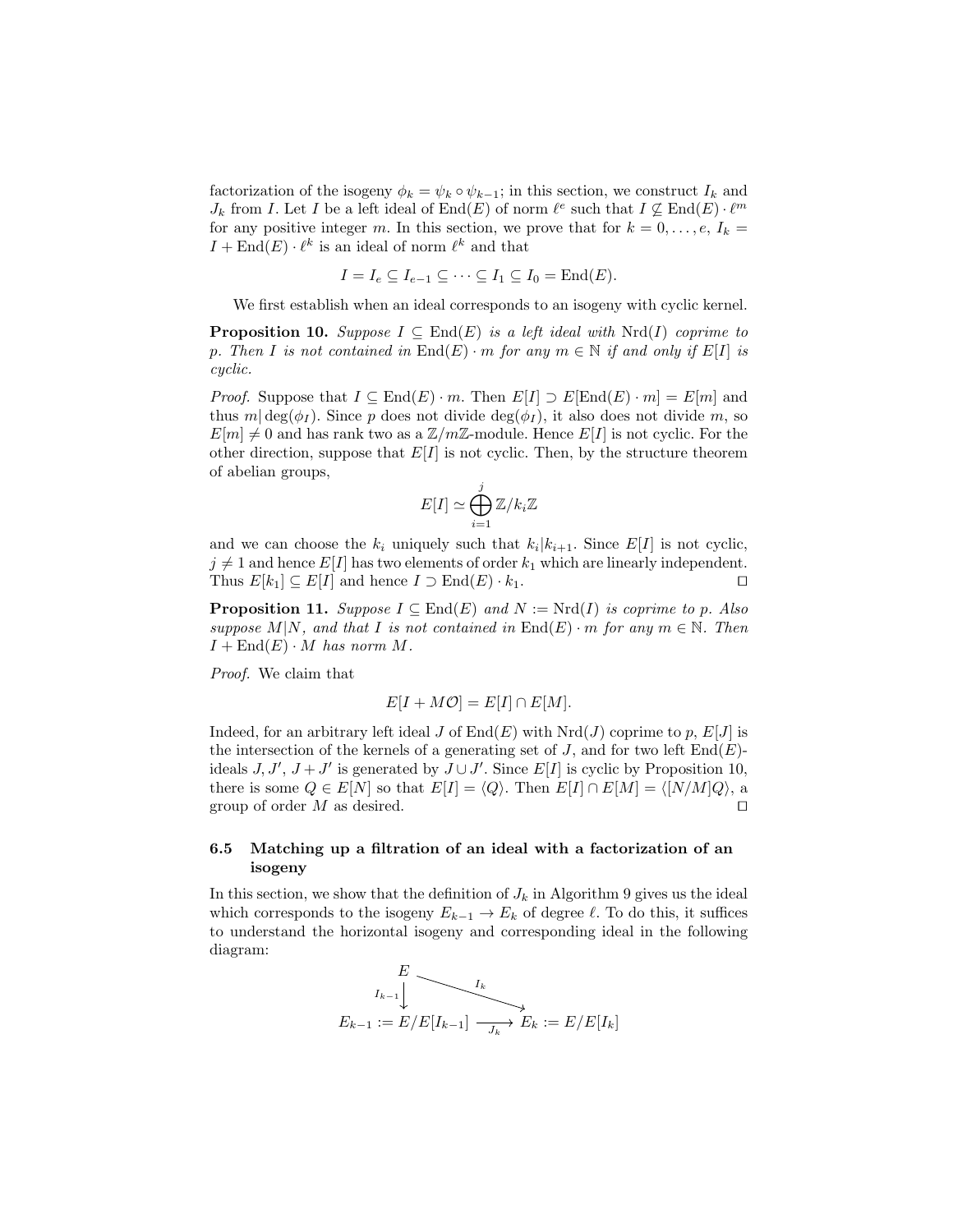factorization of the isogeny $\phi_k = \psi_k \circ \psi_{k-1}$; in this section, we construct $I_k$ and $J_k$ from $I$. Let $I$ be a left ideal of $\mathrm{End}(E)$ of norm $\ell^e$ such that $I \not\subseteq \mathrm{End}(E) \cdot \ell^m$ for any positive integer $m$. In this section, we prove that for $k = 0, \dots, e$, $I_k = I + \mathrm{End}(E) \cdot \ell^k$ is an ideal of norm $\ell^k$ and that

$$I = I_e \subseteq I_{e-1} \subseteq \dots \subseteq I_1 \subseteq I_0 = \mathrm{End}(E).$$

We first establish when an ideal corresponds to an isogeny with cyclic kernel.

**Proposition 10.** *Suppose $I \subseteq \mathrm{End}(E)$ is a left ideal with $\mathrm{Nrd}(I)$ coprime to $p$. Then $I$ is not contained in $\mathrm{End}(E) \cdot m$ for any $m \in \mathbb{N}$ if and only if $E[I]$ is cyclic.*

*Proof.* Suppose that $I \subseteq \mathrm{End}(E) \cdot m$. Then $E[I] \supset E[\mathrm{End}(E) \cdot m] = E[m]$ and thus $m | \deg(\phi_I)$. Since $p$ does not divide $\deg(\phi_I)$, it also does not divide $m$, so $E[m] \neq 0$ and has rank two as a $\mathbb{Z}/m\mathbb{Z}$-module. Hence $E[I]$ is not cyclic. For the other direction, suppose that $E[I]$ is not cyclic. Then, by the structure theorem of abelian groups,

$$E[I] \simeq \bigoplus_{i=1}^{j} \mathbb{Z}/k_i\mathbb{Z}$$

and we can choose the $k_i$ uniquely such that $k_i | k_{i+1}$. Since $E[I]$ is not cyclic, $j \neq 1$ and hence $E[I]$ has two elements of order $k_1$ which are linearly independent. Thus $E[k_1] \subseteq E[I]$ and hence $I \supset \mathrm{End}(E) \cdot k_1$. $\square$

**Proposition 11.** *Suppose $I \subseteq \mathrm{End}(E)$ and $N := \mathrm{Nrd}(I)$ is coprime to $p$. Also suppose $M | N$, and that $I$ is not contained in $\mathrm{End}(E) \cdot m$ for any $m \in \mathbb{N}$. Then $I + \mathrm{End}(E) \cdot M$ has norm $M$.*

*Proof.* We claim that

$$E[I + M\mathcal{O}] = E[I] \cap E[M].$$

Indeed, for an arbitrary left ideal $J$ of $\mathrm{End}(E)$ with $\mathrm{Nrd}(J)$ coprime to $p$, $E[J]$ is the intersection of the kernels of a generating set of $J$, and for two left $\mathrm{End}(E)$-ideals $J, J'$, $J + J'$ is generated by $J \cup J'$. Since $E[I]$ is cyclic by Proposition 10, there is some $Q \in E[N]$ so that $E[I] = \langle Q \rangle$. Then $E[I] \cap E[M] = \langle [N/M]Q \rangle$, a group of order $M$ as desired. $\square$

### 6.5 Matching up a filtration of an ideal with a factorization of an isogeny

In this section, we show that the definition of $J_k$ in Algorithm 9 gives us the ideal which corresponds to the isogeny $E_{k-1} \to E_k$ of degree $\ell$. To do this, it suffices to understand the horizontal isogeny and corresponding ideal in the following diagram:

$$\begin{array}{ccc} E & \xrightarrow{\quad I_k \quad} & \\ {\scriptstyle I_{k-1}}\downarrow & & \searrow \\ E_{k-1} := E/E[I_{k-1}] & \xrightarrow[J_k]{} & E_k := E/E[I_k] \end{array}$$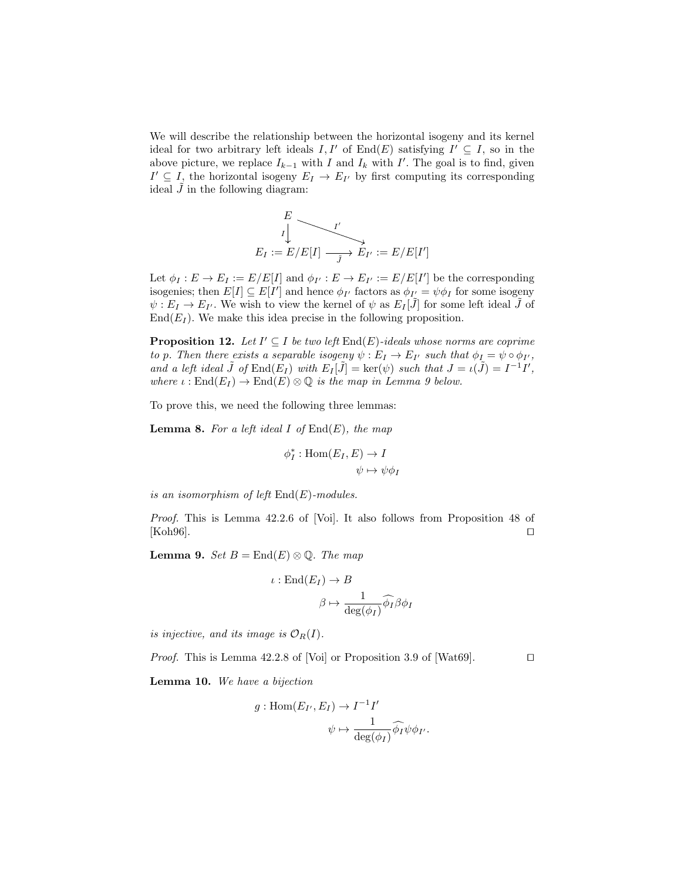We will describe the relationship between the horizontal isogeny and its kernel ideal for two arbitrary left ideals $I, I'$ of $\mathrm{End}(E)$ satisfying $I' \subseteq I$, so in the above picture, we replace $I_{k-1}$ with $I$ and $I_k$ with $I'$. The goal is to find, given $I' \subseteq I$, the horizontal isogeny $E_I \to E_{I'}$ by first computing its corresponding ideal $\tilde{J}$ in the following diagram:

$$
\begin{array}{ccc}
E & \xrightarrow{\quad I' \quad} & \\
{\scriptstyle I}\downarrow & & \searrow \\
E_I := E/E[I] & \xrightarrow[\tilde{J}]{} & E_{I'} := E/E[I']
\end{array}
$$

Let $\phi_I : E \to E_I := E/E[I]$ and $\phi_{I'} : E \to E_{I'} := E/E[I']$ be the corresponding isogenies; then $E[I] \subseteq E[I']$ and hence $\phi_{I'}$ factors as $\phi_{I'} = \psi\phi_I$ for some isogeny $\psi : E_I \to E_{I'}$. We wish to view the kernel of $\psi$ as $E_I[\tilde{J}]$ for some left ideal $\tilde{J}$ of $\mathrm{End}(E_I)$. We make this idea precise in the following proposition.

**Proposition 12.** *Let $I' \subseteq I$ be two left $\mathrm{End}(E)$-ideals whose norms are coprime to $p$. Then there exists a separable isogeny $\psi : E_I \to E_{I'}$ such that $\phi_I = \psi \circ \phi_{I'}$, and a left ideal $\tilde{J}$ of $\mathrm{End}(E_I)$ with $E_I[\tilde{J}] = \ker(\psi)$ such that $J = \iota(\tilde{J}) = I^{-1}I'$, where $\iota : \mathrm{End}(E_I) \to \mathrm{End}(E) \otimes \mathbb{Q}$ is the map in Lemma 9 below.*

To prove this, we need the following three lemmas:

**Lemma 8.** *For a left ideal $I$ of $\mathrm{End}(E)$, the map*

$$
\begin{aligned}
\phi_I^* : \mathrm{Hom}(E_I, E) &\to I \\
\psi &\mapsto \psi\phi_I
\end{aligned}
$$

*is an isomorphism of left $\mathrm{End}(E)$-modules.*

*Proof.* This is Lemma 42.2.6 of [Voi]. It also follows from Proposition 48 of [Koh96]. ◻

**Lemma 9.** *Set $B = \mathrm{End}(E) \otimes \mathbb{Q}$. The map*

$$
\begin{aligned}
\iota : \mathrm{End}(E_I) &\to B \\
\beta &\mapsto \frac{1}{\deg(\phi_I)}\widehat{\phi_I}\beta\phi_I
\end{aligned}
$$

*is injective, and its image is $\mathcal{O}_R(I)$.*

*Proof.* This is Lemma 42.2.8 of [Voi] or Proposition 3.9 of [Wat69]. ◻

**Lemma 10.** *We have a bijection*

$$
\begin{aligned}
g : \mathrm{Hom}(E_{I'}, E_I) &\to I^{-1}I' \\
\psi &\mapsto \frac{1}{\deg(\phi_I)}\widehat{\phi_I}\psi\phi_{I'}.
\end{aligned}
$$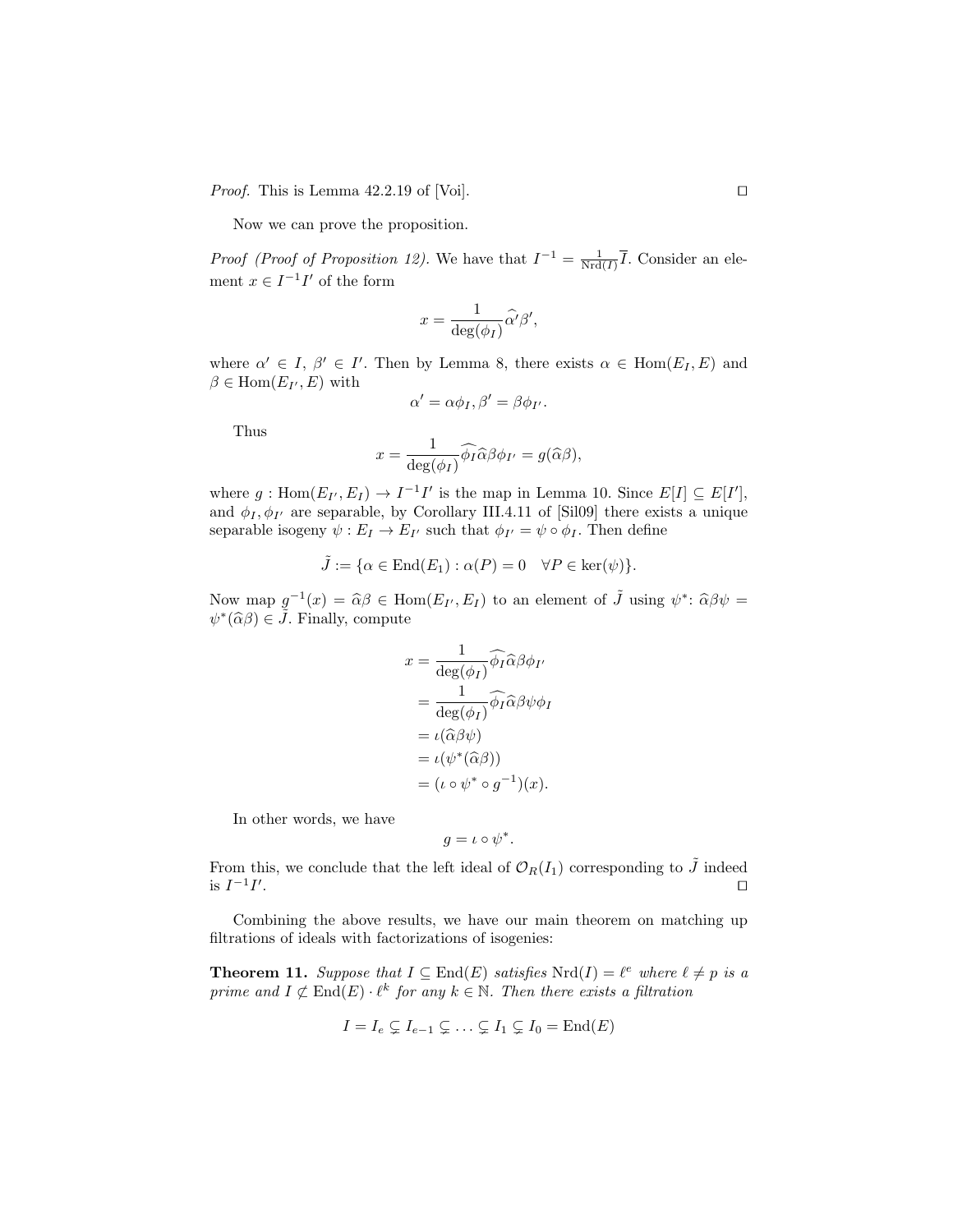*Proof.* This is Lemma 42.2.19 of [Voi]. □

Now we can prove the proposition.

*Proof (Proof of Proposition 12).* We have that $I^{-1} = \frac{1}{\mathrm{Nrd}(I)}\overline{I}$. Consider an element $x \in I^{-1}I'$ of the form

$$x = \frac{1}{\deg(\phi_I)}\widehat{\alpha}'\beta',$$

where $\alpha' \in I$, $\beta' \in I'$. Then by Lemma 8, there exists $\alpha \in \mathrm{Hom}(E_I, E)$ and $\beta \in \mathrm{Hom}(E_{I'}, E)$ with

$$\alpha' = \alpha\phi_I, \beta' = \beta\phi_{I'}.$$

Thus

$$x = \frac{1}{\deg(\phi_I)}\widehat{\phi_I}\widehat{\alpha}\beta\phi_{I'} = g(\widehat{\alpha}\beta),$$

where $g : \mathrm{Hom}(E_{I'}, E_I) \to I^{-1}I'$ is the map in Lemma 10. Since $E[I] \subseteq E[I']$, and $\phi_I, \phi_{I'}$ are separable, by Corollary III.4.11 of [Sil09] there exists a unique separable isogeny $\psi : E_I \to E_{I'}$ such that $\phi_{I'} = \psi \circ \phi_I$. Then define

$$\tilde{J} := \{\alpha \in \mathrm{End}(E_1) : \alpha(P) = 0 \quad \forall P \in \ker(\psi)\}.$$

Now map $g^{-1}(x) = \widehat{\alpha}\beta \in \mathrm{Hom}(E_{I'}, E_I)$ to an element of $\tilde{J}$ using $\psi^*$: $\widehat{\alpha}\beta\psi = \psi^*(\widehat{\alpha}\beta) \in \tilde{J}$. Finally, compute

$$\begin{aligned}
x &= \frac{1}{\deg(\phi_I)}\widehat{\phi_I}\widehat{\alpha}\beta\phi_{I'} \\
&= \frac{1}{\deg(\phi_I)}\widehat{\phi_I}\widehat{\alpha}\beta\psi\phi_I \\
&= \iota(\widehat{\alpha}\beta\psi) \\
&= \iota(\psi^*(\widehat{\alpha}\beta)) \\
&= (\iota \circ \psi^* \circ g^{-1})(x).
\end{aligned}$$

In other words, we have

$$g = \iota \circ \psi^*.$$

From this, we conclude that the left ideal of $\mathcal{O}_R(I_1)$ corresponding to $\tilde{J}$ indeed is $I^{-1}I'$. □

Combining the above results, we have our main theorem on matching up filtrations of ideals with factorizations of isogenies:

**Theorem 11.** *Suppose that $I \subseteq \mathrm{End}(E)$ satisfies $\mathrm{Nrd}(I) = \ell^e$ where $\ell \neq p$ is a prime and $I \not\subseteq \mathrm{End}(E) \cdot \ell^k$ for any $k \in \mathbb{N}$. Then there exists a filtration*

$$I = I_e \subsetneq I_{e-1} \subsetneq \ldots \subsetneq I_1 \subsetneq I_0 = \mathrm{End}(E)$$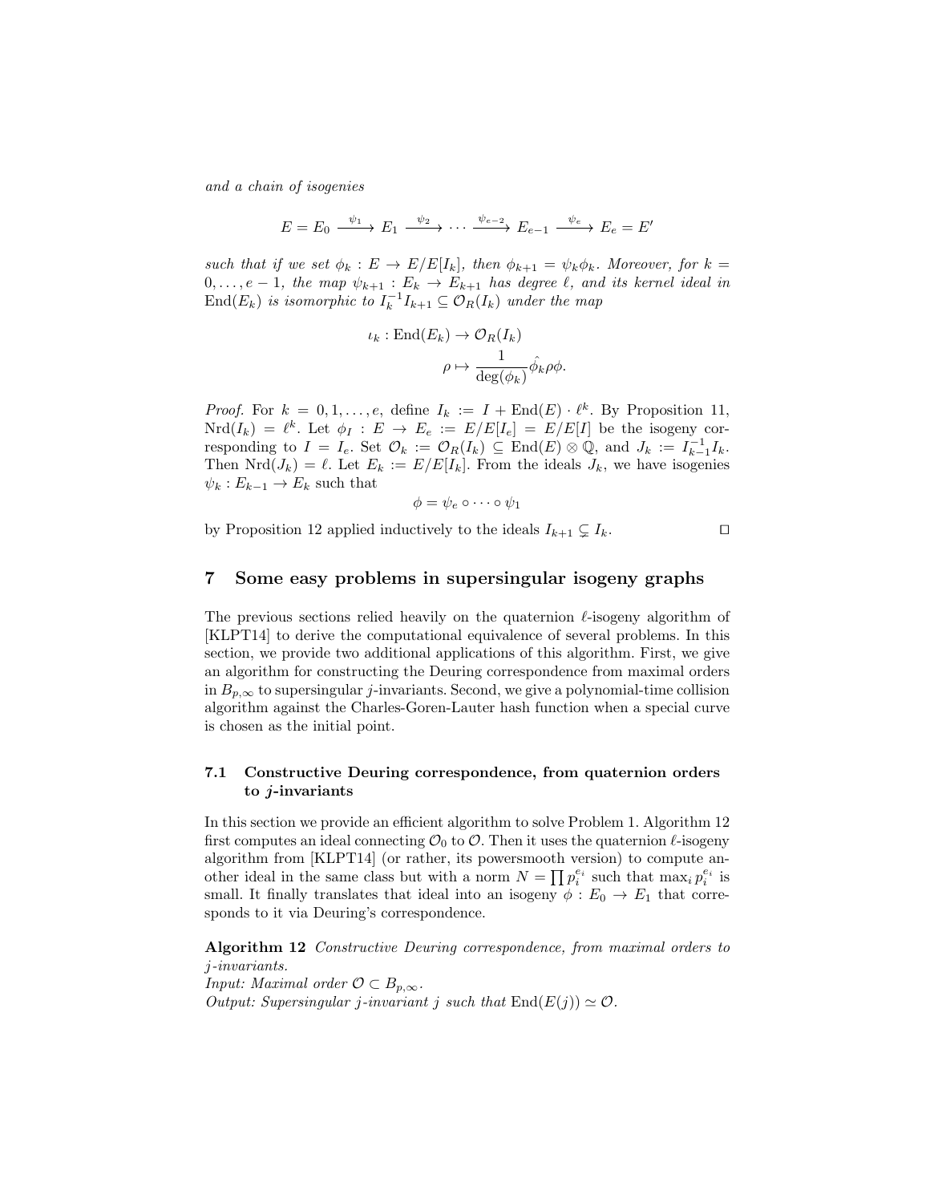*and a chain of isogenies*

$$E = E_0 \xrightarrow{\psi_1} E_1 \xrightarrow{\psi_2} \cdots \xrightarrow{\psi_{e-2}} E_{e-1} \xrightarrow{\psi_e} E_e = E'$$

*such that if we set $\phi_k : E \to E/E[I_k]$, then $\phi_{k+1} = \psi_k \phi_k$. Moreover, for $k = 0, \ldots, e-1$, the map $\psi_{k+1} : E_k \to E_{k+1}$ has degree $\ell$, and its kernel ideal in $\mathrm{End}(E_k)$ is isomorphic to $I_k^{-1} I_{k+1} \subseteq \mathcal{O}_R(I_k)$ under the map*

$$\begin{aligned} \iota_k : \mathrm{End}(E_k) &\to \mathcal{O}_R(I_k) \\ \rho &\mapsto \frac{1}{\deg(\phi_k)} \hat{\phi_k} \rho \phi. \end{aligned}$$

*Proof.* For $k = 0, 1, \ldots, e$, define $I_k := I + \mathrm{End}(E) \cdot \ell^k$. By Proposition 11, $\mathrm{Nrd}(I_k) = \ell^k$. Let $\phi_I : E \to E_e := E/E[I_e] = E/E[I]$ be the isogeny corresponding to $I = I_e$. Set $\mathcal{O}_k := \mathcal{O}_R(I_k) \subseteq \mathrm{End}(E) \otimes \mathbb{Q}$, and $J_k := I_{k-1}^{-1} I_k$. Then $\mathrm{Nrd}(J_k) = \ell$. Let $E_k := E/E[I_k]$. From the ideals $J_k$, we have isogenies $\psi_k : E_{k-1} \to E_k$ such that

$$\phi = \psi_e \circ \cdots \circ \psi_1$$

by Proposition 12 applied inductively to the ideals $I_{k+1} \subsetneq I_k$. $\square$

## 7 Some easy problems in supersingular isogeny graphs

The previous sections relied heavily on the quaternion $\ell$-isogeny algorithm of [KLPT14] to derive the computational equivalence of several problems. In this section, we provide two additional applications of this algorithm. First, we give an algorithm for constructing the Deuring correspondence from maximal orders in $B_{p,\infty}$ to supersingular $j$-invariants. Second, we give a polynomial-time collision algorithm against the Charles-Goren-Lauter hash function when a special curve is chosen as the initial point.

### 7.1 Constructive Deuring correspondence, from quaternion orders to $j$-invariants

In this section we provide an efficient algorithm to solve Problem 1. Algorithm 12 first computes an ideal connecting $\mathcal{O}_0$ to $\mathcal{O}$. Then it uses the quaternion $\ell$-isogeny algorithm from [KLPT14] (or rather, its powersmooth version) to compute another ideal in the same class but with a norm $N = \prod p_i^{e_i}$ such that $\max_i p_i^{e_i}$ is small. It finally translates that ideal into an isogeny $\phi : E_0 \to E_1$ that corresponds to it via Deuring's correspondence.

**Algorithm 12** *Constructive Deuring correspondence, from maximal orders to $j$-invariants.*
*Input: Maximal order $\mathcal{O} \subset B_{p,\infty}$.*
*Output: Supersingular $j$-invariant $j$ such that $\mathrm{End}(E(j)) \simeq \mathcal{O}$.*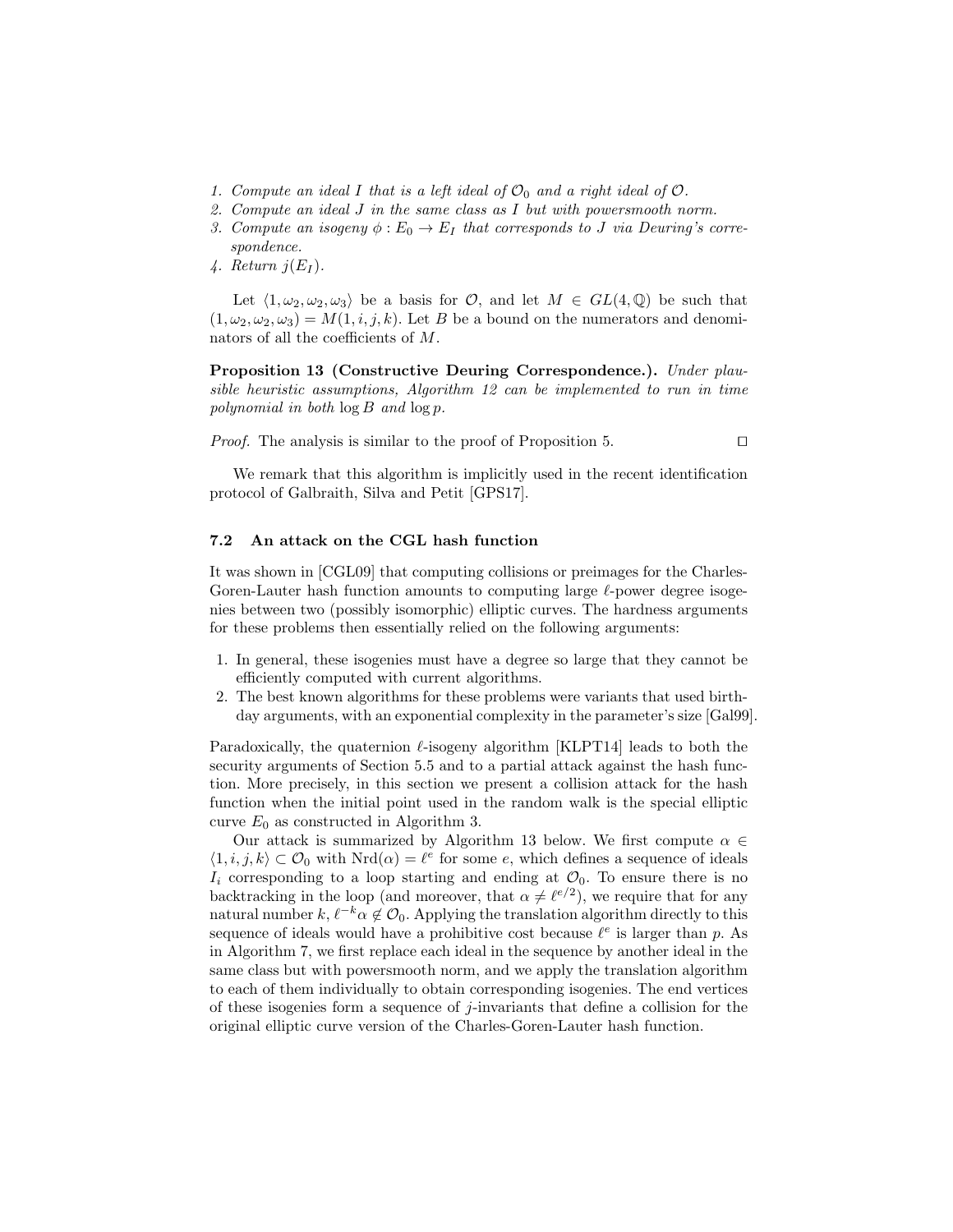1. *Compute an ideal $I$ that is a left ideal of $\mathcal{O}_0$ and a right ideal of $\mathcal{O}$.*
2. *Compute an ideal $J$ in the same class as $I$ but with powersmooth norm.*
3. *Compute an isogeny $\phi : E_0 \to E_I$ that corresponds to $J$ via Deuring's correspondence.*
4. *Return $j(E_I)$.*

Let $\langle 1, \omega_2, \omega_2, \omega_3 \rangle$ be a basis for $\mathcal{O}$, and let $M \in GL(4, \mathbb{Q})$ be such that $(1, \omega_2, \omega_2, \omega_3) = M(1, i, j, k)$. Let $B$ be a bound on the numerators and denominators of all the coefficients of $M$.

**Proposition 13 (Constructive Deuring Correspondence.).** *Under plausible heuristic assumptions, Algorithm 12 can be implemented to run in time polynomial in both* $\log B$ *and* $\log p$*.*

*Proof.* The analysis is similar to the proof of Proposition 5. ☐

We remark that this algorithm is implicitly used in the recent identification protocol of Galbraith, Silva and Petit [GPS17].

### 7.2 An attack on the CGL hash function

It was shown in [CGL09] that computing collisions or preimages for the Charles-Goren-Lauter hash function amounts to computing large $\ell$-power degree isogenies between two (possibly isomorphic) elliptic curves. The hardness arguments for these problems then essentially relied on the following arguments:

1. In general, these isogenies must have a degree so large that they cannot be efficiently computed with current algorithms.
2. The best known algorithms for these problems were variants that used birthday arguments, with an exponential complexity in the parameter's size [Gal99].

Paradoxically, the quaternion $\ell$-isogeny algorithm [KLPT14] leads to both the security arguments of Section 5.5 and to a partial attack against the hash function. More precisely, in this section we present a collision attack for the hash function when the initial point used in the random walk is the special elliptic curve $E_0$ as constructed in Algorithm 3.

Our attack is summarized by Algorithm 13 below. We first compute $\alpha \in \langle 1, i, j, k \rangle \subset \mathcal{O}_0$ with $\mathrm{Nrd}(\alpha) = \ell^e$ for some $e$, which defines a sequence of ideals $I_i$ corresponding to a loop starting and ending at $\mathcal{O}_0$. To ensure there is no backtracking in the loop (and moreover, that $\alpha \neq \ell^{e/2}$), we require that for any natural number $k$, $\ell^{-k}\alpha \notin \mathcal{O}_0$. Applying the translation algorithm directly to this sequence of ideals would have a prohibitive cost because $\ell^e$ is larger than $p$. As in Algorithm 7, we first replace each ideal in the sequence by another ideal in the same class but with powersmooth norm, and we apply the translation algorithm to each of them individually to obtain corresponding isogenies. The end vertices of these isogenies form a sequence of $j$-invariants that define a collision for the original elliptic curve version of the Charles-Goren-Lauter hash function.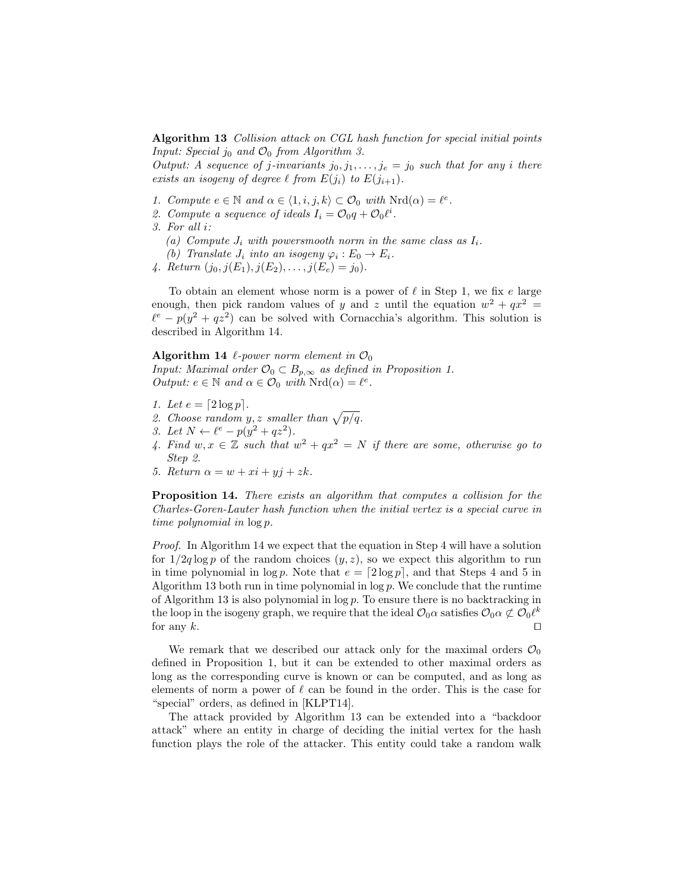**Algorithm 13** *Collision attack on CGL hash function for special initial points*
*Input: Special $j_0$ and $\mathcal{O}_0$ from Algorithm 3.*
*Output: A sequence of $j$-invariants $j_0, j_1, \ldots, j_e = j_0$ such that for any $i$ there exists an isogeny of degree $\ell$ from $E(j_i)$ to $E(j_{i+1})$.*

1. *Compute $e \in \mathbb{N}$ and $\alpha \in \langle 1, i, j, k \rangle \subset \mathcal{O}_0$ with $\mathrm{Nrd}(\alpha) = \ell^e$.*
2. *Compute a sequence of ideals $I_i = \mathcal{O}_0 q + \mathcal{O}_0 \ell^i$.*
3. *For all $i$:*
   *(a) Compute $J_i$ with powersmooth norm in the same class as $I_i$.*
   *(b) Translate $J_i$ into an isogeny $\varphi_i : E_0 \to E_i$.*
4. *Return $(j_0, j(E_1), j(E_2), \ldots, j(E_e) = j_0)$.*

To obtain an element whose norm is a power of $\ell$ in Step 1, we fix $e$ large enough, then pick random values of $y$ and $z$ until the equation $w^2 + qx^2 = \ell^e - p(y^2 + qz^2)$ can be solved with Cornacchia's algorithm. This solution is described in Algorithm 14.

**Algorithm 14** *$\ell$-power norm element in $\mathcal{O}_0$*
*Input: Maximal order $\mathcal{O}_0 \subset B_{p,\infty}$ as defined in Proposition 1.*
*Output: $e \in \mathbb{N}$ and $\alpha \in \mathcal{O}_0$ with $\mathrm{Nrd}(\alpha) = \ell^e$.*

1. *Let $e = \lceil 2 \log p \rceil$.*
2. *Choose random $y, z$ smaller than $\sqrt{p/q}$.*
3. *Let $N \leftarrow \ell^e - p(y^2 + qz^2)$.*
4. *Find $w, x \in \mathbb{Z}$ such that $w^2 + qx^2 = N$ if there are some, otherwise go to Step 2.*
5. *Return $\alpha = w + xi + yj + zk$.*

**Proposition 14.** *There exists an algorithm that computes a collision for the Charles-Goren-Lauter hash function when the initial vertex is a special curve in time polynomial in $\log p$.*

*Proof.* In Algorithm 14 we expect that the equation in Step 4 will have a solution for $1/2q \log p$ of the random choices $(y, z)$, so we expect this algorithm to run in time polynomial in $\log p$. Note that $e = \lceil 2 \log p \rceil$, and that Steps 4 and 5 in Algorithm 13 both run in time polynomial in $\log p$. We conclude that the runtime of Algorithm 13 is also polynomial in $\log p$. To ensure there is no backtracking in the loop in the isogeny graph, we require that the ideal $\mathcal{O}_0 \alpha$ satisfies $\mathcal{O}_0 \alpha \not\subset \mathcal{O}_0 \ell^k$ for any $k$. $\square$

We remark that we described our attack only for the maximal orders $\mathcal{O}_0$ defined in Proposition 1, but it can be extended to other maximal orders as long as the corresponding curve is known or can be computed, and as long as elements of norm a power of $\ell$ can be found in the order. This is the case for "special" orders, as defined in [KLPT14].

The attack provided by Algorithm 13 can be extended into a "backdoor attack" where an entity in charge of deciding the initial vertex for the hash function plays the role of the attacker. This entity could take a random walk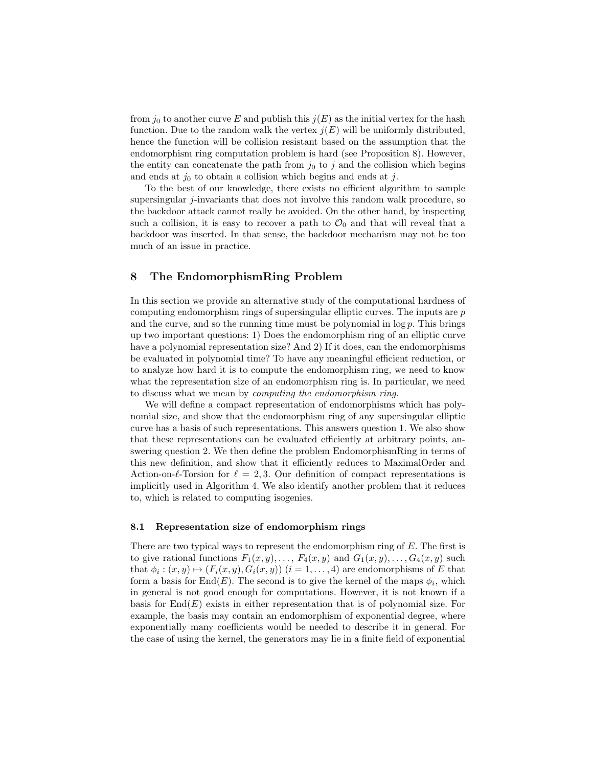from $j_0$ to another curve $E$ and publish this $j(E)$ as the initial vertex for the hash function. Due to the random walk the vertex $j(E)$ will be uniformly distributed, hence the function will be collision resistant based on the assumption that the endomorphism ring computation problem is hard (see Proposition 8). However, the entity can concatenate the path from $j_0$ to $j$ and the collision which begins and ends at $j_0$ to obtain a collision which begins and ends at $j$.

To the best of our knowledge, there exists no efficient algorithm to sample supersingular $j$-invariants that does not involve this random walk procedure, so the backdoor attack cannot really be avoided. On the other hand, by inspecting such a collision, it is easy to recover a path to $\mathcal{O}_0$ and that will reveal that a backdoor was inserted. In that sense, the backdoor mechanism may not be too much of an issue in practice.

## 8 The EndomorphismRing Problem

In this section we provide an alternative study of the computational hardness of computing endomorphism rings of supersingular elliptic curves. The inputs are $p$ and the curve, and so the running time must be polynomial in $\log p$. This brings up two important questions: 1) Does the endomorphism ring of an elliptic curve have a polynomial representation size? And 2) If it does, can the endomorphisms be evaluated in polynomial time? To have any meaningful efficient reduction, or to analyze how hard it is to compute the endomorphism ring, we need to know what the representation size of an endomorphism ring is. In particular, we need to discuss what we mean by *computing the endomorphism ring*.

We will define a compact representation of endomorphisms which has polynomial size, and show that the endomorphism ring of any supersingular elliptic curve has a basis of such representations. This answers question 1. We also show that these representations can be evaluated efficiently at arbitrary points, answering question 2. We then define the problem EndomorphismRing in terms of this new definition, and show that it efficiently reduces to MaximalOrder and Action-on-$\ell$-Torsion for $\ell = 2, 3$. Our definition of compact representations is implicitly used in Algorithm 4. We also identify another problem that it reduces to, which is related to computing isogenies.

### 8.1 Representation size of endomorphism rings

There are two typical ways to represent the endomorphism ring of $E$. The first is to give rational functions $F_1(x, y), \ldots, F_4(x, y)$ and $G_1(x, y), \ldots, G_4(x, y)$ such that $\phi_i : (x, y) \mapsto (F_i(x, y), G_i(x, y))$ $(i = 1, \ldots, 4)$ are endomorphisms of $E$ that form a basis for $\mathrm{End}(E)$. The second is to give the kernel of the maps $\phi_i$, which in general is not good enough for computations. However, it is not known if a basis for $\mathrm{End}(E)$ exists in either representation that is of polynomial size. For example, the basis may contain an endomorphism of exponential degree, where exponentially many coefficients would be needed to describe it in general. For the case of using the kernel, the generators may lie in a finite field of exponential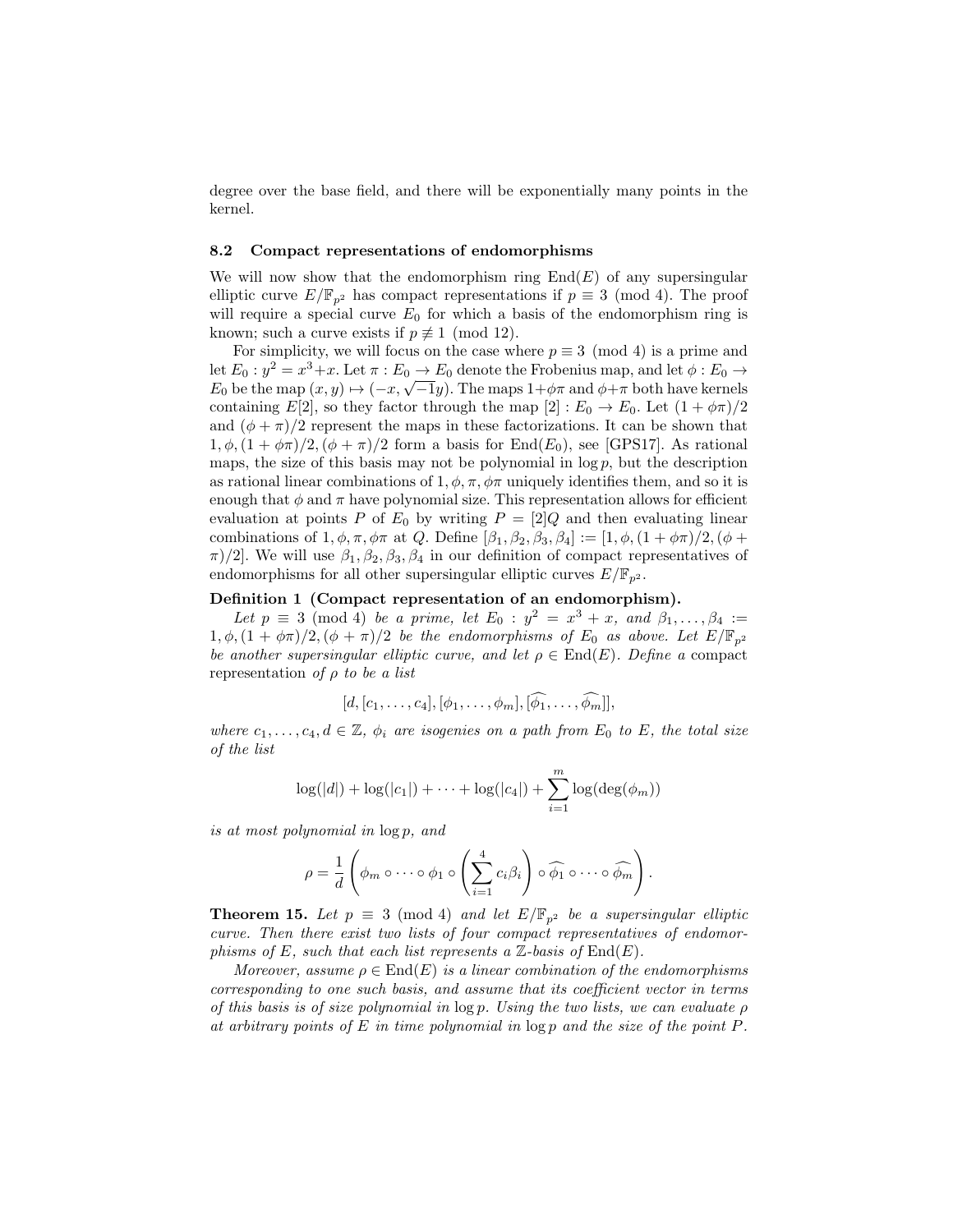degree over the base field, and there will be exponentially many points in the kernel.

### 8.2 Compact representations of endomorphisms

We will now show that the endomorphism ring $\mathrm{End}(E)$ of any supersingular elliptic curve $E/\mathbb{F}_{p^2}$ has compact representations if $p \equiv 3 \pmod 4$. The proof will require a special curve $E_0$ for which a basis of the endomorphism ring is known; such a curve exists if $p \not\equiv 1 \pmod{12}$.

For simplicity, we will focus on the case where $p \equiv 3 \pmod 4$ is a prime and let $E_0 : y^2 = x^3 + x$. Let $\pi : E_0 \to E_0$ denote the Frobenius map, and let $\phi : E_0 \to E_0$ be the map $(x, y) \mapsto (-x, \sqrt{-1}y)$. The maps $1+\phi\pi$ and $\phi+\pi$ both have kernels containing $E[2]$, so they factor through the map $[2] : E_0 \to E_0$. Let $(1 + \phi\pi)/2$ and $(\phi + \pi)/2$ represent the maps in these factorizations. It can be shown that $1, \phi, (1 + \phi\pi)/2, (\phi + \pi)/2$ form a basis for $\mathrm{End}(E_0)$, see [GPS17]. As rational maps, the size of this basis may not be polynomial in $\log p$, but the description as rational linear combinations of $1, \phi, \pi, \phi\pi$ uniquely identifies them, and so it is enough that $\phi$ and $\pi$ have polynomial size. This representation allows for efficient evaluation at points $P$ of $E_0$ by writing $P = [2]Q$ and then evaluating linear combinations of $1, \phi, \pi, \phi\pi$ at $Q$. Define $[\beta_1, \beta_2, \beta_3, \beta_4] := [1, \phi, (1 + \phi\pi)/2, (\phi + \pi)/2]$. We will use $\beta_1, \beta_2, \beta_3, \beta_4$ in our definition of compact representatives of endomorphisms for all other supersingular elliptic curves $E/\mathbb{F}_{p^2}$.

**Definition 1 (Compact representation of an endomorphism).**
*Let $p \equiv 3 \pmod 4$ be a prime, let $E_0 : y^2 = x^3 + x$, and $\beta_1, \ldots, \beta_4 := 1, \phi, (1 + \phi\pi)/2, (\phi + \pi)/2$ be the endomorphisms of $E_0$ as above. Let $E/\mathbb{F}_{p^2}$ be another supersingular elliptic curve, and let $\rho \in \mathrm{End}(E)$. Define a* compact representation *of $\rho$ to be a list*

$$[d, [c_1, \ldots, c_4], [\phi_1, \ldots, \phi_m], [\widehat{\phi_1}, \ldots, \widehat{\phi_m}]],$$

*where $c_1, \ldots, c_4, d \in \mathbb{Z}$, $\phi_i$ are isogenies on a path from $E_0$ to $E$, the total size of the list*

$$\log(|d|) + \log(|c_1|) + \cdots + \log(|c_4|) + \sum_{i=1}^{m} \log(\deg(\phi_m))$$

*is at most polynomial in $\log p$, and*

$$\rho = \frac{1}{d}\left(\phi_m \circ \cdots \circ \phi_1 \circ \left(\sum_{i=1}^{4} c_i\beta_i\right) \circ \widehat{\phi_1} \circ \cdots \circ \widehat{\phi_m}\right).$$

**Theorem 15.** *Let $p \equiv 3 \pmod 4$ and let $E/\mathbb{F}_{p^2}$ be a supersingular elliptic curve. Then there exist two lists of four compact representatives of endomorphisms of $E$, such that each list represents a $\mathbb{Z}$-basis of $\mathrm{End}(E)$.*

*Moreover, assume $\rho \in \mathrm{End}(E)$ is a linear combination of the endomorphisms corresponding to one such basis, and assume that its coefficient vector in terms of this basis is of size polynomial in $\log p$. Using the two lists, we can evaluate $\rho$ at arbitrary points of $E$ in time polynomial in $\log p$ and the size of the point $P$.*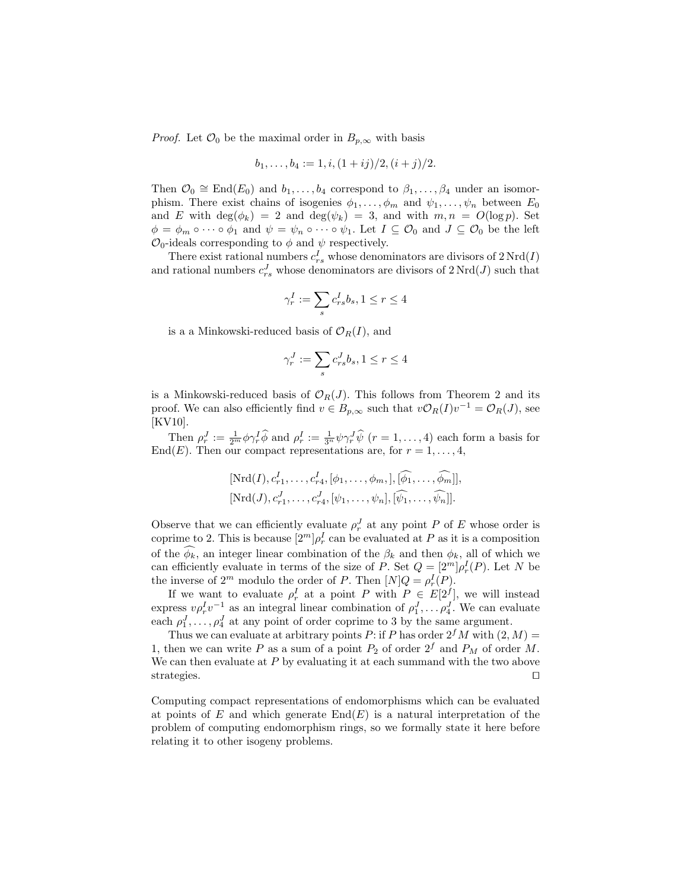*Proof.* Let $\mathcal{O}_0$ be the maximal order in $B_{p,\infty}$ with basis

$$b_1, \ldots, b_4 := 1, i, (1+ij)/2, (i+j)/2.$$

Then $\mathcal{O}_0 \cong \mathrm{End}(E_0)$ and $b_1, \ldots, b_4$ correspond to $\beta_1, \ldots, \beta_4$ under an isomorphism. There exist chains of isogenies $\phi_1, \ldots, \phi_m$ and $\psi_1, \ldots, \psi_n$ between $E_0$ and $E$ with $\deg(\phi_k) = 2$ and $\deg(\psi_k) = 3$, and with $m, n = O(\log p)$. Set $\phi = \phi_m \circ \cdots \circ \phi_1$ and $\psi = \psi_n \circ \cdots \circ \psi_1$. Let $I \subseteq \mathcal{O}_0$ and $J \subseteq \mathcal{O}_0$ be the left $\mathcal{O}_0$-ideals corresponding to $\phi$ and $\psi$ respectively.

There exist rational numbers $c^I_{rs}$ whose denominators are divisors of $2\,\mathrm{Nrd}(I)$ and rational numbers $c^J_{rs}$ whose denominators are divisors of $2\,\mathrm{Nrd}(J)$ such that

$$\gamma^I_r := \sum_s c^I_{rs} b_s, 1 \leq r \leq 4$$

is a a Minkowski-reduced basis of $\mathcal{O}_R(I)$, and

$$\gamma^J_r := \sum_s c^J_{rs} b_s, 1 \leq r \leq 4$$

is a Minkowski-reduced basis of $\mathcal{O}_R(J)$. This follows from Theorem 2 and its proof. We can also efficiently find $v \in B_{p,\infty}$ such that $v\mathcal{O}_R(I)v^{-1} = \mathcal{O}_R(J)$, see [KV10].

Then $\rho^J_r := \frac{1}{2^m}\phi\gamma^I_r\widehat{\phi}$ and $\rho^I_r := \frac{1}{3^n}\psi\gamma^J_r\widehat{\psi}$ $(r = 1, \ldots, 4)$ each form a basis for $\mathrm{End}(E)$. Then our compact representations are, for $r = 1, \ldots, 4$,

$$[\mathrm{Nrd}(I), c^I_{r1}, \ldots, c^I_{r4}, [\phi_1, \ldots, \phi_m,], [\widehat{\phi_1}, \ldots, \widehat{\phi_m}]],$$
$$[\mathrm{Nrd}(J), c^J_{r1}, \ldots, c^J_{r4}, [\psi_1, \ldots, \psi_n], [\widehat{\psi_1}, \ldots, \widehat{\psi_n}]].$$

Observe that we can efficiently evaluate $\rho^J_r$ at any point $P$ of $E$ whose order is coprime to 2. This is because $[2^m]\rho^I_r$ can be evaluated at $P$ as it is a composition of the $\widehat{\phi_k}$, an integer linear combination of the $\beta_k$ and then $\phi_k$, all of which we can efficiently evaluate in terms of the size of $P$. Set $Q = [2^m]\rho^I_r(P)$. Let $N$ be the inverse of $2^m$ modulo the order of $P$. Then $[N]Q = \rho^I_r(P)$.

If we want to evaluate $\rho^I_r$ at a point $P$ with $P \in E[2^f]$, we will instead express $v\rho^I_r v^{-1}$ as an integral linear combination of $\rho^J_1, \ldots \rho^J_4$. We can evaluate each $\rho^J_1, \ldots, \rho^J_4$ at any point of order coprime to 3 by the same argument.

Thus we can evaluate at arbitrary points $P$: if $P$ has order $2^f M$ with $(2, M) = 1$, then we can write $P$ as a sum of a point $P_2$ of order $2^f$ and $P_M$ of order $M$. We can then evaluate at $P$ by evaluating it at each summand with the two above strategies. $\square$

Computing compact representations of endomorphisms which can be evaluated at points of $E$ and which generate $\mathrm{End}(E)$ is a natural interpretation of the problem of computing endomorphism rings, so we formally state it here before relating it to other isogeny problems.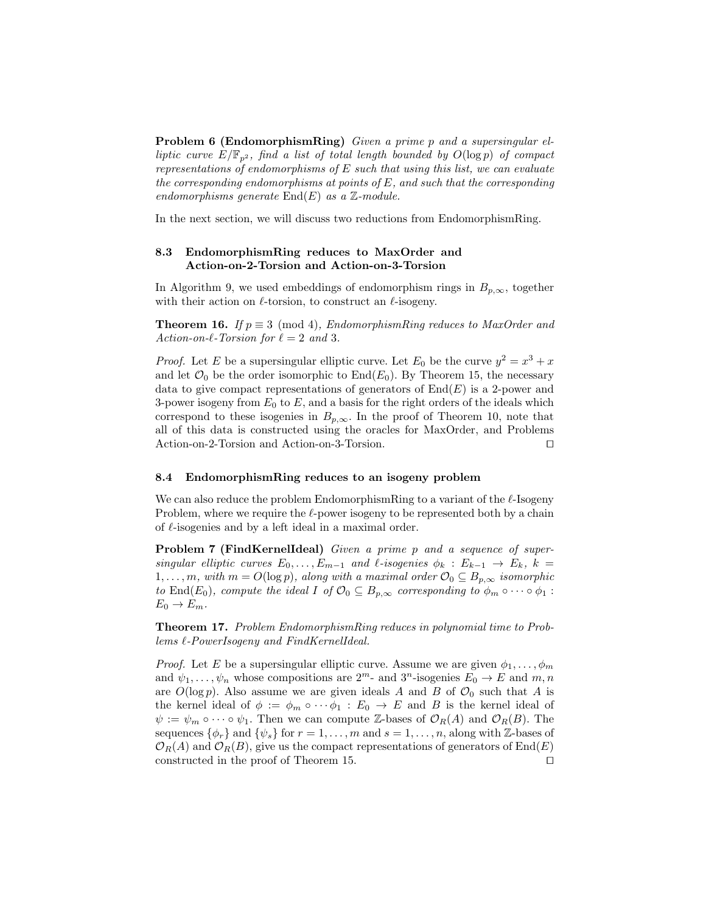**Problem 6 (EndomorphismRing)** *Given a prime $p$ and a supersingular elliptic curve $E/\mathbb{F}_{p^2}$, find a list of total length bounded by $O(\log p)$ of compact representations of endomorphisms of $E$ such that using this list, we can evaluate the corresponding endomorphisms at points of $E$, and such that the corresponding endomorphisms generate $\mathrm{End}(E)$ as a $\mathbb{Z}$-module.*

In the next section, we will discuss two reductions from EndomorphismRing.

### 8.3 EndomorphismRing reduces to MaxOrder and Action-on-2-Torsion and Action-on-3-Torsion

In Algorithm 9, we used embeddings of endomorphism rings in $B_{p,\infty}$, together with their action on $\ell$-torsion, to construct an $\ell$-isogeny.

**Theorem 16.** *If $p \equiv 3 \pmod 4$, EndomorphismRing reduces to MaxOrder and Action-on-$\ell$-Torsion for $\ell = 2$ and $3$.*

*Proof.* Let $E$ be a supersingular elliptic curve. Let $E_0$ be the curve $y^2 = x^3 + x$ and let $\mathcal{O}_0$ be the order isomorphic to $\mathrm{End}(E_0)$. By Theorem 15, the necessary data to give compact representations of generators of $\mathrm{End}(E)$ is a 2-power and 3-power isogeny from $E_0$ to $E$, and a basis for the right orders of the ideals which correspond to these isogenies in $B_{p,\infty}$. In the proof of Theorem 10, note that all of this data is constructed using the oracles for MaxOrder, and Problems Action-on-2-Torsion and Action-on-3-Torsion. ◻

### 8.4 EndomorphismRing reduces to an isogeny problem

We can also reduce the problem EndomorphismRing to a variant of the $\ell$-Isogeny Problem, where we require the $\ell$-power isogeny to be represented both by a chain of $\ell$-isogenies and by a left ideal in a maximal order.

**Problem 7 (FindKernelIdeal)** *Given a prime $p$ and a sequence of supersingular elliptic curves $E_0, \ldots, E_{m-1}$ and $\ell$-isogenies $\phi_k : E_{k-1} \to E_k$, $k = 1, \ldots, m$, with $m = O(\log p)$, along with a maximal order $\mathcal{O}_0 \subseteq B_{p,\infty}$ isomorphic to $\mathrm{End}(E_0)$, compute the ideal $I$ of $\mathcal{O}_0 \subseteq B_{p,\infty}$ corresponding to $\phi_m \circ \cdots \circ \phi_1 : E_0 \to E_m$.*

**Theorem 17.** *Problem EndomorphismRing reduces in polynomial time to Problems $\ell$-PowerIsogeny and FindKernelIdeal.*

*Proof.* Let $E$ be a supersingular elliptic curve. Assume we are given $\phi_1, \ldots, \phi_m$ and $\psi_1, \ldots, \psi_n$ whose compositions are $2^m$- and $3^n$-isogenies $E_0 \to E$ and $m, n$ are $O(\log p)$. Also assume we are given ideals $A$ and $B$ of $\mathcal{O}_0$ such that $A$ is the kernel ideal of $\phi := \phi_m \circ \cdots \phi_1 : E_0 \to E$ and $B$ is the kernel ideal of $\psi := \psi_m \circ \cdots \circ \psi_1$. Then we can compute $\mathbb{Z}$-bases of $\mathcal{O}_R(A)$ and $\mathcal{O}_R(B)$. The sequences $\{\phi_r\}$ and $\{\psi_s\}$ for $r = 1, \ldots, m$ and $s = 1, \ldots, n$, along with $\mathbb{Z}$-bases of $\mathcal{O}_R(A)$ and $\mathcal{O}_R(B)$, give us the compact representations of generators of $\mathrm{End}(E)$ constructed in the proof of Theorem 15. ◻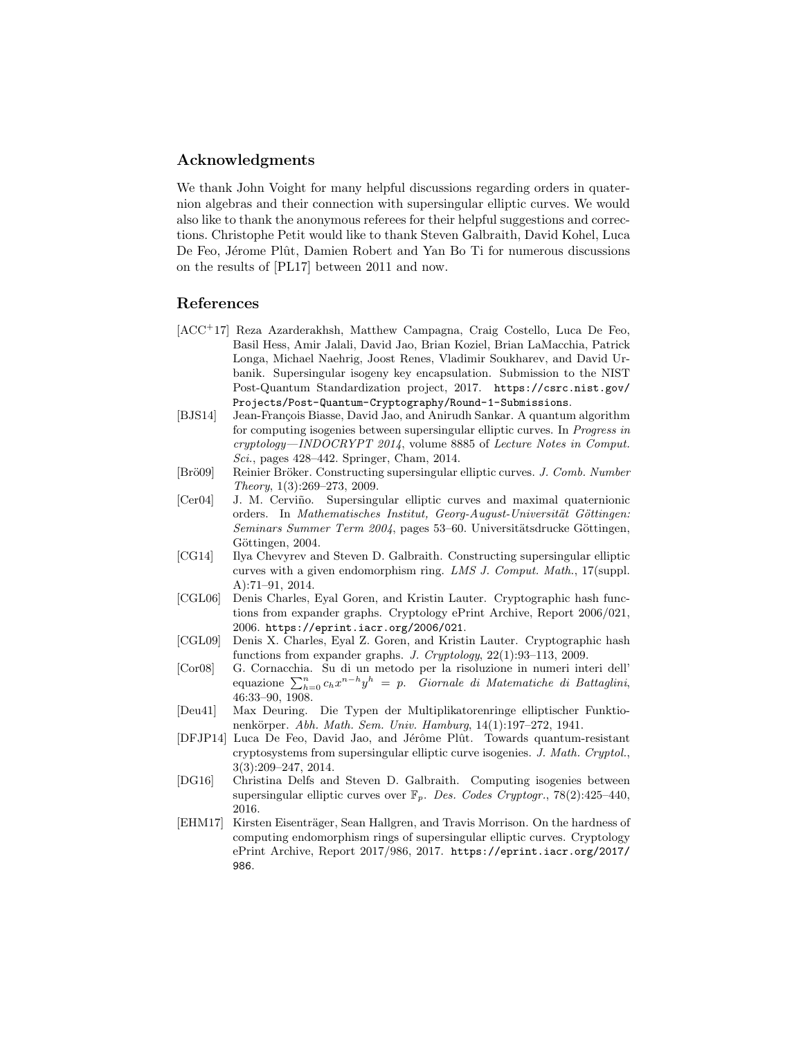## Acknowledgments

We thank John Voight for many helpful discussions regarding orders in quaternion algebras and their connection with supersingular elliptic curves. We would also like to thank the anonymous referees for their helpful suggestions and corrections. Christophe Petit would like to thank Steven Galbraith, David Kohel, Luca De Feo, Jérome Plût, Damien Robert and Yan Bo Ti for numerous discussions on the results of [PL17] between 2011 and now.

## References

[ACC+17] Reza Azarderakhsh, Matthew Campagna, Craig Costello, Luca De Feo, Basil Hess, Amir Jalali, David Jao, Brian Koziel, Brian LaMacchia, Patrick Longa, Michael Naehrig, Joost Renes, Vladimir Soukharev, and David Urbanik. Supersingular isogeny key encapsulation. Submission to the NIST Post-Quantum Standardization project, 2017. https://csrc.nist.gov/Projects/Post-Quantum-Cryptography/Round-1-Submissions.

[BJS14] Jean-François Biasse, David Jao, and Anirudh Sankar. A quantum algorithm for computing isogenies between supersingular elliptic curves. In *Progress in cryptology—INDOCRYPT 2014*, volume 8885 of *Lecture Notes in Comput. Sci.*, pages 428–442. Springer, Cham, 2014.

[Brö09] Reinier Bröker. Constructing supersingular elliptic curves. *J. Comb. Number Theory*, 1(3):269–273, 2009.

[Cer04] J. M. Cerviño. Supersingular elliptic curves and maximal quaternionic orders. In *Mathematisches Institut, Georg-August-Universität Göttingen: Seminars Summer Term 2004*, pages 53–60. Universitätsdrucke Göttingen, Göttingen, 2004.

[CG14] Ilya Chevyrev and Steven D. Galbraith. Constructing supersingular elliptic curves with a given endomorphism ring. *LMS J. Comput. Math.*, 17(suppl. A):71–91, 2014.

[CGL06] Denis Charles, Eyal Goren, and Kristin Lauter. Cryptographic hash functions from expander graphs. Cryptology ePrint Archive, Report 2006/021, 2006. https://eprint.iacr.org/2006/021.

[CGL09] Denis X. Charles, Eyal Z. Goren, and Kristin Lauter. Cryptographic hash functions from expander graphs. *J. Cryptology*, 22(1):93–113, 2009.

[Cor08] G. Cornacchia. Su di un metodo per la risoluzione in numeri interi dell' equazione $\sum_{h=0}^{n} c_h x^{n-h} y^h = p$. *Giornale di Matematiche di Battaglini*, 46:33–90, 1908.

[Deu41] Max Deuring. Die Typen der Multiplikatorenringe elliptischer Funktionenkörper. *Abh. Math. Sem. Univ. Hamburg*, 14(1):197–272, 1941.

[DFJP14] Luca De Feo, David Jao, and Jérôme Plût. Towards quantum-resistant cryptosystems from supersingular elliptic curve isogenies. *J. Math. Cryptol.*, 3(3):209–247, 2014.

[DG16] Christina Delfs and Steven D. Galbraith. Computing isogenies between supersingular elliptic curves over $\mathbb{F}_p$. *Des. Codes Cryptogr.*, 78(2):425–440, 2016.

[EHM17] Kirsten Eisenträger, Sean Hallgren, and Travis Morrison. On the hardness of computing endomorphism rings of supersingular elliptic curves. Cryptology ePrint Archive, Report 2017/986, 2017. https://eprint.iacr.org/2017/986.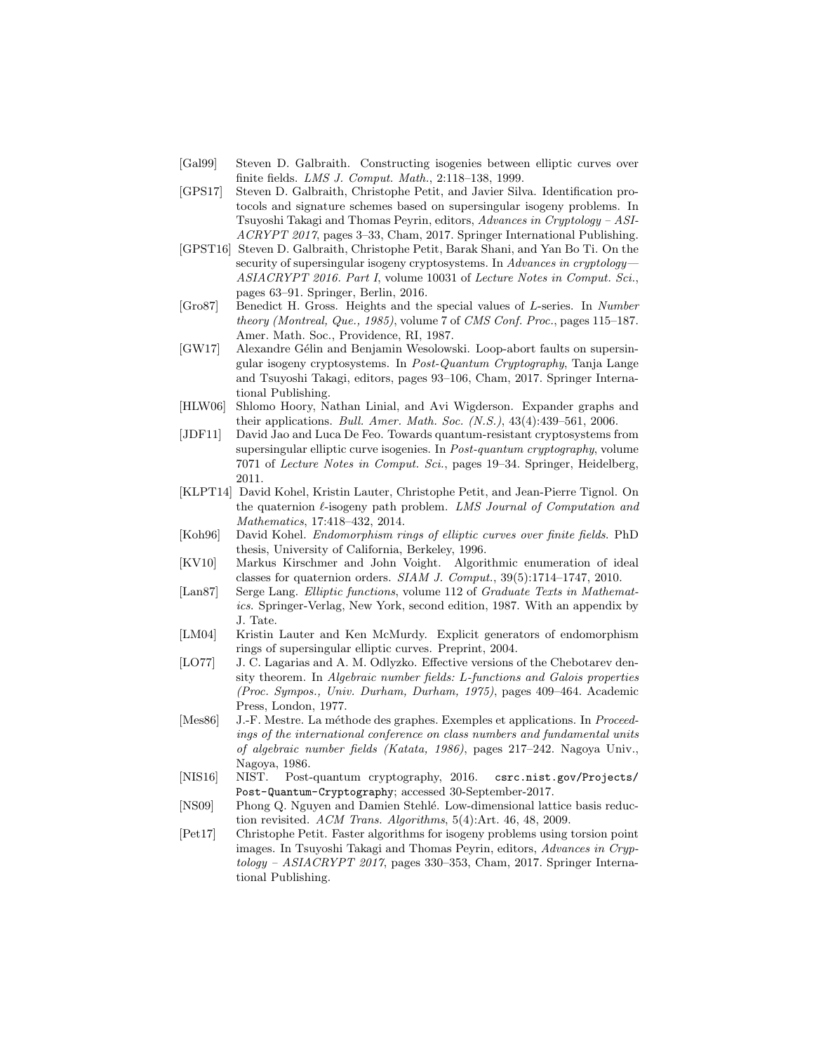- [Gal99] Steven D. Galbraith. Constructing isogenies between elliptic curves over finite fields. *LMS J. Comput. Math.*, 2:118–138, 1999.
- [GPS17] Steven D. Galbraith, Christophe Petit, and Javier Silva. Identification protocols and signature schemes based on supersingular isogeny problems. In Tsuyoshi Takagi and Thomas Peyrin, editors, *Advances in Cryptology – ASIACRYPT 2017*, pages 3–33, Cham, 2017. Springer International Publishing.
- [GPST16] Steven D. Galbraith, Christophe Petit, Barak Shani, and Yan Bo Ti. On the security of supersingular isogeny cryptosystems. In *Advances in cryptology—ASIACRYPT 2016. Part I*, volume 10031 of *Lecture Notes in Comput. Sci.*, pages 63–91. Springer, Berlin, 2016.
- [Gro87] Benedict H. Gross. Heights and the special values of $L$-series. In *Number theory (Montreal, Que., 1985)*, volume 7 of *CMS Conf. Proc.*, pages 115–187. Amer. Math. Soc., Providence, RI, 1987.
- [GW17] Alexandre Gélin and Benjamin Wesolowski. Loop-abort faults on supersingular isogeny cryptosystems. In *Post-Quantum Cryptography*, Tanja Lange and Tsuyoshi Takagi, editors, pages 93–106, Cham, 2017. Springer International Publishing.
- [HLW06] Shlomo Hoory, Nathan Linial, and Avi Wigderson. Expander graphs and their applications. *Bull. Amer. Math. Soc. (N.S.)*, 43(4):439–561, 2006.
- [JDF11] David Jao and Luca De Feo. Towards quantum-resistant cryptosystems from supersingular elliptic curve isogenies. In *Post-quantum cryptography*, volume 7071 of *Lecture Notes in Comput. Sci.*, pages 19–34. Springer, Heidelberg, 2011.
- [KLPT14] David Kohel, Kristin Lauter, Christophe Petit, and Jean-Pierre Tignol. On the quaternion $\ell$-isogeny path problem. *LMS Journal of Computation and Mathematics*, 17:418–432, 2014.
- [Koh96] David Kohel. *Endomorphism rings of elliptic curves over finite fields*. PhD thesis, University of California, Berkeley, 1996.
- [KV10] Markus Kirschmer and John Voight. Algorithmic enumeration of ideal classes for quaternion orders. *SIAM J. Comput.*, 39(5):1714–1747, 2010.
- [Lan87] Serge Lang. *Elliptic functions*, volume 112 of *Graduate Texts in Mathematics*. Springer-Verlag, New York, second edition, 1987. With an appendix by J. Tate.
- [LM04] Kristin Lauter and Ken McMurdy. Explicit generators of endomorphism rings of supersingular elliptic curves. Preprint, 2004.
- [LO77] J. C. Lagarias and A. M. Odlyzko. Effective versions of the Chebotarev density theorem. In *Algebraic number fields: L-functions and Galois properties (Proc. Sympos., Univ. Durham, Durham, 1975)*, pages 409–464. Academic Press, London, 1977.
- [Mes86] J.-F. Mestre. La méthode des graphes. Exemples et applications. In *Proceedings of the international conference on class numbers and fundamental units of algebraic number fields (Katata, 1986)*, pages 217–242. Nagoya Univ., Nagoya, 1986.
- [NIS16] NIST. Post-quantum cryptography, 2016. `csrc.nist.gov/Projects/Post-Quantum-Cryptography`; accessed 30-September-2017.
- [NS09] Phong Q. Nguyen and Damien Stehlé. Low-dimensional lattice basis reduction revisited. *ACM Trans. Algorithms*, 5(4):Art. 46, 48, 2009.
- [Pet17] Christophe Petit. Faster algorithms for isogeny problems using torsion point images. In Tsuyoshi Takagi and Thomas Peyrin, editors, *Advances in Cryptology – ASIACRYPT 2017*, pages 330–353, Cham, 2017. Springer International Publishing.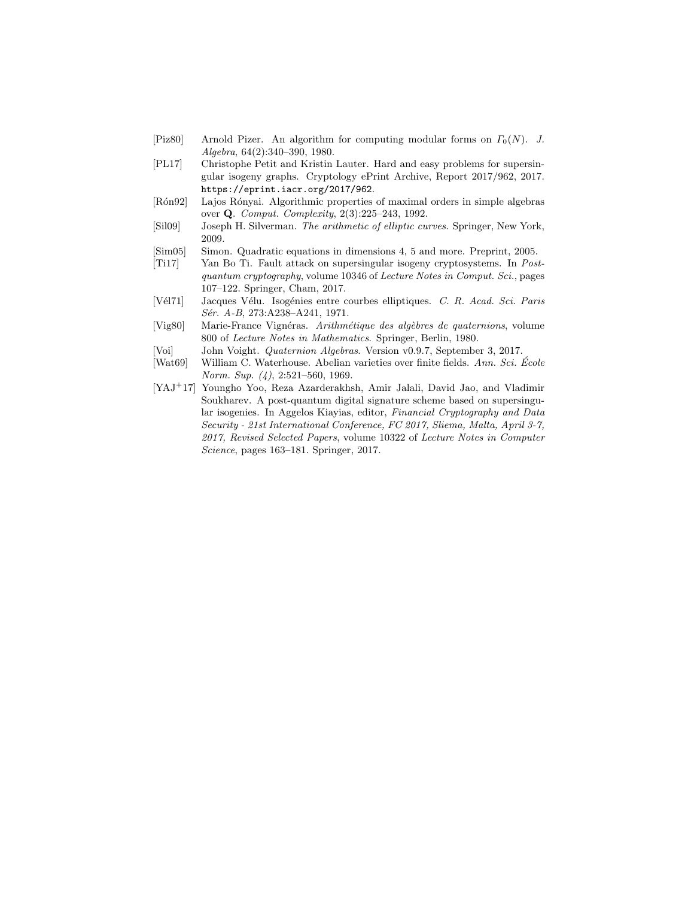[Piz80] Arnold Pizer. An algorithm for computing modular forms on $\Gamma_0(N)$. *J. Algebra*, 64(2):340–390, 1980.

[PL17] Christophe Petit and Kristin Lauter. Hard and easy problems for supersingular isogeny graphs. Cryptology ePrint Archive, Report 2017/962, 2017. `https://eprint.iacr.org/2017/962`.

[Rón92] Lajos Rónyai. Algorithmic properties of maximal orders in simple algebras over $\mathbf{Q}$. *Comput. Complexity*, 2(3):225–243, 1992.

[Sil09] Joseph H. Silverman. *The arithmetic of elliptic curves*. Springer, New York, 2009.

[Sim05] Simon. Quadratic equations in dimensions 4, 5 and more. Preprint, 2005.

[Ti17] Yan Bo Ti. Fault attack on supersingular isogeny cryptosystems. In *Post-quantum cryptography*, volume 10346 of *Lecture Notes in Comput. Sci.*, pages 107–122. Springer, Cham, 2017.

[Vél71] Jacques Vélu. Isogénies entre courbes elliptiques. *C. R. Acad. Sci. Paris Sér. A-B*, 273:A238–A241, 1971.

[Vig80] Marie-France Vignéras. *Arithmétique des algèbres de quaternions*, volume 800 of *Lecture Notes in Mathematics*. Springer, Berlin, 1980.

[Voi] John Voight. *Quaternion Algebras*. Version v0.9.7, September 3, 2017.

[Wat69] William C. Waterhouse. Abelian varieties over finite fields. *Ann. Sci. École Norm. Sup. (4)*, 2:521–560, 1969.

[YAJ+17] Youngho Yoo, Reza Azarderakhsh, Amir Jalali, David Jao, and Vladimir Soukharev. A post-quantum digital signature scheme based on supersingular isogenies. In Aggelos Kiayias, editor, *Financial Cryptography and Data Security - 21st International Conference, FC 2017, Sliema, Malta, April 3-7, 2017, Revised Selected Papers*, volume 10322 of *Lecture Notes in Computer Science*, pages 163–181. Springer, 2017.